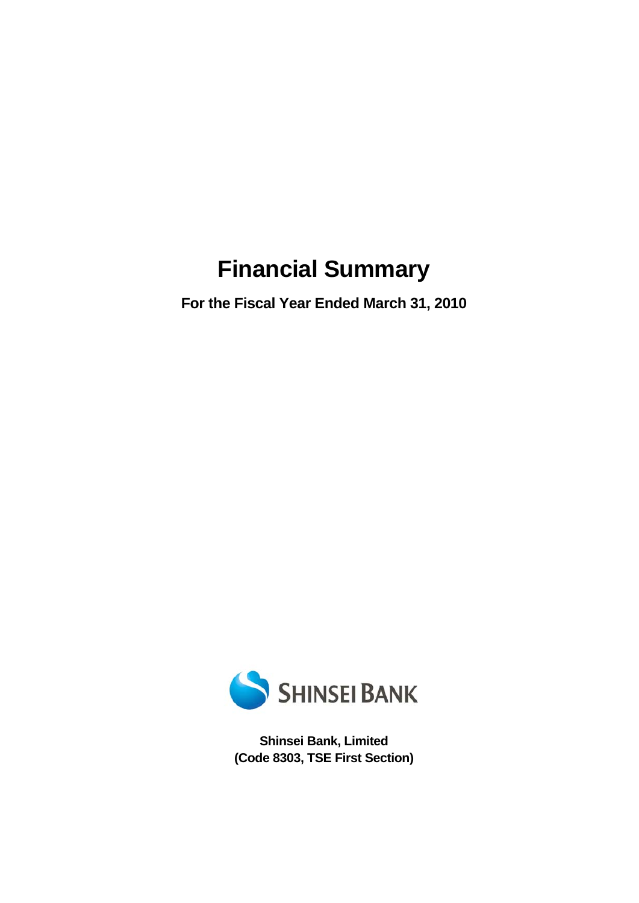# Financial Summary

**For the Fiscal Year Ended March 31, 2010**

SHINSEI BANK

**Shinsei Bank, Limited**
**(Code 8303, TSE First Section)**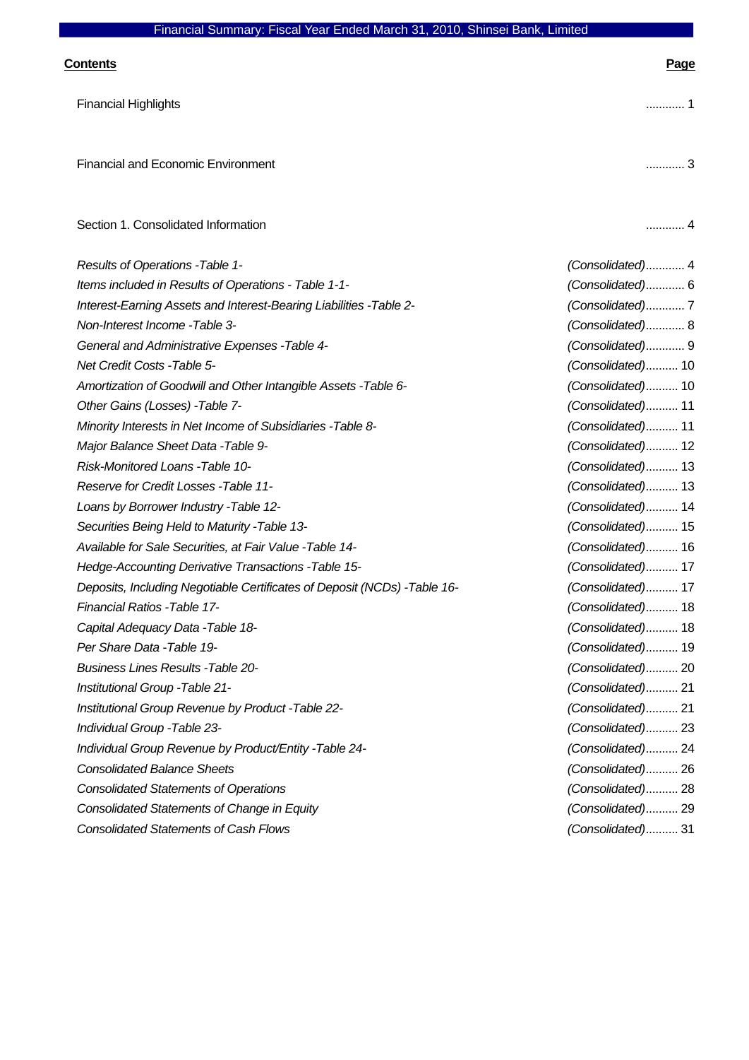Financial Summary: Fiscal Year Ended March 31, 2010, Shinsei Bank, Limited

| **Contents** | **Page** |
|---|---|
| Financial Highlights | ............ 1 |
| Financial and Economic Environment | ............ 3 |
| Section 1. Consolidated Information | ............ 4 |
| *Results of Operations -Table 1-* | *(Consolidated)*............ 4 |
| *Items included in Results of Operations - Table 1-1-* | *(Consolidated)*............ 6 |
| *Interest-Earning Assets and Interest-Bearing Liabilities -Table 2-* | *(Consolidated)*............ 7 |
| *Non-Interest Income -Table 3-* | *(Consolidated)*............ 8 |
| *General and Administrative Expenses -Table 4-* | *(Consolidated)*............ 9 |
| *Net Credit Costs -Table 5-* | *(Consolidated)*.......... 10 |
| *Amortization of Goodwill and Other Intangible Assets -Table 6-* | *(Consolidated)*.......... 10 |
| *Other Gains (Losses) -Table 7-* | *(Consolidated)*.......... 11 |
| *Minority Interests in Net Income of Subsidiaries -Table 8-* | *(Consolidated)*.......... 11 |
| *Major Balance Sheet Data -Table 9-* | *(Consolidated)*.......... 12 |
| *Risk-Monitored Loans -Table 10-* | *(Consolidated)*.......... 13 |
| *Reserve for Credit Losses -Table 11-* | *(Consolidated)*.......... 13 |
| *Loans by Borrower Industry -Table 12-* | *(Consolidated)*.......... 14 |
| *Securities Being Held to Maturity -Table 13-* | *(Consolidated)*.......... 15 |
| *Available for Sale Securities, at Fair Value -Table 14-* | *(Consolidated)*.......... 16 |
| *Hedge-Accounting Derivative Transactions -Table 15-* | *(Consolidated)*.......... 17 |
| *Deposits, Including Negotiable Certificates of Deposit (NCDs) -Table 16-* | *(Consolidated)*.......... 17 |
| *Financial Ratios -Table 17-* | *(Consolidated)*.......... 18 |
| *Capital Adequacy Data -Table 18-* | *(Consolidated)*.......... 18 |
| *Per Share Data -Table 19-* | *(Consolidated)*.......... 19 |
| *Business Lines Results -Table 20-* | *(Consolidated)*.......... 20 |
| *Institutional Group -Table 21-* | *(Consolidated)*.......... 21 |
| *Institutional Group Revenue by Product -Table 22-* | *(Consolidated)*.......... 21 |
| *Individual Group -Table 23-* | *(Consolidated)*.......... 23 |
| *Individual Group Revenue by Product/Entity -Table 24-* | *(Consolidated)*.......... 24 |
| *Consolidated Balance Sheets* | *(Consolidated)*.......... 26 |
| *Consolidated Statements of Operations* | *(Consolidated)*.......... 28 |
| *Consolidated Statements of Change in Equity* | *(Consolidated)*.......... 29 |
| *Consolidated Statements of Cash Flows* | *(Consolidated)*.......... 31 |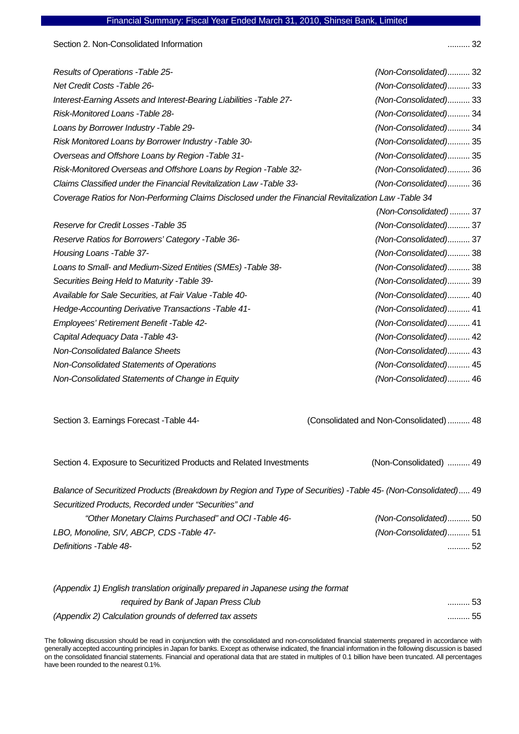Section 2. Non-Consolidated Information .......... 32

| | |
|---|---|
| *Results of Operations -Table 25-* | *(Non-Consolidated)*.......... 32 |
| *Net Credit Costs -Table 26-* | *(Non-Consolidated)*.......... 33 |
| *Interest-Earning Assets and Interest-Bearing Liabilities -Table 27-* | *(Non-Consolidated)*.......... 33 |
| *Risk-Monitored Loans -Table 28-* | *(Non-Consolidated)*.......... 34 |
| *Loans by Borrower Industry -Table 29-* | *(Non-Consolidated)*.......... 34 |
| *Risk Monitored Loans by Borrower Industry -Table 30-* | *(Non-Consolidated)*.......... 35 |
| *Overseas and Offshore Loans by Region -Table 31-* | *(Non-Consolidated)*.......... 35 |
| *Risk-Monitored Overseas and Offshore Loans by Region -Table 32-* | *(Non-Consolidated)*.......... 36 |
| *Claims Classified under the Financial Revitalization Law -Table 33-* | *(Non-Consolidated)*.......... 36 |
| *Coverage Ratios for Non-Performing Claims Disclosed under the Financial Revitalization Law -Table 34* | *(Non-Consolidated)* ......... 37 |
| *Reserve for Credit Losses -Table 35* | *(Non-Consolidated)*.......... 37 |
| *Reserve Ratios for Borrowers' Category -Table 36-* | *(Non-Consolidated)*.......... 37 |
| *Housing Loans -Table 37-* | *(Non-Consolidated)*.......... 38 |
| *Loans to Small- and Medium-Sized Entities (SMEs) -Table 38-* | *(Non-Consolidated)*.......... 38 |
| *Securities Being Held to Maturity -Table 39-* | *(Non-Consolidated)*.......... 39 |
| *Available for Sale Securities, at Fair Value -Table 40-* | *(Non-Consolidated)*.......... 40 |
| *Hedge-Accounting Derivative Transactions -Table 41-* | *(Non-Consolidated)*.......... 41 |
| *Employees' Retirement Benefit -Table 42-* | *(Non-Consolidated)*.......... 41 |
| *Capital Adequacy Data -Table 43-* | *(Non-Consolidated)*.......... 42 |
| *Non-Consolidated Balance Sheets* | *(Non-Consolidated)*.......... 43 |
| *Non-Consolidated Statements of Operations* | *(Non-Consolidated)*.......... 45 |
| *Non-Consolidated Statements of Change in Equity* | *(Non-Consolidated)*.......... 46 |

Section 3. Earnings Forecast -Table 44- (Consolidated and Non-Consolidated) .......... 48

Section 4. Exposure to Securitized Products and Related Investments (Non-Consolidated) .......... 49

| | |
|---|---|
| *Balance of Securitized Products (Breakdown by Region and Type of Securities) -Table 45- (Non-Consolidated)* | ..... 49 |
| *Securitized Products, Recorded under "Securities" and "Other Monetary Claims Purchased" and OCI -Table 46-* | *(Non-Consolidated)*.......... 50 |
| *LBO, Monoline, SIV, ABCP, CDS -Table 47-* | *(Non-Consolidated)*.......... 51 |
| *Definitions -Table 48-* | .......... 52 |

| | |
|---|---|
| *(Appendix 1) English translation originally prepared in Japanese using the format required by Bank of Japan Press Club* | .......... 53 |
| *(Appendix 2) Calculation grounds of deferred tax assets* | .......... 55 |

The following discussion should be read in conjunction with the consolidated and non-consolidated financial statements prepared in accordance with generally accepted accounting principles in Japan for banks. Except as otherwise indicated, the financial information in the following discussion is based on the consolidated financial statements. Financial and operational data that are stated in multiples of 0.1 billion have been truncated. All percentages have been rounded to the nearest 0.1%.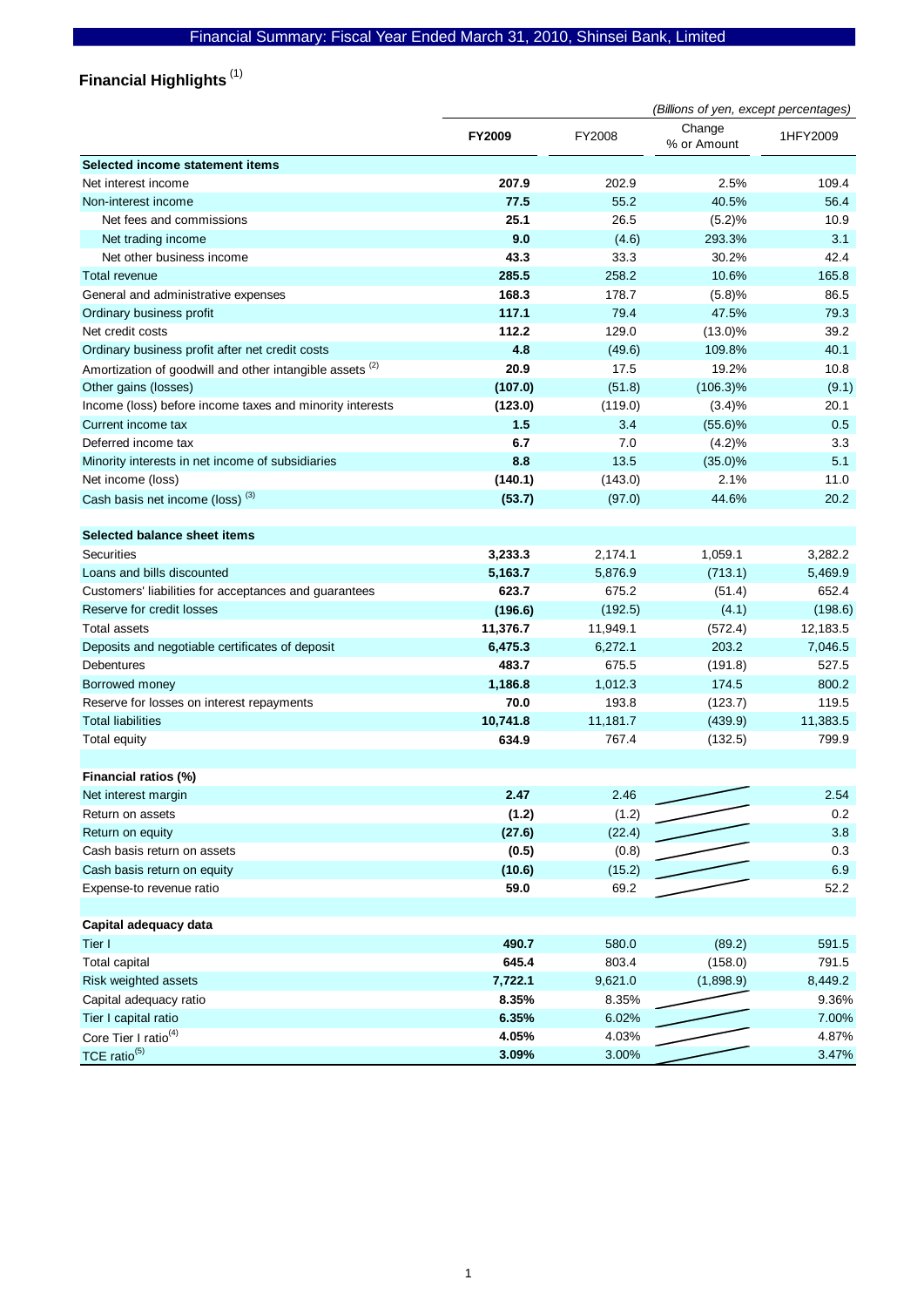# Financial Summary: Fiscal Year Ended March 31, 2010, Shinsei Bank, Limited

## Financial Highlights [1]

*(Billions of yen, except percentages)*

| | **FY2009** | FY2008 | Change % or Amount | 1HFY2009 |
|---|---|---|---|---|
| **Selected income statement items** | | | | |
| Net interest income | **207.9** | 202.9 | 2.5% | 109.4 |
| Non-interest income | **77.5** | 55.2 | 40.5% | 56.4 |
| Net fees and commissions | **25.1** | 26.5 | (5.2)% | 10.9 |
| Net trading income | **9.0** | (4.6) | 293.3% | 3.1 |
| Net other business income | **43.3** | 33.3 | 30.2% | 42.4 |
| Total revenue | **285.5** | 258.2 | 10.6% | 165.8 |
| General and administrative expenses | **168.3** | 178.7 | (5.8)% | 86.5 |
| Ordinary business profit | **117.1** | 79.4 | 47.5% | 79.3 |
| Net credit costs | **112.2** | 129.0 | (13.0)% | 39.2 |
| Ordinary business profit after net credit costs | **4.8** | (49.6) | 109.8% | 40.1 |
| Amortization of goodwill and other intangible assets [2] | **20.9** | 17.5 | 19.2% | 10.8 |
| Other gains (losses) | **(107.0)** | (51.8) | (106.3)% | (9.1) |
| Income (loss) before income taxes and minority interests | **(123.0)** | (119.0) | (3.4)% | 20.1 |
| Current income tax | **1.5** | 3.4 | (55.6)% | 0.5 |
| Deferred income tax | **6.7** | 7.0 | (4.2)% | 3.3 |
| Minority interests in net income of subsidiaries | **8.8** | 13.5 | (35.0)% | 5.1 |
| Net income (loss) | **(140.1)** | (143.0) | 2.1% | 11.0 |
| Cash basis net income (loss) [3] | **(53.7)** | (97.0) | 44.6% | 20.2 |
| **Selected balance sheet items** | | | | |
| Securities | **3,233.3** | 2,174.1 | 1,059.1 | 3,282.2 |
| Loans and bills discounted | **5,163.7** | 5,876.9 | (713.1) | 5,469.9 |
| Customers' liabilities for acceptances and guarantees | **623.7** | 675.2 | (51.4) | 652.4 |
| Reserve for credit losses | **(196.6)** | (192.5) | (4.1) | (198.6) |
| Total assets | **11,376.7** | 11,949.1 | (572.4) | 12,183.5 |
| Deposits and negotiable certificates of deposit | **6,475.3** | 6,272.1 | 203.2 | 7,046.5 |
| Debentures | **483.7** | 675.5 | (191.8) | 527.5 |
| Borrowed money | **1,186.8** | 1,012.3 | 174.5 | 800.2 |
| Reserve for losses on interest repayments | **70.0** | 193.8 | (123.7) | 119.5 |
| Total liabilities | **10,741.8** | 11,181.7 | (439.9) | 11,383.5 |
| Total equity | **634.9** | 767.4 | (132.5) | 799.9 |
| **Financial ratios (%)** | | | | |
| Net interest margin | **2.47** | 2.46 | | 2.54 |
| Return on assets | **(1.2)** | (1.2) | | 0.2 |
| Return on equity | **(27.6)** | (22.4) | | 3.8 |
| Cash basis return on assets | **(0.5)** | (0.8) | | 0.3 |
| Cash basis return on equity | **(10.6)** | (15.2) | | 6.9 |
| Expense-to-revenue ratio | **59.0** | 69.2 | | 52.2 |
| **Capital adequacy data** | | | | |
| Tier I | **490.7** | 580.0 | (89.2) | 591.5 |
| Total capital | **645.4** | 803.4 | (158.0) | 791.5 |
| Risk weighted assets | **7,722.1** | 9,621.0 | (1,898.9) | 8,449.2 |
| Capital adequacy ratio | **8.35%** | 8.35% | | 9.36% |
| Tier I capital ratio | **6.35%** | 6.02% | | 7.00% |
| Core Tier I ratio [4] | **4.05%** | 4.03% | | 4.87% |
| TCE ratio [5] | **3.09%** | 3.00% | | 3.47% |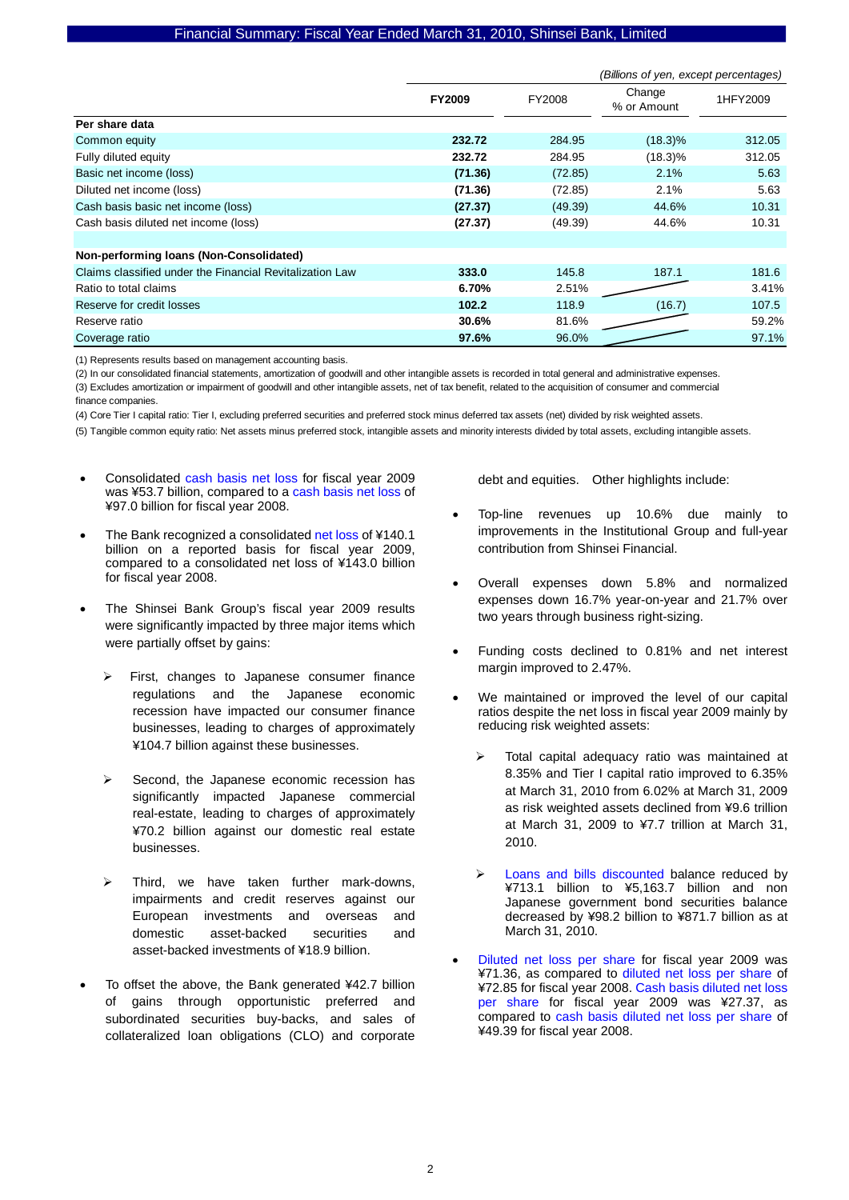Financial Summary: Fiscal Year Ended March 31, 2010, Shinsei Bank, Limited

(Billions of yen, except percentages)

| | FY2009 | FY2008 | Change % or Amount | 1HFY2009 |
|---|---|---|---|---|
| **Per share data** | | | | |
| Common equity | **232.72** | 284.95 | (18.3)% | 312.05 |
| Fully diluted equity | **232.72** | 284.95 | (18.3)% | 312.05 |
| Basic net income (loss) | **(71.36)** | (72.85) | 2.1% | 5.63 |
| Diluted net income (loss) | **(71.36)** | (72.85) | 2.1% | 5.63 |
| Cash basis basic net income (loss) | **(27.37)** | (49.39) | 44.6% | 10.31 |
| Cash basis diluted net income (loss) | **(27.37)** | (49.39) | 44.6% | 10.31 |
| | | | | |
| **Non-performing loans (Non-Consolidated)** | | | | |
| Claims classified under the Financial Revitalization Law | **333.0** | 145.8 | 187.1 | 181.6 |
| Ratio to total claims | **6.70%** | 2.51% | | 3.41% |
| Reserve for credit losses | **102.2** | 118.9 | (16.7) | 107.5 |
| Reserve ratio | **30.6%** | 81.6% | | 59.2% |
| Coverage ratio | **97.6%** | 96.0% | | 97.1% |

(1) Represents results based on management accounting basis.

(2) In our consolidated financial statements, amortization of goodwill and other intangible assets is recorded in total general and administrative expenses.

(3) Excludes amortization or impairment of goodwill and other intangible assets, net of tax benefit, related to the acquisition of consumer and commercial finance companies.

(4) Core Tier I capital ratio: Tier I, excluding preferred securities and preferred stock minus deferred tax assets (net) divided by risk weighted assets.

(5) Tangible common equity ratio: Net assets minus preferred stock, intangible assets and minority interests divided by total assets, excluding intangible assets.

- Consolidated cash basis net loss for fiscal year 2009 was ¥53.7 billion, compared to a cash basis net loss of ¥97.0 billion for fiscal year 2008.
- The Bank recognized a consolidated net loss of ¥140.1 billion on a reported basis for fiscal year 2009, compared to a consolidated net loss of ¥143.0 billion for fiscal year 2008.
- The Shinsei Bank Group's fiscal year 2009 results were significantly impacted by three major items which were partially offset by gains:
  - First, changes to Japanese consumer finance regulations and the Japanese economic recession have impacted our consumer finance businesses, leading to charges of approximately ¥104.7 billion against these businesses.
  - Second, the Japanese economic recession has significantly impacted Japanese commercial real-estate, leading to charges of approximately ¥70.2 billion against our domestic real estate businesses.
  - Third, we have taken further mark-downs, impairments and credit reserves against our European investments and overseas and domestic asset-backed securities and asset-backed investments of ¥18.9 billion.
- To offset the above, the Bank generated ¥42.7 billion of gains through opportunistic preferred and subordinated securities buy-backs, and sales of collateralized loan obligations (CLO) and corporate debt and equities. Other highlights include:
- Top-line revenues up 10.6% due mainly to improvements in the Institutional Group and full-year contribution from Shinsei Financial.
- Overall expenses down 5.8% and normalized expenses down 16.7% year-on-year and 21.7% over two years through business right-sizing.
- Funding costs declined to 0.81% and net interest margin improved to 2.47%.
- We maintained or improved the level of our capital ratios despite the net loss in fiscal year 2009 mainly by reducing risk weighted assets:
  - Total capital adequacy ratio was maintained at 8.35% and Tier I capital ratio improved to 6.35% at March 31, 2010 from 6.02% at March 31, 2009 as risk weighted assets declined from ¥9.6 trillion at March 31, 2009 to ¥7.7 trillion at March 31, 2010.
  - Loans and bills discounted balance reduced by ¥713.1 billion to ¥5,163.7 billion and non Japanese government bond securities balance decreased by ¥98.2 billion to ¥871.7 billion as at March 31, 2010.
- Diluted net loss per share for fiscal year 2009 was ¥71.36, as compared to diluted net loss per share of ¥72.85 for fiscal year 2008. Cash basis diluted net loss per share for fiscal year 2009 was ¥27.37, as compared to cash basis diluted net loss per share of ¥49.39 for fiscal year 2008.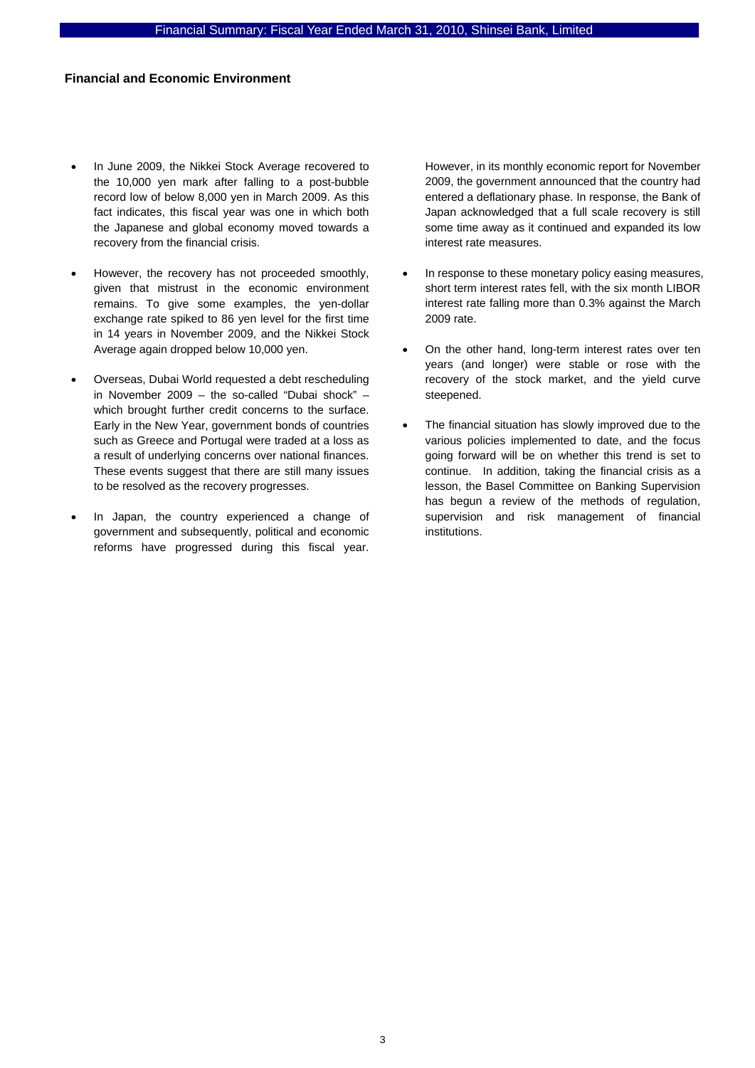## Financial and Economic Environment

- In June 2009, the Nikkei Stock Average recovered to the 10,000 yen mark after falling to a post-bubble record low of below 8,000 yen in March 2009. As this fact indicates, this fiscal year was one in which both the Japanese and global economy moved towards a recovery from the financial crisis.
- However, the recovery has not proceeded smoothly, given that mistrust in the economic environment remains. To give some examples, the yen-dollar exchange rate spiked to 86 yen level for the first time in 14 years in November 2009, and the Nikkei Stock Average again dropped below 10,000 yen.
- Overseas, Dubai World requested a debt rescheduling in November 2009 – the so-called "Dubai shock" – which brought further credit concerns to the surface. Early in the New Year, government bonds of countries such as Greece and Portugal were traded at a loss as a result of underlying concerns over national finances. These events suggest that there are still many issues to be resolved as the recovery progresses.
- In Japan, the country experienced a change of government and subsequently, political and economic reforms have progressed during this fiscal year. However, in its monthly economic report for November 2009, the government announced that the country had entered a deflationary phase. In response, the Bank of Japan acknowledged that a full scale recovery is still some time away as it continued and expanded its low interest rate measures.
- In response to these monetary policy easing measures, short term interest rates fell, with the six month LIBOR interest rate falling more than 0.3% against the March 2009 rate.
- On the other hand, long-term interest rates over ten years (and longer) were stable or rose with the recovery of the stock market, and the yield curve steepened.
- The financial situation has slowly improved due to the various policies implemented to date, and the focus going forward will be on whether this trend is set to continue. In addition, taking the financial crisis as a lesson, the Basel Committee on Banking Supervision has begun a review of the methods of regulation, supervision and risk management of financial institutions.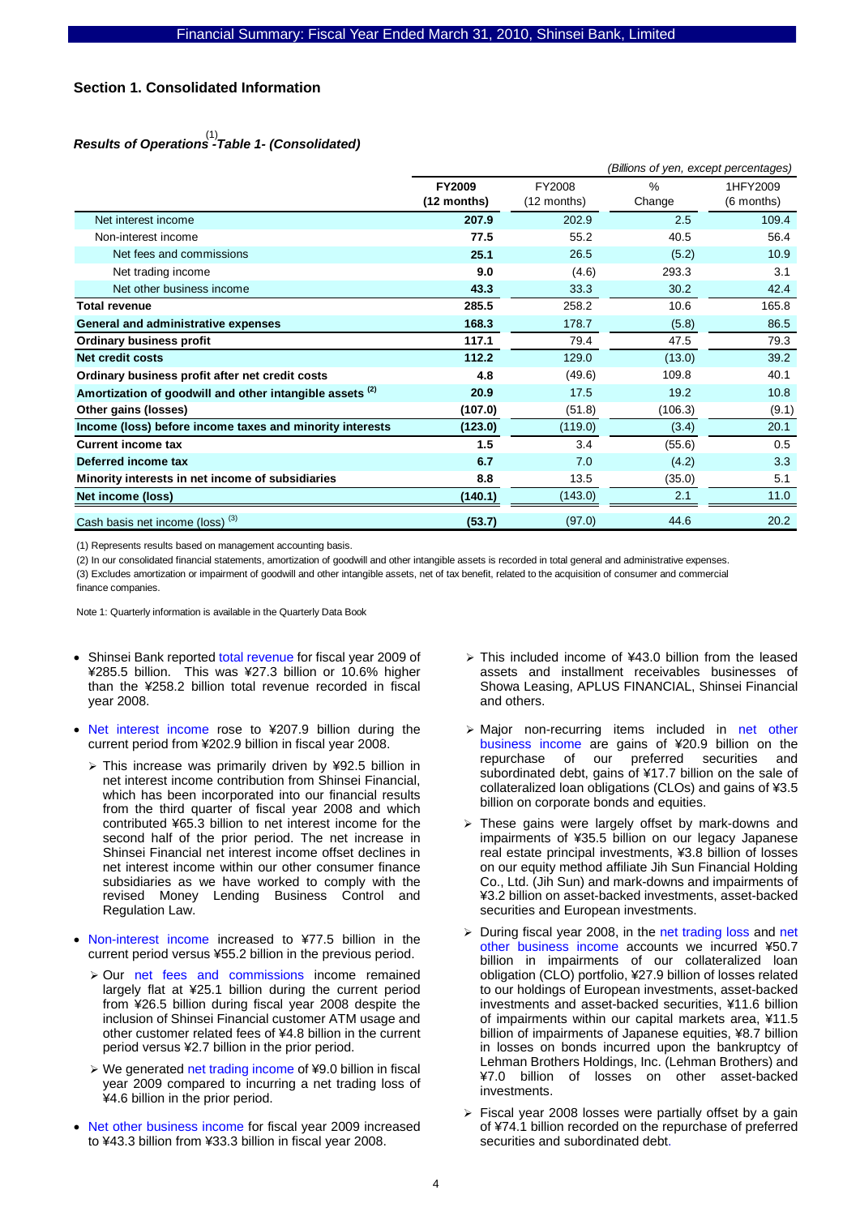## Section 1. Consolidated Information

### *Results of Operations*[1] *-Table 1- (Consolidated)*

*(Billions of yen, except percentages)*

| | **FY2009 (12 months)** | FY2008 (12 months) | % Change | 1HFY2009 (6 months) |
|---|---|---|---|---|
| Net interest income | **207.9** | 202.9 | 2.5 | 109.4 |
| Non-interest income | **77.5** | 55.2 | 40.5 | 56.4 |
| Net fees and commissions | **25.1** | 26.5 | (5.2) | 10.9 |
| Net trading income | **9.0** | (4.6) | 293.3 | 3.1 |
| Net other business income | **43.3** | 33.3 | 30.2 | 42.4 |
| **Total revenue** | **285.5** | 258.2 | 10.6 | 165.8 |
| **General and administrative expenses** | **168.3** | 178.7 | (5.8) | 86.5 |
| **Ordinary business profit** | **117.1** | 79.4 | 47.5 | 79.3 |
| **Net credit costs** | **112.2** | 129.0 | (13.0) | 39.2 |
| **Ordinary business profit after net credit costs** | **4.8** | (49.6) | 109.8 | 40.1 |
| **Amortization of goodwill and other intangible assets [2]** | **20.9** | 17.5 | 19.2 | 10.8 |
| **Other gains (losses)** | **(107.0)** | (51.8) | (106.3) | (9.1) |
| **Income (loss) before income taxes and minority interests** | **(123.0)** | (119.0) | (3.4) | 20.1 |
| **Current income tax** | **1.5** | 3.4 | (55.6) | 0.5 |
| **Deferred income tax** | **6.7** | 7.0 | (4.2) | 3.3 |
| **Minority interests in net income of subsidiaries** | **8.8** | 13.5 | (35.0) | 5.1 |
| **Net income (loss)** | **(140.1)** | (143.0) | 2.1 | 11.0 |
| Cash basis net income (loss) [3] | **(53.7)** | (97.0) | 44.6 | 20.2 |

(1) Represents results based on management accounting basis.

(2) In our consolidated financial statements, amortization of goodwill and other intangible assets is recorded in total general and administrative expenses.

(3) Excludes amortization or impairment of goodwill and other intangible assets, net of tax benefit, related to the acquisition of consumer and commercial finance companies.

Note 1: Quarterly information is available in the Quarterly Data Book

- Shinsei Bank reported total revenue for fiscal year 2009 of ¥285.5 billion. This was ¥27.3 billion or 10.6% higher than the ¥258.2 billion total revenue recorded in fiscal year 2008.
- Net interest income rose to ¥207.9 billion during the current period from ¥202.9 billion in fiscal year 2008.
  - This increase was primarily driven by ¥92.5 billion in net interest income contribution from Shinsei Financial, which has been incorporated into our financial results from the third quarter of fiscal year 2008 and which contributed ¥65.3 billion to net interest income for the second half of the prior period. The net increase in Shinsei Financial net interest income offset declines in net interest income within our other consumer finance subsidiaries as we have worked to comply with the revised Money Lending Business Control and Regulation Law.
- Non-interest income increased to ¥77.5 billion in the current period versus ¥55.2 billion in the previous period.
  - Our net fees and commissions income remained largely flat at ¥25.1 billion during the current period from ¥26.5 billion during fiscal year 2008 despite the inclusion of Shinsei Financial customer ATM usage and other customer related fees of ¥4.8 billion in the current period versus ¥2.7 billion in the prior period.
  - We generated net trading income of ¥9.0 billion in fiscal year 2009 compared to incurring a net trading loss of ¥4.6 billion in the prior period.
- Net other business income for fiscal year 2009 increased to ¥43.3 billion from ¥33.3 billion in fiscal year 2008.
  - This included income of ¥43.0 billion from the leased assets and installment receivables businesses of Showa Leasing, APLUS FINANCIAL, Shinsei Financial and others.
  - Major non-recurring items included in net other business income are gains of ¥20.9 billion on the repurchase of our preferred securities and subordinated debt, gains of ¥17.7 billion on the sale of collateralized loan obligations (CLOs) and gains of ¥3.5 billion on corporate bonds and equities.
  - These gains were largely offset by mark-downs and impairments of ¥35.5 billion on our legacy Japanese real estate principal investments, ¥3.8 billion of losses on our equity method affiliate Jih Sun Financial Holding Co., Ltd. (Jih Sun) and mark-downs and impairments of ¥3.2 billion on asset-backed investments, asset-backed securities and European investments.
  - During fiscal year 2008, in the net trading loss and net other business income accounts we incurred ¥50.7 billion in impairments of our collateralized loan obligation (CLO) portfolio, ¥27.9 billion of losses related to our holdings of European investments, asset-backed investments and asset-backed securities, ¥11.6 billion of impairments within our capital markets area, ¥11.5 billion of impairments of Japanese equities, ¥8.7 billion in losses incurred upon the bankruptcy of Lehman Brothers Holdings, Inc. (Lehman Brothers) and ¥7.0 billion of losses on other asset-backed investments.
  - Fiscal year 2008 losses were partially offset by a gain of ¥74.1 billion recorded on the repurchase of preferred securities and subordinated debt.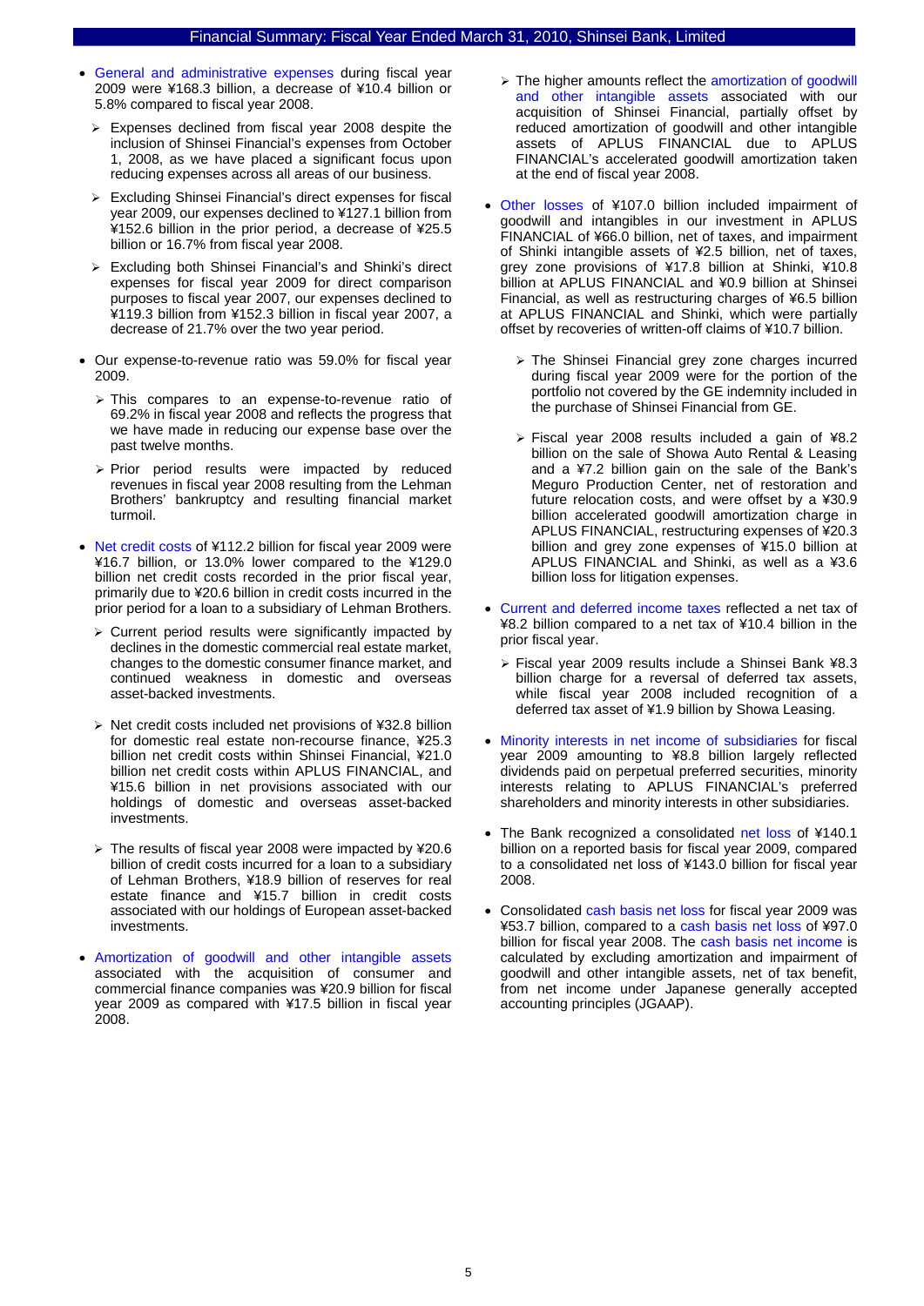- General and administrative expenses during fiscal year 2009 were ¥168.3 billion, a decrease of ¥10.4 billion or 5.8% compared to fiscal year 2008.
  - Expenses declined from fiscal year 2008 despite the inclusion of Shinsei Financial's expenses from October 1, 2008, as we have placed a significant focus upon reducing expenses across all areas of our business.
  - Excluding Shinsei Financial's direct expenses for fiscal year 2009, our expenses declined to ¥127.1 billion from ¥152.6 billion in the prior period, a decrease of ¥25.5 billion or 16.7% from fiscal year 2008.
  - Excluding both Shinsei Financial's and Shinki's direct expenses for fiscal year 2009 for direct comparison purposes to fiscal year 2007, our expenses declined to ¥119.3 billion from ¥152.3 billion in fiscal year 2007, a decrease of 21.7% over the two year period.
- Our expense-to-revenue ratio was 59.0% for fiscal year 2009.
  - This compares to an expense-to-revenue ratio of 69.2% in fiscal year 2008 and reflects the progress that we have made in reducing our expense base over the past twelve months.
  - Prior period results were impacted by reduced revenues in fiscal year 2008 resulting from the Lehman Brothers' bankruptcy and resulting financial market turmoil.
- Net credit costs of ¥112.2 billion for fiscal year 2009 were ¥16.7 billion, or 13.0% lower compared to the ¥129.0 billion net credit costs recorded in the prior fiscal year, primarily due to ¥20.6 billion in credit costs incurred in the prior period for a loan to a subsidiary of Lehman Brothers.
  - Current period results were significantly impacted by declines in the domestic commercial real estate market, changes to the domestic consumer finance market, and continued weakness in domestic and overseas asset-backed investments.
  - Net credit costs included net provisions of ¥32.8 billion for domestic real estate non-recourse finance, ¥25.3 billion net credit costs within Shinsei Financial, ¥21.0 billion net credit costs within APLUS FINANCIAL, and ¥15.6 billion in net provisions associated with our holdings of domestic and overseas asset-backed investments.
  - The results of fiscal year 2008 were impacted by ¥20.6 billion of credit costs incurred for a loan to a subsidiary of Lehman Brothers, ¥18.9 billion of reserves for real estate finance and ¥15.7 billion in credit costs associated with our holdings of European asset-backed investments.
- Amortization of goodwill and other intangible assets associated with the acquisition of consumer and commercial finance companies was ¥20.9 billion for fiscal year 2009 as compared with ¥17.5 billion in fiscal year 2008.
  - The higher amounts reflect the amortization of goodwill and other intangible assets associated with our acquisition of Shinsei Financial, partially offset by reduced amortization of goodwill and other intangible assets of APLUS FINANCIAL due to APLUS FINANCIAL's accelerated goodwill amortization taken at the end of fiscal year 2008.
- Other losses of ¥107.0 billion included impairment of goodwill and intangibles in our investment in APLUS FINANCIAL of ¥66.0 billion, net of taxes, and impairment of Shinki intangible assets of ¥2.5 billion, net of taxes, grey zone provisions of ¥17.8 billion at Shinki, ¥10.8 billion at APLUS FINANCIAL and ¥0.9 billion at Shinsei Financial, as well as restructuring charges of ¥6.5 billion at APLUS FINANCIAL and Shinki, which were partially offset by recoveries of written-off claims of ¥10.7 billion.
  - The Shinsei Financial grey zone charges incurred during fiscal year 2009 were for the portion of the portfolio not covered by the GE indemnity included in the purchase of Shinsei Financial from GE.
  - Fiscal year 2008 results included a gain of ¥8.2 billion on the sale of Showa Auto Rental & Leasing and a ¥7.2 billion gain on the sale of the Bank's Meguro Production Center, net of restoration and future relocation costs, and were offset by a ¥30.9 billion accelerated goodwill amortization charge in APLUS FINANCIAL, restructuring expenses of ¥20.3 billion and grey zone expenses of ¥15.0 billion at APLUS FINANCIAL and Shinki, as well as a ¥3.6 billion loss for litigation expenses.
- Current and deferred income taxes reflected a net tax of ¥8.2 billion compared to a net tax of ¥10.4 billion in the prior fiscal year.
  - Fiscal year 2009 results include a Shinsei Bank ¥8.3 billion charge for a reversal of deferred tax assets, while fiscal year 2008 included recognition of a deferred tax asset of ¥1.9 billion by Showa Leasing.
- Minority interests in net income of subsidiaries for fiscal year 2009 amounting to ¥8.8 billion largely reflected dividends paid on perpetual preferred securities, minority interests relating to APLUS FINANCIAL's preferred shareholders and minority interests in other subsidiaries.
- The Bank recognized a consolidated net loss of ¥140.1 billion on a reported basis for fiscal year 2009, compared to a consolidated net loss of ¥143.0 billion for fiscal year 2008.
- Consolidated cash basis net loss for fiscal year 2009 was ¥53.7 billion, compared to a cash basis net loss of ¥97.0 billion for fiscal year 2008. The cash basis net income is calculated by excluding amortization and impairment of goodwill and other intangible assets, net of tax benefit, from net income under Japanese generally accepted accounting principles (JGAAP).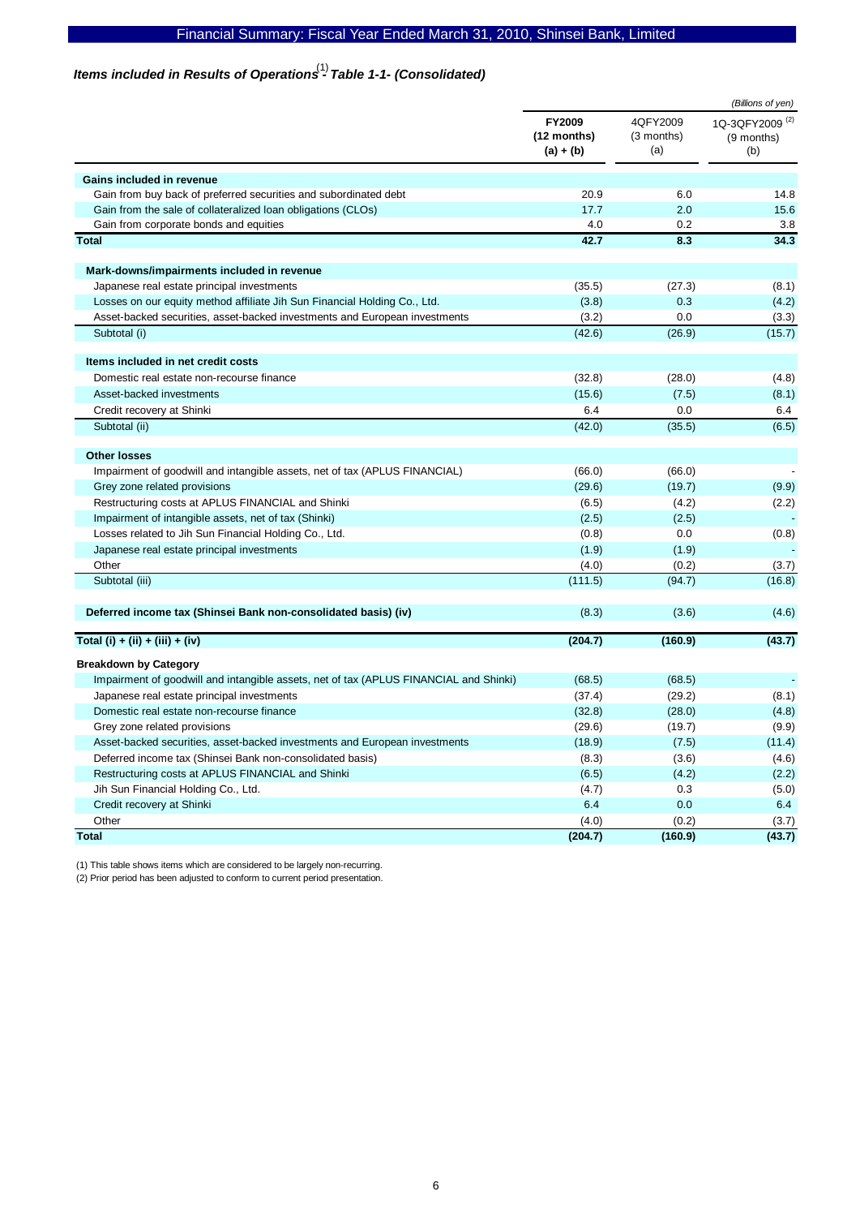# Financial Summary: Fiscal Year Ended March 31, 2010, Shinsei Bank, Limited

### *Items included in Results of Operations*[1] *- Table 1-1- (Consolidated)*

*(Billions of yen)*

| | **FY2009 (12 months) (a) + (b)** | 4QFY2009 (3 months) (a) | 1Q-3QFY2009[2] (9 months) (b) |
|---|---|---|---|
| **Gains included in revenue** | | | |
| Gain from buy back of preferred securities and subordinated debt | 20.9 | 6.0 | 14.8 |
| Gain from the sale of collateralized loan obligations (CLOs) | 17.7 | 2.0 | 15.6 |
| Gain from corporate bonds and equities | 4.0 | 0.2 | 3.8 |
| **Total** | **42.7** | **8.3** | **34.3** |
| **Mark-downs/impairments included in revenue** | | | |
| Japanese real estate principal investments | (35.5) | (27.3) | (8.1) |
| Losses on our equity method affiliate Jih Sun Financial Holding Co., Ltd. | (3.8) | 0.3 | (4.2) |
| Asset-backed securities, asset-backed investments and European investments | (3.2) | 0.0 | (3.3) |
| Subtotal (i) | (42.6) | (26.9) | (15.7) |
| **Items included in net credit costs** | | | |
| Domestic real estate non-recourse finance | (32.8) | (28.0) | (4.8) |
| Asset-backed investments | (15.6) | (7.5) | (8.1) |
| Credit recovery at Shinki | 6.4 | 0.0 | 6.4 |
| Subtotal (ii) | (42.0) | (35.5) | (6.5) |
| **Other losses** | | | |
| Impairment of goodwill and intangible assets, net of tax (APLUS FINANCIAL) | (66.0) | (66.0) | - |
| Grey zone related provisions | (29.6) | (19.7) | (9.9) |
| Restructuring costs at APLUS FINANCIAL and Shinki | (6.5) | (4.2) | (2.2) |
| Impairment of intangible assets, net of tax (Shinki) | (2.5) | (2.5) | - |
| Losses related to Jih Sun Financial Holding Co., Ltd. | (0.8) | 0.0 | (0.8) |
| Japanese real estate principal investments | (1.9) | (1.9) | - |
| Other | (4.0) | (0.2) | (3.7) |
| Subtotal (iii) | (111.5) | (94.7) | (16.8) |
| **Deferred income tax (Shinsei Bank non-consolidated basis) (iv)** | (8.3) | (3.6) | (4.6) |
| **Total (i) + (ii) + (iii) + (iv)** | **(204.7)** | **(160.9)** | **(43.7)** |
| **Breakdown by Category** | | | |
| Impairment of goodwill and intangible assets, net of tax (APLUS FINANCIAL and Shinki) | (68.5) | (68.5) | - |
| Japanese real estate principal investments | (37.4) | (29.2) | (8.1) |
| Domestic real estate non-recourse finance | (32.8) | (28.0) | (4.8) |
| Grey zone related provisions | (29.6) | (19.7) | (9.9) |
| Asset-backed securities, asset-backed investments and European investments | (18.9) | (7.5) | (11.4) |
| Deferred income tax (Shinsei Bank non-consolidated basis) | (8.3) | (3.6) | (4.6) |
| Restructuring costs at APLUS FINANCIAL and Shinki | (6.5) | (4.2) | (2.2) |
| Jih Sun Financial Holding Co., Ltd. | (4.7) | 0.3 | (5.0) |
| Credit recovery at Shinki | 6.4 | 0.0 | 6.4 |
| Other | (4.0) | (0.2) | (3.7) |
| **Total** | **(204.7)** | **(160.9)** | **(43.7)** |

(1) This table shows items which are considered to be largely non-recurring.
(2) Prior period has been adjusted to conform to current period presentation.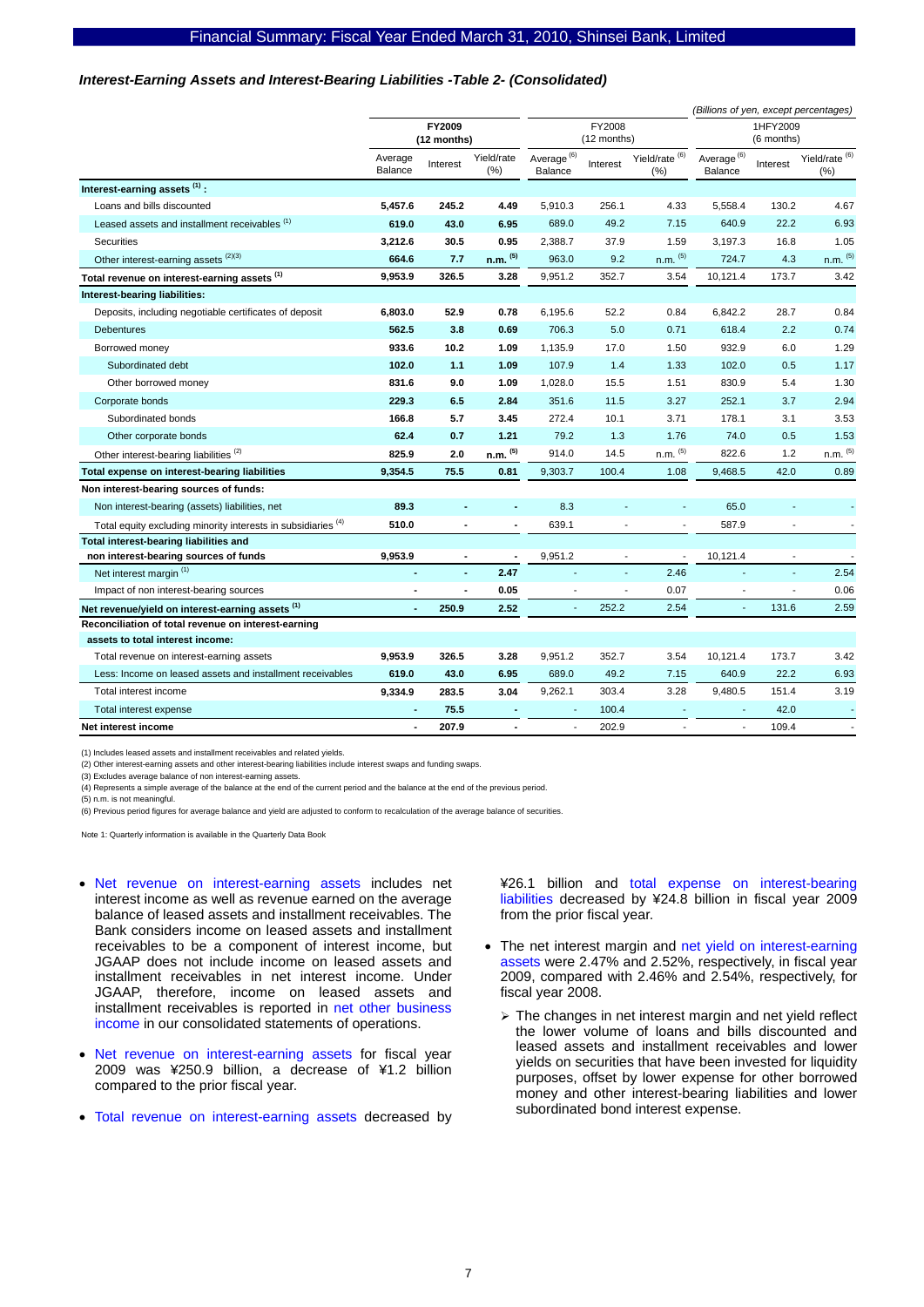### *Interest-Earning Assets and Interest-Bearing Liabilities -Table 2- (Consolidated)*

*(Billions of yen, except percentages)*

| | FY2009 (12 months) | | | FY2008 (12 months) | | | 1HFY2009 (6 months) | | |
|---|---|---|---|---|---|---|---|---|---|
| | Average Balance | Interest | Yield/rate (%) | Average [6] Balance | Interest | Yield/rate [6] (%) | Average [6] Balance | Interest | Yield/rate [6] (%) |
| **Interest-earning assets [1] :** | | | | | | | | | |
| Loans and bills discounted | **5,457.6** | **245.2** | **4.49** | 5,910.3 | 256.1 | 4.33 | 5,558.4 | 130.2 | 4.67 |
| Leased assets and installment receivables [1] | **619.0** | **43.0** | **6.95** | 689.0 | 49.2 | 7.15 | 640.9 | 22.2 | 6.93 |
| Securities | **3,212.6** | **30.5** | **0.95** | 2,388.7 | 37.9 | 1.59 | 3,197.3 | 16.8 | 1.05 |
| Other interest-earning assets [2][3] | **664.6** | **7.7** | **n.m. [5]** | 963.0 | 9.2 | n.m. [5] | 724.7 | 4.3 | n.m. [5] |
| **Total revenue on interest-earning assets [1]** | **9,953.9** | **326.5** | **3.28** | 9,951.2 | 352.7 | 3.54 | 10,121.4 | 173.7 | 3.42 |
| **Interest-bearing liabilities:** | | | | | | | | | |
| Deposits, including negotiable certificates of deposit | **6,803.0** | **52.9** | **0.78** | 6,195.6 | 52.2 | 0.84 | 6,842.2 | 28.7 | 0.84 |
| Debentures | **562.5** | **3.8** | **0.69** | 706.3 | 5.0 | 0.71 | 618.4 | 2.2 | 0.74 |
| Borrowed money | **933.6** | **10.2** | **1.09** | 1,135.9 | 17.0 | 1.50 | 932.9 | 6.0 | 1.29 |
| Subordinated debt | **102.0** | **1.1** | **1.09** | 107.9 | 1.4 | 1.33 | 102.0 | 0.5 | 1.17 |
| Other borrowed money | **831.6** | **9.0** | **1.09** | 1,028.0 | 15.5 | 1.51 | 830.9 | 5.4 | 1.30 |
| Corporate bonds | **229.3** | **6.5** | **2.84** | 351.6 | 11.5 | 3.27 | 252.1 | 3.7 | 2.94 |
| Subordinated bonds | **166.8** | **5.7** | **3.45** | 272.4 | 10.1 | 3.71 | 178.1 | 3.1 | 3.53 |
| Other corporate bonds | **62.4** | **0.7** | **1.21** | 79.2 | 1.3 | 1.76 | 74.0 | 0.5 | 1.53 |
| Other interest-bearing liabilities [2] | **825.9** | **2.0** | **n.m. [5]** | 914.0 | 14.5 | n.m. [5] | 822.6 | 1.2 | n.m. [5] |
| **Total expense on interest-bearing liabilities** | **9,354.5** | **75.5** | **0.81** | 9,303.7 | 100.4 | 1.08 | 9,468.5 | 42.0 | 0.89 |
| **Non interest-bearing sources of funds:** | | | | | | | | | |
| Non interest-bearing (assets) liabilities, net | **89.3** | **-** | **-** | 8.3 | - | - | 65.0 | - | - |
| Total equity excluding minority interests in subsidiaries [4] | **510.0** | **-** | **-** | 639.1 | - | - | 587.9 | - | - |
| **Total interest-bearing liabilities and non interest-bearing sources of funds** | **9,953.9** | **-** | **-** | 9,951.2 | - | - | 10,121.4 | - | - |
| Net interest margin [1] | **-** | **-** | **2.47** | - | - | 2.46 | - | - | 2.54 |
| Impact of non interest-bearing sources | **-** | **-** | **0.05** | - | - | 0.07 | - | - | 0.06 |
| **Net revenue/yield on interest-earning assets [1]** | **-** | **250.9** | **2.52** | - | 252.2 | 2.54 | - | 131.6 | 2.59 |
| **Reconciliation of total revenue on interest-earning assets to total interest income:** | | | | | | | | | |
| Total revenue on interest-earning assets | **9,953.9** | **326.5** | **3.28** | 9,951.2 | 352.7 | 3.54 | 10,121.4 | 173.7 | 3.42 |
| Less: Income on leased assets and installment receivables | **619.0** | **43.0** | **6.95** | 689.0 | 49.2 | 7.15 | 640.9 | 22.2 | 6.93 |
| Total interest income | **9,334.9** | **283.5** | **3.04** | 9,262.1 | 303.4 | 3.28 | 9,480.5 | 151.4 | 3.19 |
| Total interest expense | **-** | **75.5** | **-** | - | 100.4 | - | - | 42.0 | - |
| **Net interest income** | **-** | **207.9** | **-** | - | 202.9 | - | - | 109.4 | - |

(1) Includes leased assets and installment receivables and related yields.
(2) Other interest-earning assets and other interest-bearing liabilities include interest swaps and funding swaps.
(3) Excludes average balance of non interest-earning assets.
(4) Represents a simple average of the balance at the end of the current period and the balance at the end of the previous period.
(5) n.m. is not meaningful.
(6) Previous period figures for average balance and yield are adjusted to conform to recalculation of the average balance of securities.

Note 1: Quarterly information is available in the Quarterly Data Book

- Net revenue on interest-earning assets includes net interest income as well as revenue earned on the average balance of leased assets and installment receivables. The Bank considers income on leased assets and installment receivables to be a component of interest income, but JGAAP does not include income on leased assets and installment receivables in net interest income. Under JGAAP, therefore, income on leased assets and installment receivables is reported in net other business income in our consolidated statements of operations.
- Net revenue on interest-earning assets for fiscal year 2009 was ¥250.9 billion, a decrease of ¥1.2 billion compared to the prior fiscal year.
- Total revenue on interest-earning assets decreased by ¥26.1 billion and total expense on interest-bearing liabilities decreased by ¥24.8 billion in fiscal year 2009 from the prior fiscal year.
- The net interest margin and net yield on interest-earning assets were 2.47% and 2.52%, respectively, in fiscal year 2009, compared with 2.46% and 2.54%, respectively, for fiscal year 2008.
  - The changes in net interest margin and net yield reflect the lower volume of loans and bills discounted and leased assets and installment receivables and lower yields on securities that have been invested for liquidity purposes, offset by lower expense for other borrowed money and other interest-bearing liabilities and lower subordinated bond interest expense.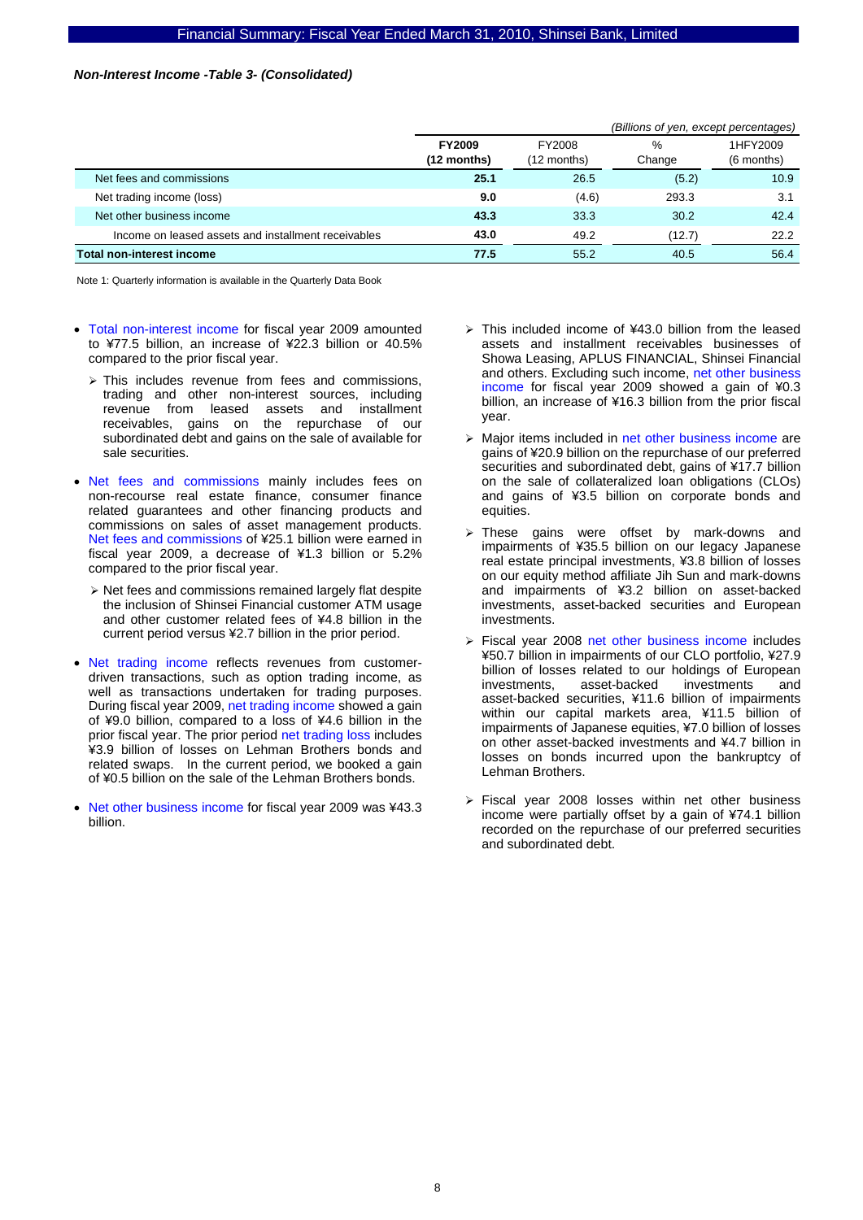***Non-Interest Income -Table 3- (Consolidated)***

*(Billions of yen, except percentages)*

| | **FY2009 (12 months)** | FY2008 (12 months) | % Change | 1HFY2009 (6 months) |
|---|---|---|---|---|
| Net fees and commissions | **25.1** | 26.5 | (5.2) | 10.9 |
| Net trading income (loss) | **9.0** | (4.6) | 293.3 | 3.1 |
| Net other business income | **43.3** | 33.3 | 30.2 | 42.4 |
| Income on leased assets and installment receivables | **43.0** | 49.2 | (12.7) | 22.2 |
| **Total non-interest income** | **77.5** | 55.2 | 40.5 | 56.4 |

Note 1: Quarterly information is available in the Quarterly Data Book

- Total non-interest income for fiscal year 2009 amounted to ¥77.5 billion, an increase of ¥22.3 billion or 40.5% compared to the prior fiscal year.
  - This includes revenue from fees and commissions, trading and other non-interest sources, including revenue from leased assets and installment receivables, gains on the repurchase of our subordinated debt and gains on the sale of available for sale securities.
- Net fees and commissions mainly includes fees on non-recourse real estate finance, consumer finance related guarantees and other financing products and commissions on sales of asset management products. Net fees and commissions of ¥25.1 billion were earned in fiscal year 2009, a decrease of ¥1.3 billion or 5.2% compared to the prior fiscal year.
  - Net fees and commissions remained largely flat despite the inclusion of Shinsei Financial customer ATM usage and other customer related fees of ¥4.8 billion in the current period versus ¥2.7 billion in the prior period.
- Net trading income reflects revenues from customer-driven transactions, such as option trading income, as well as transactions undertaken for trading purposes. During fiscal year 2009, net trading income showed a gain of ¥9.0 billion, compared to a loss of ¥4.6 billion in the prior fiscal year. The prior period net trading loss includes ¥3.9 billion of losses on Lehman Brothers bonds and related swaps. In the current period, we booked a gain of ¥0.5 billion on the sale of the Lehman Brothers bonds.
- Net other business income for fiscal year 2009 was ¥43.3 billion.
  - This included income of ¥43.0 billion from the leased assets and installment receivables businesses of Showa Leasing, APLUS FINANCIAL, Shinsei Financial and others. Excluding such income, net other business income for fiscal year 2009 showed a gain of ¥0.3 billion, an increase of ¥16.3 billion from the prior fiscal year.
  - Major items included in net other business income are gains of ¥20.9 billion on the repurchase of our preferred securities and subordinated debt, gains of ¥17.7 billion on the sale of collateralized loan obligations (CLOs) and gains of ¥3.5 billion on corporate bonds and equities.
  - These gains were offset by mark-downs and impairments of ¥35.5 billion on our legacy Japanese real estate principal investments, ¥3.8 billion of losses on our equity method affiliate Jih Sun and mark-downs and impairments of ¥3.2 billion on asset-backed investments, asset-backed securities and European investments.
  - Fiscal year 2008 net other business income includes ¥50.7 billion in impairments of our CLO portfolio, ¥27.9 billion of losses related to our holdings of European investments, asset-backed investments and asset-backed securities, ¥11.6 billion of impairments within our capital markets area, ¥11.5 billion of impairments of Japanese equities, ¥7.0 billion of losses on other asset-backed investments and ¥4.7 billion in losses on bonds incurred upon the bankruptcy of Lehman Brothers.
  - Fiscal year 2008 losses within net other business income were partially offset by a gain of ¥74.1 billion recorded on the repurchase of our preferred securities and subordinated debt.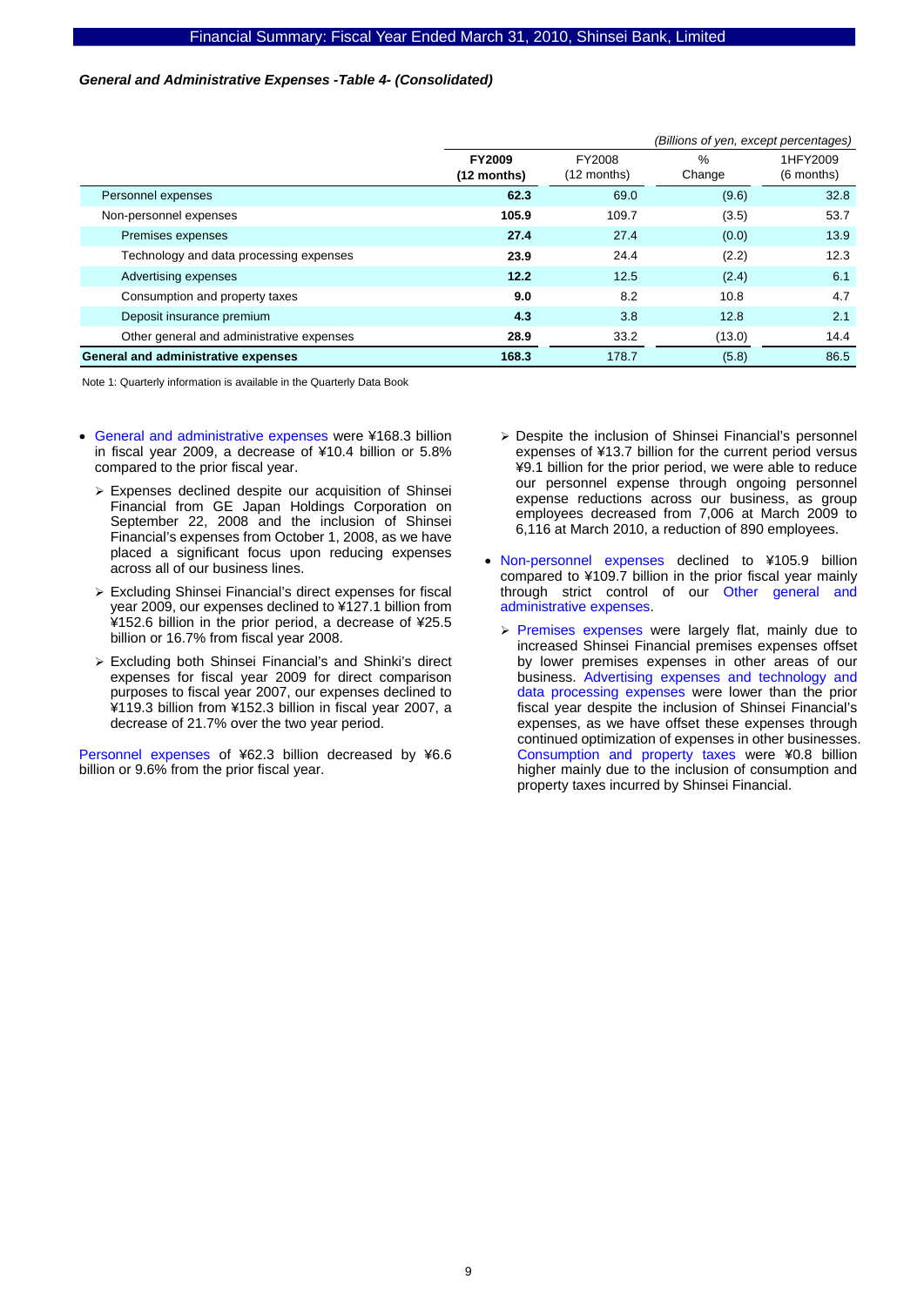***General and Administrative Expenses -Table 4- (Consolidated)***

*(Billions of yen, except percentages)*

| | **FY2009 (12 months)** | FY2008 (12 months) | % Change | 1HFY2009 (6 months) |
|---|---|---|---|---|
| Personnel expenses | **62.3** | 69.0 | (9.6) | 32.8 |
| Non-personnel expenses | **105.9** | 109.7 | (3.5) | 53.7 |
| Premises expenses | **27.4** | 27.4 | (0.0) | 13.9 |
| Technology and data processing expenses | **23.9** | 24.4 | (2.2) | 12.3 |
| Advertising expenses | **12.2** | 12.5 | (2.4) | 6.1 |
| Consumption and property taxes | **9.0** | 8.2 | 10.8 | 4.7 |
| Deposit insurance premium | **4.3** | 3.8 | 12.8 | 2.1 |
| Other general and administrative expenses | **28.9** | 33.2 | (13.0) | 14.4 |
| **General and administrative expenses** | **168.3** | 178.7 | (5.8) | 86.5 |

Note 1: Quarterly information is available in the Quarterly Data Book

- General and administrative expenses were ¥168.3 billion in fiscal year 2009, a decrease of ¥10.4 billion or 5.8% compared to the prior fiscal year.
  - Expenses declined despite our acquisition of Shinsei Financial from GE Japan Holdings Corporation on September 22, 2008 and the inclusion of Shinsei Financial's expenses from October 1, 2008, as we have placed a significant focus upon reducing expenses across all of our business lines.
  - Excluding Shinsei Financial's direct expenses for fiscal year 2009, our expenses declined to ¥127.1 billion from ¥152.6 billion in the prior period, a decrease of ¥25.5 billion or 16.7% from fiscal year 2008.
  - Excluding both Shinsei Financial's and Shinki's direct expenses for fiscal year 2009 for direct comparison purposes to fiscal year 2007, our expenses declined to ¥119.3 billion from ¥152.3 billion in fiscal year 2007, a decrease of 21.7% over the two year period.

Personnel expenses of ¥62.3 billion decreased by ¥6.6 billion or 9.6% from the prior fiscal year.

  - Despite the inclusion of Shinsei Financial's personnel expenses of ¥13.7 billion for the current period versus ¥9.1 billion for the prior period, we were able to reduce our personnel expense through ongoing personnel expense reductions across our business, as group employees decreased from 7,006 at March 2009 to 6,116 at March 2010, a reduction of 890 employees.

- Non-personnel expenses declined to ¥105.9 billion compared to ¥109.7 billion in the prior fiscal year mainly through strict control of our Other general and administrative expenses.
  - Premises expenses were largely flat, mainly due to increased Shinsei Financial premises expenses offset by lower premises expenses in other areas of our business. Advertising expenses and technology and data processing expenses were lower than the prior fiscal year despite the inclusion of Shinsei Financial's expenses, as we have offset these expenses through continued optimization of expenses in other businesses. Consumption and property taxes were ¥0.8 billion higher mainly due to the inclusion of consumption and property taxes incurred by Shinsei Financial.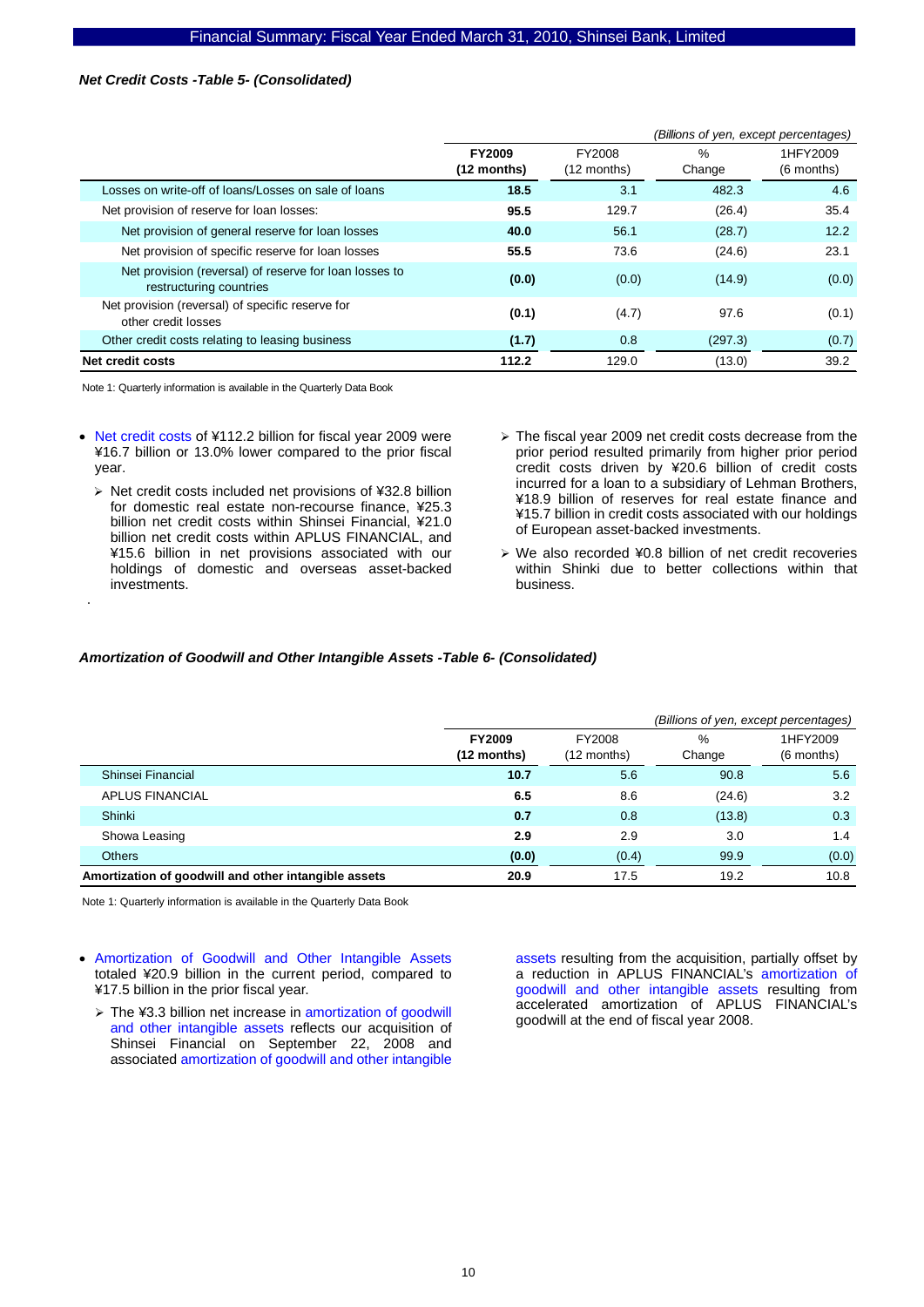***Net Credit Costs -Table 5- (Consolidated)***

*(Billions of yen, except percentages)*

| | **FY2009 (12 months)** | FY2008 (12 months) | % Change | 1HFY2009 (6 months) |
|---|---|---|---|---|
| Losses on write-off of loans/Losses on sale of loans | **18.5** | 3.1 | 482.3 | 4.6 |
| Net provision of reserve for loan losses: | **95.5** | 129.7 | (26.4) | 35.4 |
| Net provision of general reserve for loan losses | **40.0** | 56.1 | (28.7) | 12.2 |
| Net provision of specific reserve for loan losses | **55.5** | 73.6 | (24.6) | 23.1 |
| Net provision (reversal) of reserve for loan losses to restructuring countries | **(0.0)** | (0.0) | (14.9) | (0.0) |
| Net provision (reversal) of specific reserve for other credit losses | **(0.1)** | (4.7) | 97.6 | (0.1) |
| Other credit costs relating to leasing business | **(1.7)** | 0.8 | (297.3) | (0.7) |
| **Net credit costs** | **112.2** | 129.0 | (13.0) | 39.2 |

Note 1: Quarterly information is available in the Quarterly Data Book

- Net credit costs of ¥112.2 billion for fiscal year 2009 were ¥16.7 billion or 13.0% lower compared to the prior fiscal year.
  - Net credit costs included net provisions of ¥32.8 billion for domestic real estate non-recourse finance, ¥25.3 billion net credit costs within Shinsei Financial, ¥21.0 billion net credit costs within APLUS FINANCIAL, and ¥15.6 billion in net provisions associated with our holdings of domestic and overseas asset-backed investments.
  - The fiscal year 2009 net credit costs decrease from the prior period resulted primarily from higher prior period credit costs driven by ¥20.6 billion of credit costs incurred for a loan to a subsidiary of Lehman Brothers, ¥18.9 billion of reserves for real estate finance and ¥15.7 billion in credit costs associated with our holdings of European asset-backed investments.
  - We also recorded ¥0.8 billion of net credit recoveries within Shinki due to better collections within that business.

***Amortization of Goodwill and Other Intangible Assets -Table 6- (Consolidated)***

*(Billions of yen, except percentages)*

| | **FY2009 (12 months)** | FY2008 (12 months) | % Change | 1HFY2009 (6 months) |
|---|---|---|---|---|
| Shinsei Financial | **10.7** | 5.6 | 90.8 | 5.6 |
| APLUS FINANCIAL | **6.5** | 8.6 | (24.6) | 3.2 |
| Shinki | **0.7** | 0.8 | (13.8) | 0.3 |
| Showa Leasing | **2.9** | 2.9 | 3.0 | 1.4 |
| Others | **(0.0)** | (0.4) | 99.9 | (0.0) |
| **Amortization of goodwill and other intangible assets** | **20.9** | 17.5 | 19.2 | 10.8 |

Note 1: Quarterly information is available in the Quarterly Data Book

- Amortization of Goodwill and Other Intangible Assets totaled ¥20.9 billion in the current period, compared to ¥17.5 billion in the prior fiscal year.
  - The ¥3.3 billion net increase in amortization of goodwill and other intangible assets reflects our acquisition of Shinsei Financial on September 22, 2008 and associated amortization of goodwill and other intangible assets resulting from the acquisition, partially offset by a reduction in APLUS FINANCIAL's amortization of goodwill and other intangible assets resulting from accelerated amortization of APLUS FINANCIAL's goodwill at the end of fiscal year 2008.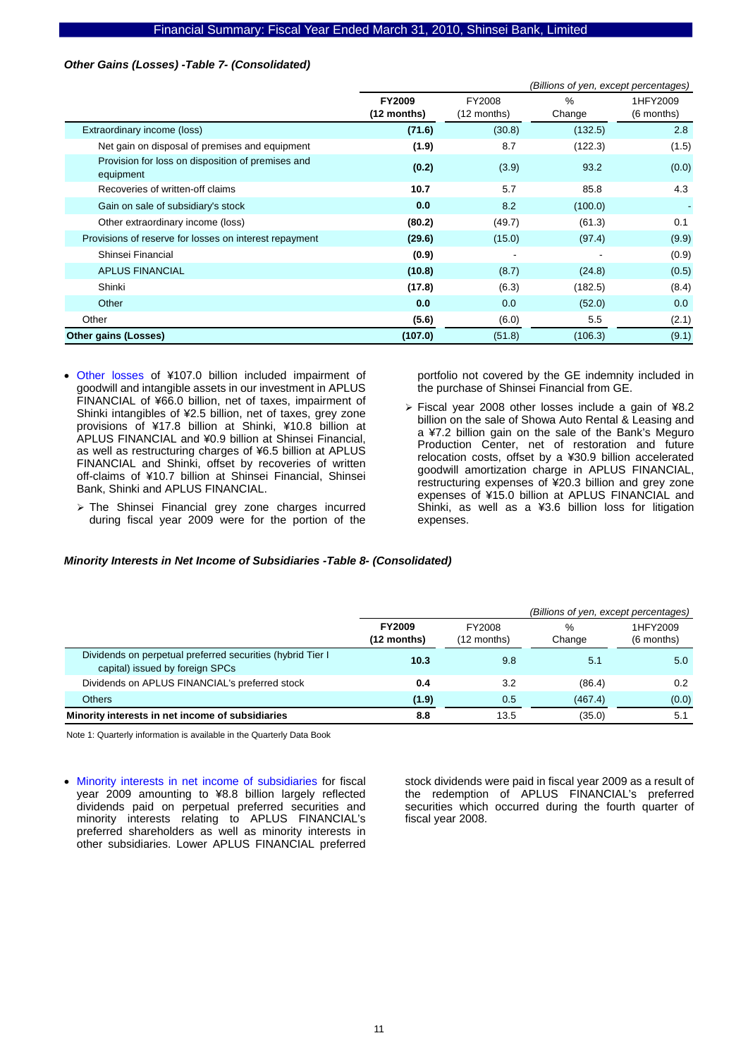### *Other Gains (Losses) -Table 7- (Consolidated)*

*(Billions of yen, except percentages)*

| | **FY2009 (12 months)** | FY2008 (12 months) | % Change | 1HFY2009 (6 months) |
|---|---|---|---|---|
| Extraordinary income (loss) | **(71.6)** | (30.8) | (132.5) | 2.8 |
| Net gain on disposal of premises and equipment | **(1.9)** | 8.7 | (122.3) | (1.5) |
| Provision for loss on disposition of premises and equipment | **(0.2)** | (3.9) | 93.2 | (0.0) |
| Recoveries of written-off claims | **10.7** | 5.7 | 85.8 | 4.3 |
| Gain on sale of subsidiary's stock | **0.0** | 8.2 | (100.0) | - |
| Other extraordinary income (loss) | **(80.2)** | (49.7) | (61.3) | 0.1 |
| Provisions of reserve for losses on interest repayment | **(29.6)** | (15.0) | (97.4) | (9.9) |
| Shinsei Financial | **(0.9)** | - | - | (0.9) |
| APLUS FINANCIAL | **(10.8)** | (8.7) | (24.8) | (0.5) |
| Shinki | **(17.8)** | (6.3) | (182.5) | (8.4) |
| Other | **0.0** | 0.0 | (52.0) | 0.0 |
| Other | **(5.6)** | (6.0) | 5.5 | (2.1) |
| **Other gains (Losses)** | **(107.0)** | (51.8) | (106.3) | (9.1) |

- Other losses of ¥107.0 billion included impairment of goodwill and intangible assets in our investment in APLUS FINANCIAL of ¥66.0 billion, net of taxes, impairment of Shinki intangibles of ¥2.5 billion, net of taxes, grey zone provisions of ¥17.8 billion at Shinki, ¥10.8 billion at APLUS FINANCIAL and ¥0.9 billion at Shinsei Financial, as well as restructuring charges of ¥6.5 billion at APLUS FINANCIAL and Shinki, offset by recoveries of written off-claims of ¥10.7 billion at Shinsei Financial, Shinsei Bank, Shinki and APLUS FINANCIAL.
  - The Shinsei Financial grey zone charges incurred during fiscal year 2009 were for the portion of the portfolio not covered by the GE indemnity included in the purchase of Shinsei Financial from GE.
  - Fiscal year 2008 other losses include a gain of ¥8.2 billion on the sale of Showa Auto Rental & Leasing and a ¥7.2 billion gain on the sale of the Bank's Meguro Production Center, net of restoration and future relocation costs, offset by a ¥30.9 billion accelerated goodwill amortization charge in APLUS FINANCIAL, restructuring expenses of ¥20.3 billion and grey zone expenses of ¥15.0 billion at APLUS FINANCIAL and Shinki, as well as a ¥3.6 billion loss for litigation expenses.

### *Minority Interests in Net Income of Subsidiaries -Table 8- (Consolidated)*

*(Billions of yen, except percentages)*

| | **FY2009 (12 months)** | FY2008 (12 months) | % Change | 1HFY2009 (6 months) |
|---|---|---|---|---|
| Dividends on perpetual preferred securities (hybrid Tier I capital) issued by foreign SPCs | **10.3** | 9.8 | 5.1 | 5.0 |
| Dividends on APLUS FINANCIAL's preferred stock | **0.4** | 3.2 | (86.4) | 0.2 |
| Others | **(1.9)** | 0.5 | (467.4) | (0.0) |
| **Minority interests in net income of subsidiaries** | **8.8** | 13.5 | (35.0) | 5.1 |

Note 1: Quarterly information is available in the Quarterly Data Book

- Minority interests in net income of subsidiaries for fiscal year 2009 amounting to ¥8.8 billion largely reflected dividends paid on perpetual preferred securities and minority interests relating to APLUS FINANCIAL's preferred shareholders as well as minority interests in other subsidiaries. Lower APLUS FINANCIAL preferred stock dividends were paid in fiscal year 2009 as a result of the redemption of APLUS FINANCIAL's preferred securities which occurred during the fourth quarter of fiscal year 2008.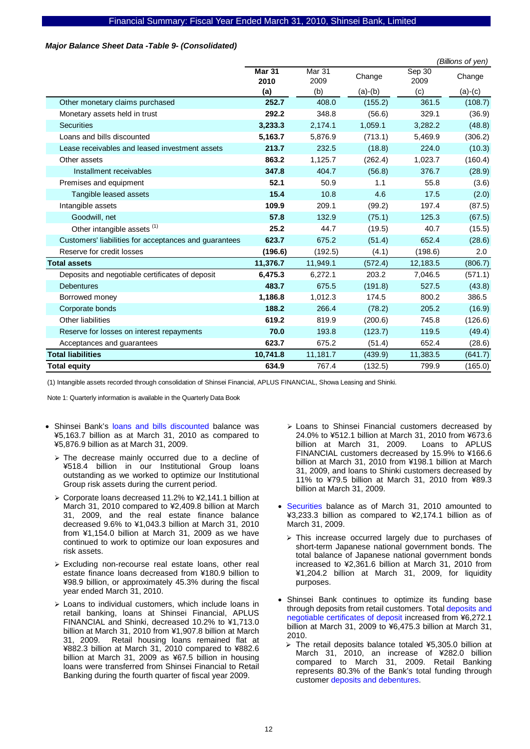*Major Balance Sheet Data -Table 9- (Consolidated)*

(Billions of yen)

| | Mar 31 2010 (a) | Mar 31 2009 (b) | Change (a)-(b) | Sep 30 2009 (c) | Change (a)-(c) |
|---|---|---|---|---|---|
| Other monetary claims purchased | **252.7** | 408.0 | (155.2) | 361.5 | (108.7) |
| Monetary assets held in trust | **292.2** | 348.8 | (56.6) | 329.1 | (36.9) |
| Securities | **3,233.3** | 2,174.1 | 1,059.1 | 3,282.2 | (48.8) |
| Loans and bills discounted | **5,163.7** | 5,876.9 | (713.1) | 5,469.9 | (306.2) |
| Lease receivables and leased investment assets | **213.7** | 232.5 | (18.8) | 224.0 | (10.3) |
| Other assets | **863.2** | 1,125.7 | (262.4) | 1,023.7 | (160.4) |
| Installment receivables | **347.8** | 404.7 | (56.8) | 376.7 | (28.9) |
| Premises and equipment | **52.1** | 50.9 | 1.1 | 55.8 | (3.6) |
| Tangible leased assets | **15.4** | 10.8 | 4.6 | 17.5 | (2.0) |
| Intangible assets | **109.9** | 209.1 | (99.2) | 197.4 | (87.5) |
| Goodwill, net | **57.8** | 132.9 | (75.1) | 125.3 | (67.5) |
| Other intangible assets (1) | **25.2** | 44.7 | (19.5) | 40.7 | (15.5) |
| Customers' liabilities for acceptances and guarantees | **623.7** | 675.2 | (51.4) | 652.4 | (28.6) |
| Reserve for credit losses | **(196.6)** | (192.5) | (4.1) | (198.6) | 2.0 |
| **Total assets** | **11,376.7** | 11,949.1 | (572.4) | 12,183.5 | (806.7) |
| Deposits and negotiable certificates of deposit | **6,475.3** | 6,272.1 | 203.2 | 7,046.5 | (571.1) |
| Debentures | **483.7** | 675.5 | (191.8) | 527.5 | (43.8) |
| Borrowed money | **1,186.8** | 1,012.3 | 174.5 | 800.2 | 386.5 |
| Corporate bonds | **188.2** | 266.4 | (78.2) | 205.2 | (16.9) |
| Other liabilities | **619.2** | 819.9 | (200.6) | 745.8 | (126.6) |
| Reserve for losses on interest repayments | **70.0** | 193.8 | (123.7) | 119.5 | (49.4) |
| Acceptances and guarantees | **623.7** | 675.2 | (51.4) | 652.4 | (28.6) |
| **Total liabilities** | **10,741.8** | 11,181.7 | (439.9) | 11,383.5 | (641.7) |
| **Total equity** | **634.9** | 767.4 | (132.5) | 799.9 | (165.0) |

(1) Intangible assets recorded through consolidation of Shinsei Financial, APLUS FINANCIAL, Showa Leasing and Shinki.

Note 1: Quarterly information is available in the Quarterly Data Book

- Shinsei Bank's loans and bills discounted balance was ¥5,163.7 billion as at March 31, 2010 as compared to ¥5,876.9 billion as at March 31, 2009.
  - The decrease mainly occurred due to a decline of ¥518.4 billion in our Institutional Group loans outstanding as we worked to optimize our Institutional Group risk assets during the current period.
  - Corporate loans decreased 11.2% to ¥2,141.1 billion at March 31, 2010 compared to ¥2,409.8 billion at March 31, 2009, and the real estate finance balance decreased 9.6% to ¥1,043.3 billion at March 31, 2010 from ¥1,154.0 billion at March 31, 2009 as we have continued to work to optimize our loan exposures and risk assets.
  - Excluding non-recourse real estate loans, other real estate finance loans decreased from ¥180.9 billion to ¥98.9 billion, or approximately 45.3% during the fiscal year ended March 31, 2010.
  - Loans to individual customers, which include loans in retail banking, loans at Shinsei Financial, APLUS FINANCIAL and Shinki, decreased 10.2% to ¥1,713.0 billion at March 31, 2010 from ¥1,907.8 billion at March 31, 2009. Retail housing loans remained flat at ¥882.3 billion at March 31, 2010 compared to ¥882.6 billion at March 31, 2009 as ¥67.5 billion in housing loans were transferred from Shinsei Financial to Retail Banking during the fourth quarter of fiscal year 2009.
  - Loans to Shinsei Financial customers decreased by 24.0% to ¥512.1 billion at March 31, 2010 from ¥673.6 billion at March 31, 2009. Loans to APLUS FINANCIAL customers decreased by 15.9% to ¥166.6 billion at March 31, 2010 from ¥198.1 billion at March 31, 2009, and loans to Shinki customers decreased by 11% to ¥79.5 billion at March 31, 2010 from ¥89.3 billion at March 31, 2009.
- Securities balance as of March 31, 2010 amounted to ¥3,233.3 billion as compared to ¥2,174.1 billion as of March 31, 2009.
  - This increase occurred largely due to purchases of short-term Japanese national government bonds. The total balance of Japanese national government bonds increased to ¥2,361.6 billion at March 31, 2010 from ¥1,204.2 billion at March 31, 2009, for liquidity purposes.
- Shinsei Bank continues to optimize its funding base through deposits from retail customers. Total deposits and negotiable certificates of deposit increased from ¥6,272.1 billion at March 31, 2009 to ¥6,475.3 billion at March 31, 2010.
  - The retail deposits balance totaled ¥5,305.0 billion at March 31, 2010, an increase of ¥282.0 billion compared to March 31, 2009. Retail Banking represents 80.3% of the Bank's total funding through customer deposits and debentures.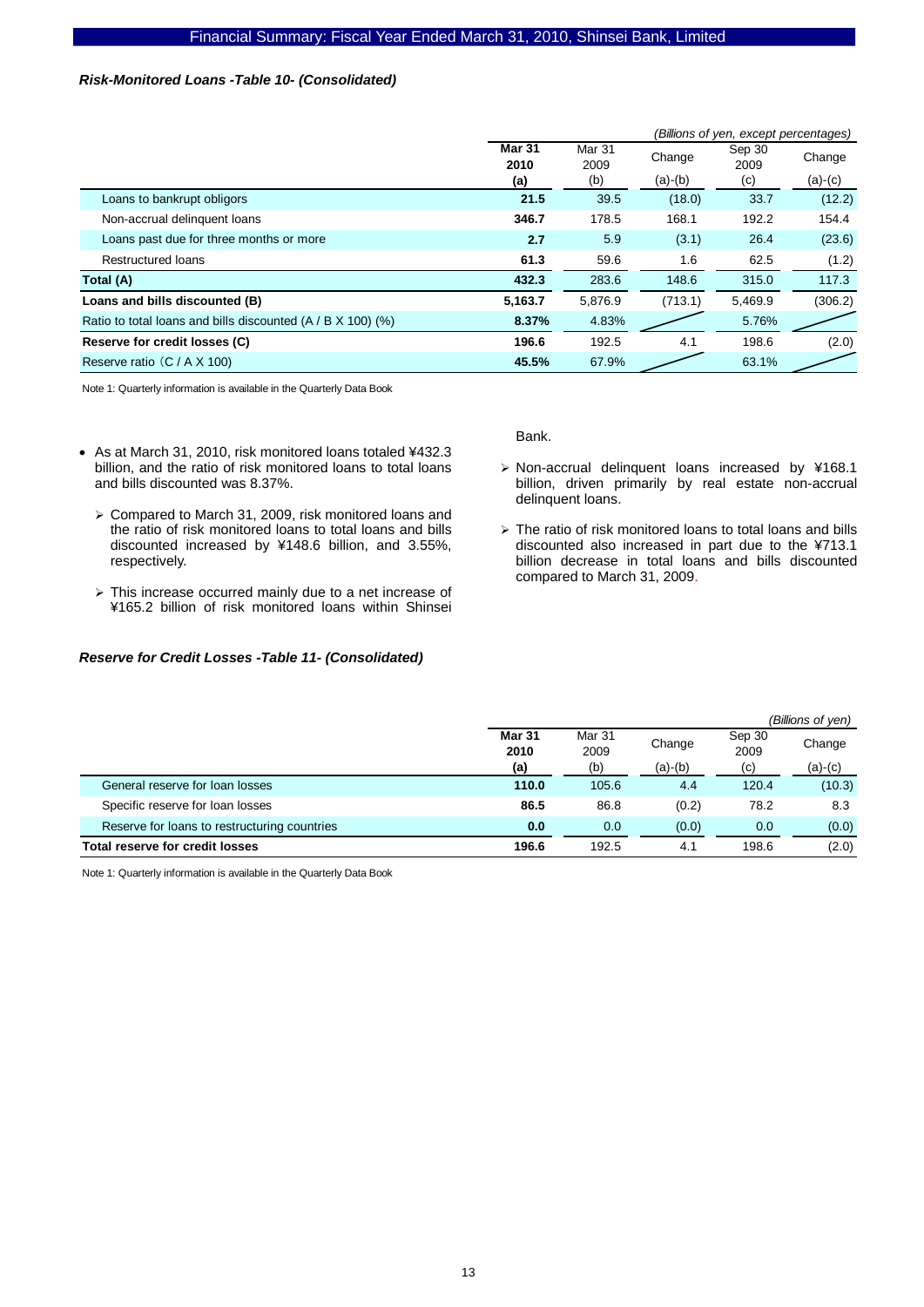### *Risk-Monitored Loans -Table 10- (Consolidated)*

*(Billions of yen, except percentages)*

| | **Mar 31 2010 (a)** | Mar 31 2009 (b) | Change (a)-(b) | Sep 30 2009 (c) | Change (a)-(c) |
|---|---|---|---|---|---|
| Loans to bankrupt obligors | **21.5** | 39.5 | (18.0) | 33.7 | (12.2) |
| Non-accrual delinquent loans | **346.7** | 178.5 | 168.1 | 192.2 | 154.4 |
| Loans past due for three months or more | **2.7** | 5.9 | (3.1) | 26.4 | (23.6) |
| Restructured loans | **61.3** | 59.6 | 1.6 | 62.5 | (1.2) |
| **Total (A)** | **432.3** | 283.6 | 148.6 | 315.0 | 117.3 |
| **Loans and bills discounted (B)** | **5,163.7** | 5,876.9 | (713.1) | 5,469.9 | (306.2) |
| Ratio to total loans and bills discounted (A / B X 100) (%) | **8.37%** | 4.83% | | 5.76% | |
| **Reserve for credit losses (C)** | **196.6** | 192.5 | 4.1 | 198.6 | (2.0) |
| Reserve ratio（C / A X 100) | **45.5%** | 67.9% | | 63.1% | |

Note 1: Quarterly information is available in the Quarterly Data Book

- As at March 31, 2010, risk monitored loans totaled ¥432.3 billion, and the ratio of risk monitored loans to total loans and bills discounted was 8.37%.
  - Compared to March 31, 2009, risk monitored loans and the ratio of risk monitored loans to total loans and bills discounted increased by ¥148.6 billion, and 3.55%, respectively.
  - This increase occurred mainly due to a net increase of ¥165.2 billion of risk monitored loans within Shinsei Bank.
  - Non-accrual delinquent loans increased by ¥168.1 billion, driven primarily by real estate non-accrual delinquent loans.
  - The ratio of risk monitored loans to total loans and bills discounted also increased in part due to the ¥713.1 billion decrease in total loans and bills discounted compared to March 31, 2009.

### *Reserve for Credit Losses -Table 11- (Consolidated)*

*(Billions of yen)*

| | **Mar 31 2010 (a)** | Mar 31 2009 (b) | Change (a)-(b) | Sep 30 2009 (c) | Change (a)-(c) |
|---|---|---|---|---|---|
| General reserve for loan losses | **110.0** | 105.6 | 4.4 | 120.4 | (10.3) |
| Specific reserve for loan losses | **86.5** | 86.8 | (0.2) | 78.2 | 8.3 |
| Reserve for loans to restructuring countries | **0.0** | 0.0 | (0.0) | 0.0 | (0.0) |
| **Total reserve for credit losses** | **196.6** | 192.5 | 4.1 | 198.6 | (2.0) |

Note 1: Quarterly information is available in the Quarterly Data Book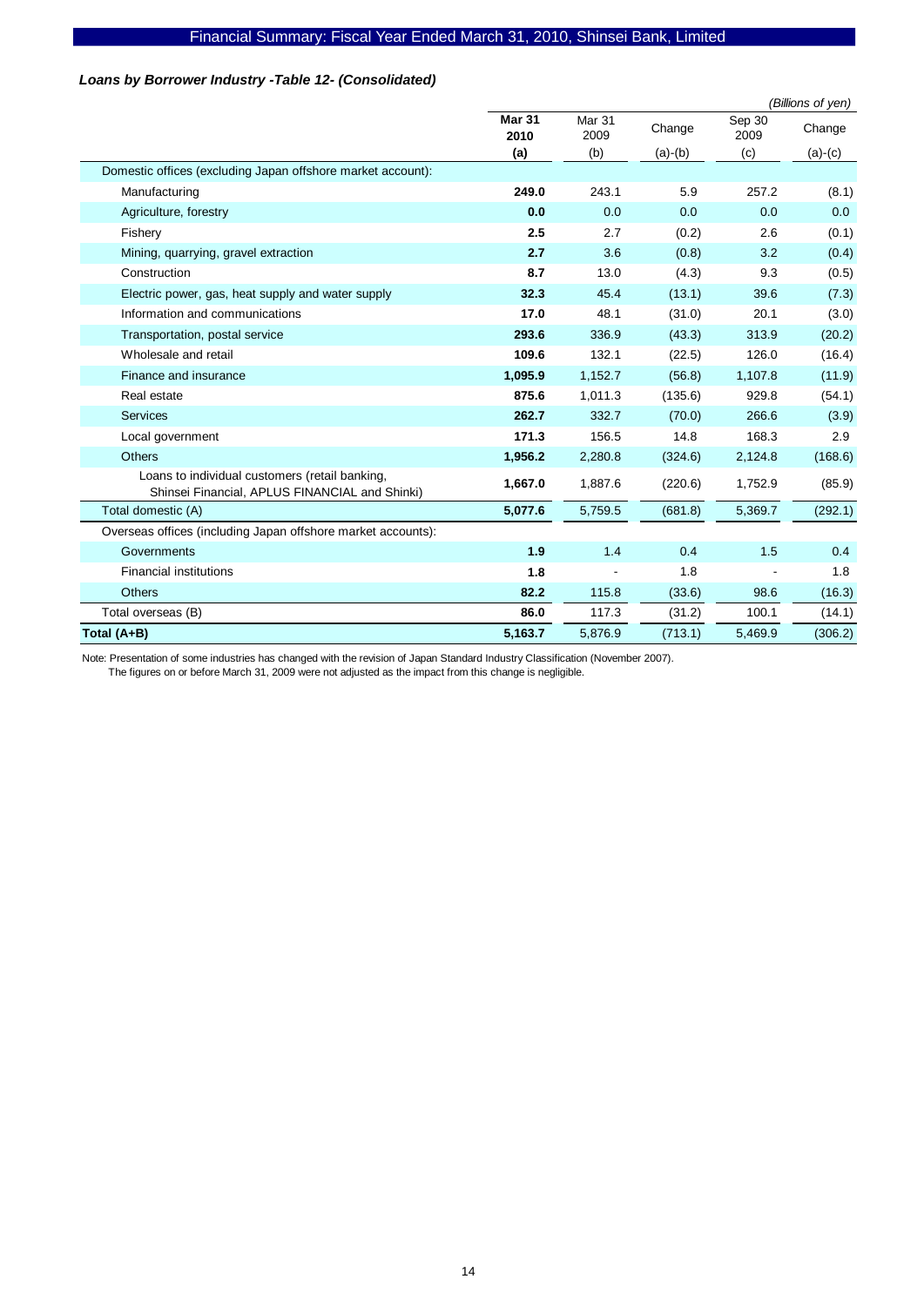### *Loans by Borrower Industry -Table 12- (Consolidated)*

*(Billions of yen)*

| | **Mar 31 2010 (a)** | Mar 31 2009 (b) | Change (a)-(b) | Sep 30 2009 (c) | Change (a)-(c) |
|---|---|---|---|---|---|
| Domestic offices (excluding Japan offshore market account): | | | | | |
| Manufacturing | **249.0** | 243.1 | 5.9 | 257.2 | (8.1) |
| Agriculture, forestry | **0.0** | 0.0 | 0.0 | 0.0 | 0.0 |
| Fishery | **2.5** | 2.7 | (0.2) | 2.6 | (0.1) |
| Mining, quarrying, gravel extraction | **2.7** | 3.6 | (0.8) | 3.2 | (0.4) |
| Construction | **8.7** | 13.0 | (4.3) | 9.3 | (0.5) |
| Electric power, gas, heat supply and water supply | **32.3** | 45.4 | (13.1) | 39.6 | (7.3) |
| Information and communications | **17.0** | 48.1 | (31.0) | 20.1 | (3.0) |
| Transportation, postal service | **293.6** | 336.9 | (43.3) | 313.9 | (20.2) |
| Wholesale and retail | **109.6** | 132.1 | (22.5) | 126.0 | (16.4) |
| Finance and insurance | **1,095.9** | 1,152.7 | (56.8) | 1,107.8 | (11.9) |
| Real estate | **875.6** | 1,011.3 | (135.6) | 929.8 | (54.1) |
| Services | **262.7** | 332.7 | (70.0) | 266.6 | (3.9) |
| Local government | **171.3** | 156.5 | 14.8 | 168.3 | 2.9 |
| Others | **1,956.2** | 2,280.8 | (324.6) | 2,124.8 | (168.6) |
| Loans to individual customers (retail banking, Shinsei Financial, APLUS FINANCIAL and Shinki) | **1,667.0** | 1,887.6 | (220.6) | 1,752.9 | (85.9) |
| Total domestic (A) | **5,077.6** | 5,759.5 | (681.8) | 5,369.7 | (292.1) |
| Overseas offices (including Japan offshore market accounts): | | | | | |
| Governments | **1.9** | 1.4 | 0.4 | 1.5 | 0.4 |
| Financial institutions | **1.8** | - | 1.8 | - | 1.8 |
| Others | **82.2** | 115.8 | (33.6) | 98.6 | (16.3) |
| Total overseas (B) | **86.0** | 117.3 | (31.2) | 100.1 | (14.1) |
| **Total (A+B)** | **5,163.7** | 5,876.9 | (713.1) | 5,469.9 | (306.2) |

Note: Presentation of some industries has changed with the revision of Japan Standard Industry Classification (November 2007).
The figures on or before March 31, 2009 were not adjusted as the impact from this change is negligible.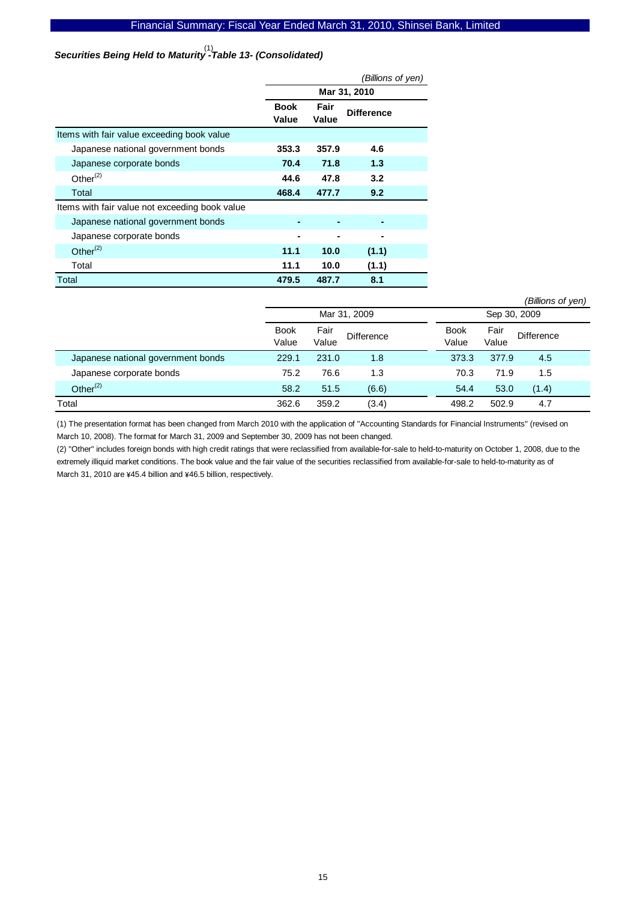### *Securities Being Held to Maturity[1] -Table 13- (Consolidated)*

*(Billions of yen)*

| | Mar 31, 2010 | | |
|---|---|---|---|
| | **Book Value** | **Fair Value** | **Difference** |
| Items with fair value exceeding book value | | | |
| Japanese national government bonds | **353.3** | **357.9** | **4.6** |
| Japanese corporate bonds | **70.4** | **71.8** | **1.3** |
| Other[2] | **44.6** | **47.8** | **3.2** |
| Total | **468.4** | **477.7** | **9.2** |
| Items with fair value not exceeding book value | | | |
| Japanese national government bonds | **-** | **-** | **-** |
| Japanese corporate bonds | **-** | **-** | **-** |
| Other[2] | **11.1** | **10.0** | **(1.1)** |
| Total | **11.1** | **10.0** | **(1.1)** |
| Total | **479.5** | **487.7** | **8.1** |

*(Billions of yen)*

| | Mar 31, 2009 | | | Sep 30, 2009 | | |
|---|---|---|---|---|---|---|
| | Book Value | Fair Value | Difference | Book Value | Fair Value | Difference |
| Japanese national government bonds | 229.1 | 231.0 | 1.8 | 373.3 | 377.9 | 4.5 |
| Japanese corporate bonds | 75.2 | 76.6 | 1.3 | 70.3 | 71.9 | 1.5 |
| Other[2] | 58.2 | 51.5 | (6.6) | 54.4 | 53.0 | (1.4) |
| Total | 362.6 | 359.2 | (3.4) | 498.2 | 502.9 | 4.7 |

(1) The presentation format has been changed from March 2010 with the application of "Accounting Standards for Financial Instruments" (revised on March 10, 2008). The format for March 31, 2009 and September 30, 2009 has not been changed.

(2) "Other" includes foreign bonds with high credit ratings that were reclassified from available-for-sale to held-to-maturity on October 1, 2008, due to the extremely illiquid market conditions. The book value and the fair value of the securities reclassified from available-for-sale to held-to-maturity as of March 31, 2010 are ¥45.4 billion and ¥46.5 billion, respectively.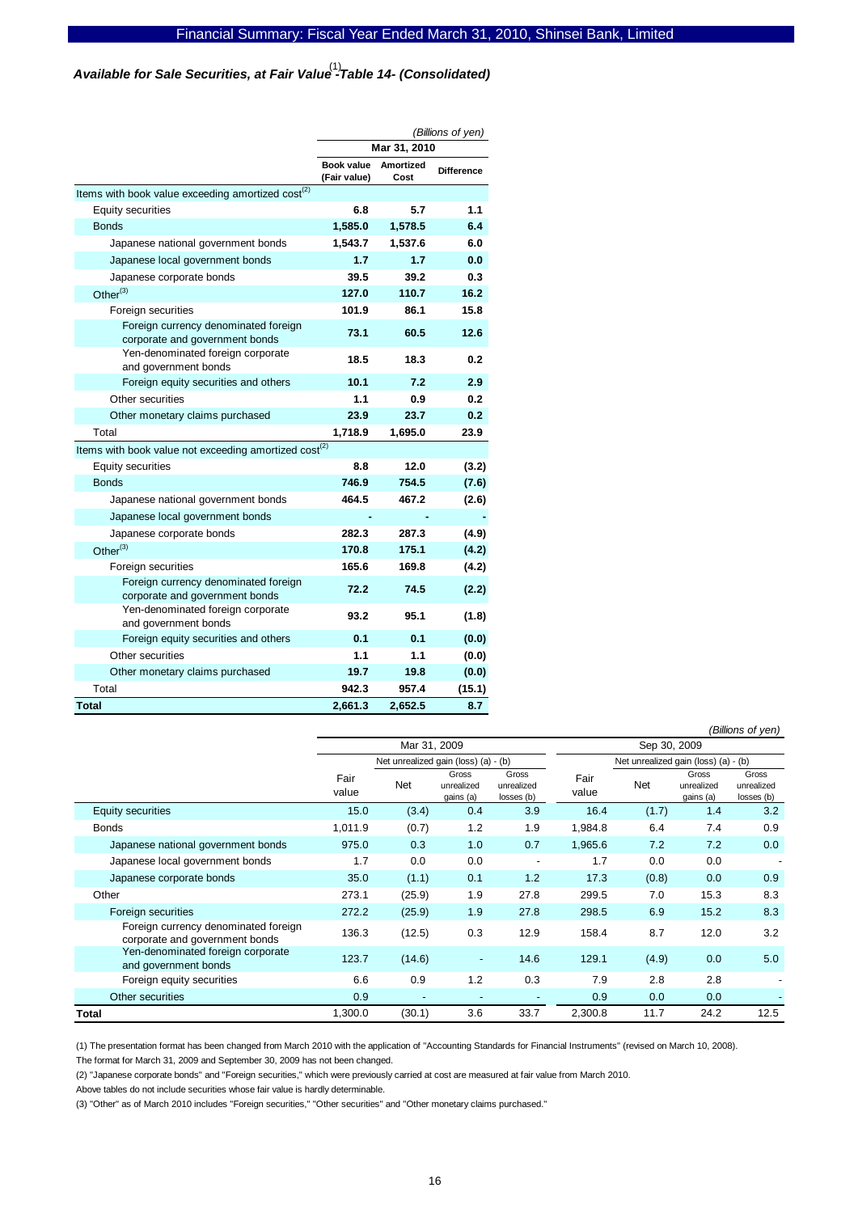## Available for Sale Securities, at Fair Value[1] -Table 14- (Consolidated)

*(Billions of yen)*

| | Mar 31, 2010 | | |
|---|---|---|---|
| | Book value (Fair value) | Amortized Cost | Difference |
| Items with book value exceeding amortized cost[2] | | | |
| Equity securities | **6.8** | **5.7** | **1.1** |
| Bonds | **1,585.0** | **1,578.5** | **6.4** |
| Japanese national government bonds | **1,543.7** | **1,537.6** | **6.0** |
| Japanese local government bonds | **1.7** | **1.7** | **0.0** |
| Japanese corporate bonds | **39.5** | **39.2** | **0.3** |
| Other[3] | **127.0** | **110.7** | **16.2** |
| Foreign securities | **101.9** | **86.1** | **15.8** |
| Foreign currency denominated foreign corporate and government bonds | **73.1** | **60.5** | **12.6** |
| Yen-denominated foreign corporate and government bonds | **18.5** | **18.3** | **0.2** |
| Foreign equity securities and others | **10.1** | **7.2** | **2.9** |
| Other securities | **1.1** | **0.9** | **0.2** |
| Other monetary claims purchased | **23.9** | **23.7** | **0.2** |
| Total | **1,718.9** | **1,695.0** | **23.9** |
| Items with book value not exceeding amortized cost[2] | | | |
| Equity securities | **8.8** | **12.0** | **(3.2)** |
| Bonds | **746.9** | **754.5** | **(7.6)** |
| Japanese national government bonds | **464.5** | **467.2** | **(2.6)** |
| Japanese local government bonds | **-** | **-** | **-** |
| Japanese corporate bonds | **282.3** | **287.3** | **(4.9)** |
| Other[3] | **170.8** | **175.1** | **(4.2)** |
| Foreign securities | **165.6** | **169.8** | **(4.2)** |
| Foreign currency denominated foreign corporate and government bonds | **72.2** | **74.5** | **(2.2)** |
| Yen-denominated foreign corporate and government bonds | **93.2** | **95.1** | **(1.8)** |
| Foreign equity securities and others | **0.1** | **0.1** | **(0.0)** |
| Other securities | **1.1** | **1.1** | **(0.0)** |
| Other monetary claims purchased | **19.7** | **19.8** | **(0.0)** |
| Total | **942.3** | **957.4** | **(15.1)** |
| **Total** | **2,661.3** | **2,652.5** | **8.7** |

*(Billions of yen)*

| | Mar 31, 2009 | | | | Sep 30, 2009 | | | |
|---|---|---|---|---|---|---|---|---|
| | | Net unrealized gain (loss) (a) - (b) | | | | Net unrealized gain (loss) (a) - (b) | | |
| | Fair value | Net | Gross unrealized gains (a) | Gross unrealized losses (b) | Fair value | Net | Gross unrealized gains (a) | Gross unrealized losses (b) |
| Equity securities | 15.0 | (3.4) | 0.4 | 3.9 | 16.4 | (1.7) | 1.4 | 3.2 |
| Bonds | 1,011.9 | (0.7) | 1.2 | 1.9 | 1,984.8 | 6.4 | 7.4 | 0.9 |
| Japanese national government bonds | 975.0 | 0.3 | 1.0 | 0.7 | 1,965.6 | 7.2 | 7.2 | 0.0 |
| Japanese local government bonds | 1.7 | 0.0 | 0.0 | - | 1.7 | 0.0 | 0.0 | - |
| Japanese corporate bonds | 35.0 | (1.1) | 0.1 | 1.2 | 17.3 | (0.8) | 0.0 | 0.9 |
| Other | 273.1 | (25.9) | 1.9 | 27.8 | 299.5 | 7.0 | 15.3 | 8.3 |
| Foreign securities | 272.2 | (25.9) | 1.9 | 27.8 | 298.5 | 6.9 | 15.2 | 8.3 |
| Foreign currency denominated foreign corporate and government bonds | 136.3 | (12.5) | 0.3 | 12.9 | 158.4 | 8.7 | 12.0 | 3.2 |
| Yen-denominated foreign corporate and government bonds | 123.7 | (14.6) | - | 14.6 | 129.1 | (4.9) | 0.0 | 5.0 |
| Foreign equity securities | 6.6 | 0.9 | 1.2 | 0.3 | 7.9 | 2.8 | 2.8 | - |
| Other securities | 0.9 | - | - | - | 0.9 | 0.0 | 0.0 | - |
| **Total** | 1,300.0 | (30.1) | 3.6 | 33.7 | 2,300.8 | 11.7 | 24.2 | 12.5 |

(1) The presentation format has been changed from March 2010 with the application of "Accounting Standards for Financial Instruments" (revised on March 10, 2008).
The format for March 31, 2009 and September 30, 2009 has not been changed.

(2) "Japanese corporate bonds" and "Foreign securities," which were previously carried at cost are measured at fair value from March 2010.
Above tables do not include securities whose fair value is hardly determinable.

(3) "Other" as of March 2010 includes "Foreign securities," "Other securities" and "Other monetary claims purchased."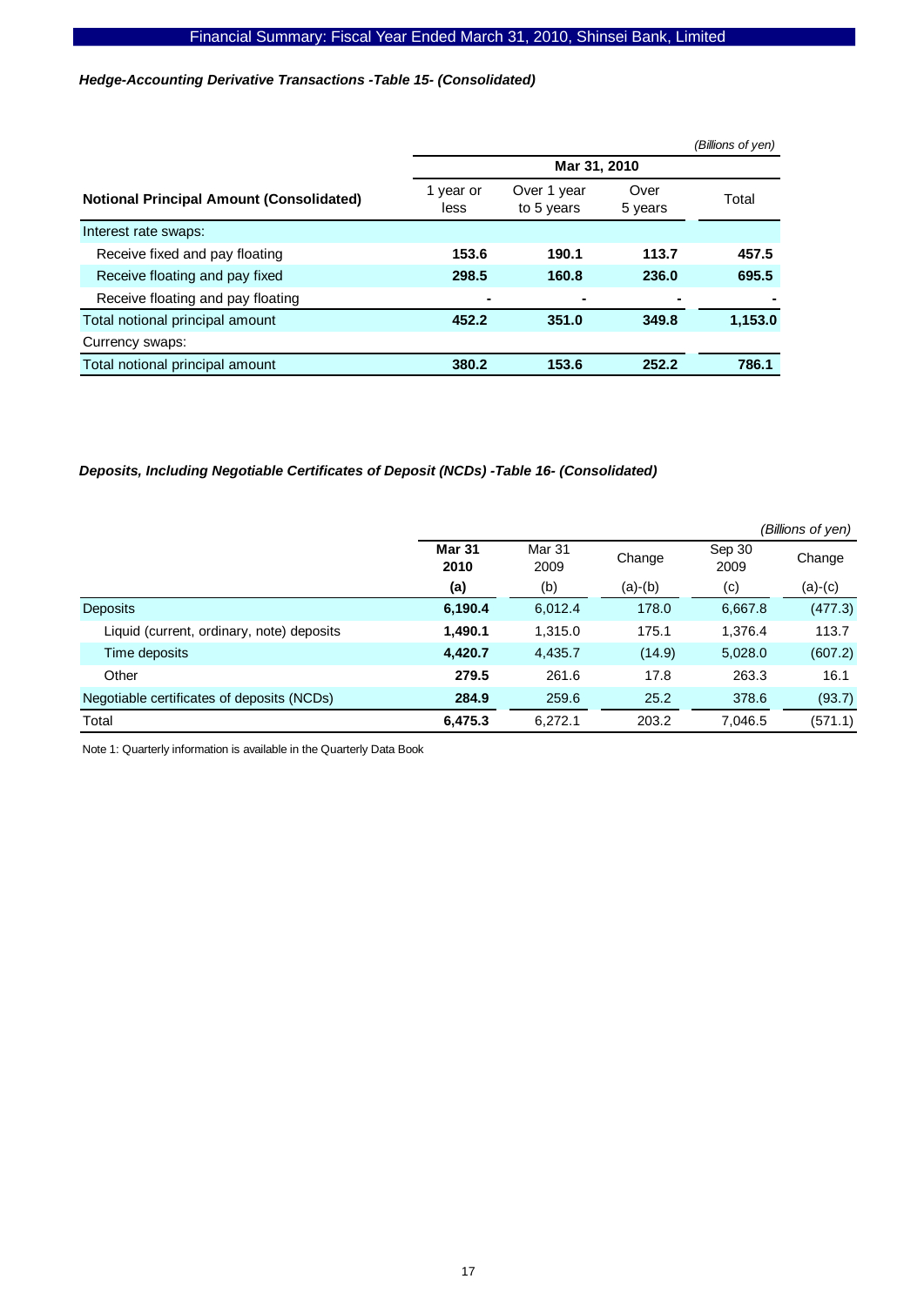### *Hedge-Accounting Derivative Transactions -Table 15- (Consolidated)*

*(Billions of yen)*

| Notional Principal Amount (Consolidated) | Mar 31, 2010 | | | |
|---|---|---|---|---|
| | 1 year or less | Over 1 year to 5 years | Over 5 years | Total |
| Interest rate swaps: | | | | |
| Receive fixed and pay floating | **153.6** | **190.1** | **113.7** | **457.5** |
| Receive floating and pay fixed | **298.5** | **160.8** | **236.0** | **695.5** |
| Receive floating and pay floating | **-** | **-** | **-** | **-** |
| Total notional principal amount | **452.2** | **351.0** | **349.8** | **1,153.0** |
| Currency swaps: | | | | |
| Total notional principal amount | **380.2** | **153.6** | **252.2** | **786.1** |

### *Deposits, Including Negotiable Certificates of Deposit (NCDs) -Table 16- (Consolidated)*

*(Billions of yen)*

| | **Mar 31 2010** | Mar 31 2009 | Change | Sep 30 2009 | Change |
|---|---|---|---|---|---|
| | **(a)** | (b) | (a)-(b) | (c) | (a)-(c) |
| Deposits | **6,190.4** | 6,012.4 | 178.0 | 6,667.8 | (477.3) |
| Liquid (current, ordinary, note) deposits | **1,490.1** | 1,315.0 | 175.1 | 1,376.4 | 113.7 |
| Time deposits | **4,420.7** | 4,435.7 | (14.9) | 5,028.0 | (607.2) |
| Other | **279.5** | 261.6 | 17.8 | 263.3 | 16.1 |
| Negotiable certificates of deposits (NCDs) | **284.9** | 259.6 | 25.2 | 378.6 | (93.7) |
| Total | **6,475.3** | 6,272.1 | 203.2 | 7,046.5 | (571.1) |

Note 1: Quarterly information is available in the Quarterly Data Book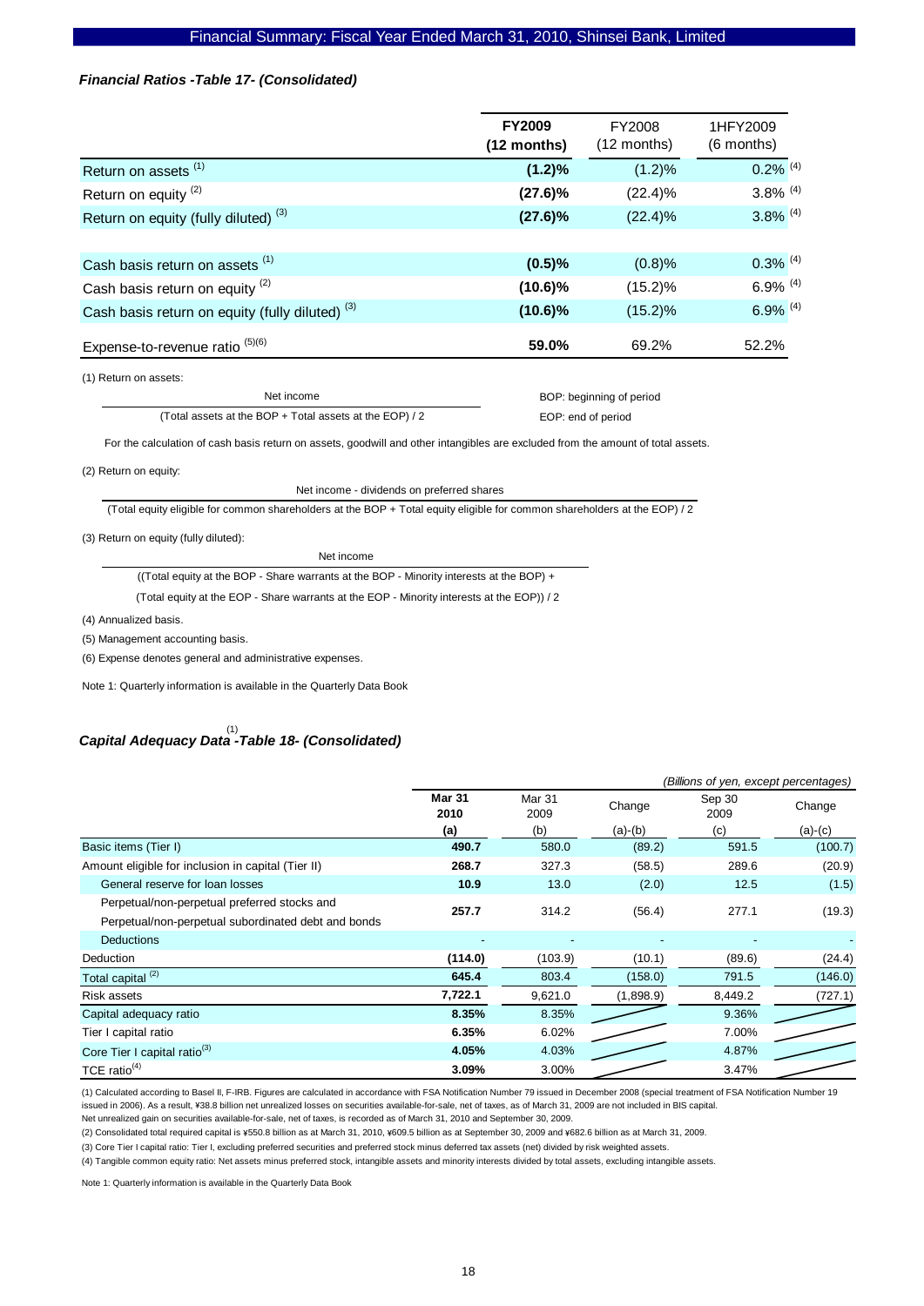### *Financial Ratios -Table 17- (Consolidated)*

| | FY2009 (12 months) | FY2008 (12 months) | 1HFY2009 (6 months) |
|---|---|---|---|
| Return on assets (1) | **(1.2)%** | (1.2)% | 0.2% (4) |
| Return on equity (2) | **(27.6)%** | (22.4)% | 3.8% (4) |
| Return on equity (fully diluted) (3) | **(27.6)%** | (22.4)% | 3.8% (4) |
| | | | |
| Cash basis return on assets (1) | **(0.5)%** | (0.8)% | 0.3% (4) |
| Cash basis return on equity (2) | **(10.6)%** | (15.2)% | 6.9% (4) |
| Cash basis return on equity (fully diluted) (3) | **(10.6)%** | (15.2)% | 6.9% (4) |
| Expense-to-revenue ratio (5)(6) | **59.0%** | 69.2% | 52.2% |

(1) Return on assets:

$$\frac{\text{Net income}}{(\text{Total assets at the BOP} + \text{Total assets at the EOP}) / 2}$$

BOP: beginning of period

EOP: end of period

For the calculation of cash basis return on assets, goodwill and other intangibles are excluded from the amount of total assets.

(2) Return on equity:

$$\frac{\text{Net income} - \text{dividends on preferred shares}}{(\text{Total equity eligible for common shareholders at the BOP} + \text{Total equity eligible for common shareholders at the EOP}) / 2}$$

(3) Return on equity (fully diluted):

$$\frac{\text{Net income}}{((\text{Total equity at the BOP} - \text{Share warrants at the BOP} - \text{Minority interests at the BOP}) + (\text{Total equity at the EOP} - \text{Share warrants at the EOP} - \text{Minority interests at the EOP})) / 2}$$

(4) Annualized basis.

(5) Management accounting basis.

(6) Expense denotes general and administrative expenses.

Note 1: Quarterly information is available in the Quarterly Data Book

### *Capital Adequacy Data (1) -Table 18- (Consolidated)*

*(Billions of yen, except percentages)*

| | Mar 31 2010 | Mar 31 2009 | Change | Sep 30 2009 | Change |
|---|---|---|---|---|---|
| | (a) | (b) | (a)-(b) | (c) | (a)-(c) |
| Basic items (Tier I) | **490.7** | 580.0 | (89.2) | 591.5 | (100.7) |
| Amount eligible for inclusion in capital (Tier II) | **268.7** | 327.3 | (58.5) | 289.6 | (20.9) |
| General reserve for loan losses | **10.9** | 13.0 | (2.0) | 12.5 | (1.5) |
| Perpetual/non-perpetual preferred stocks and Perpetual/non-perpetual subordinated debt and bonds | **257.7** | 314.2 | (56.4) | 277.1 | (19.3) |
| Deductions | - | - | - | - | - |
| Deduction | **(114.0)** | (103.9) | (10.1) | (89.6) | (24.4) |
| Total capital (2) | **645.4** | 803.4 | (158.0) | 791.5 | (146.0) |
| Risk assets | **7,722.1** | 9,621.0 | (1,898.9) | 8,449.2 | (727.1) |
| Capital adequacy ratio | **8.35%** | 8.35% | | 9.36% | |
| Tier I capital ratio | **6.35%** | 6.02% | | 7.00% | |
| Core Tier I capital ratio(3) | **4.05%** | 4.03% | | 4.87% | |
| TCE ratio(4) | **3.09%** | 3.00% | | 3.47% | |

(1) Calculated according to Basel II, F-IRB. Figures are calculated in accordance with FSA Notification Number 79 issued in December 2008 (special treatment of FSA Notification Number 19 issued in 2006). As a result, ¥38.8 billion net unrealized losses on securities available-for-sale, net of taxes, as of March 31, 2009 are not included in BIS capital.
Net unrealized gain on securities available-for-sale, net of taxes, is recorded as of March 31, 2010 and September 30, 2009.

(2) Consolidated total required capital is ¥550.8 billion as at March 31, 2010, ¥609.5 billion as at September 30, 2009 and ¥682.6 billion as at March 31, 2009.

(3) Core Tier I capital ratio: Tier I, excluding preferred securities and preferred stock minus deferred tax assets (net) divided by risk weighted assets.

(4) Tangible common equity ratio: Net assets minus preferred stock, intangible assets and minority interests divided by total assets, excluding intangible assets.

Note 1: Quarterly information is available in the Quarterly Data Book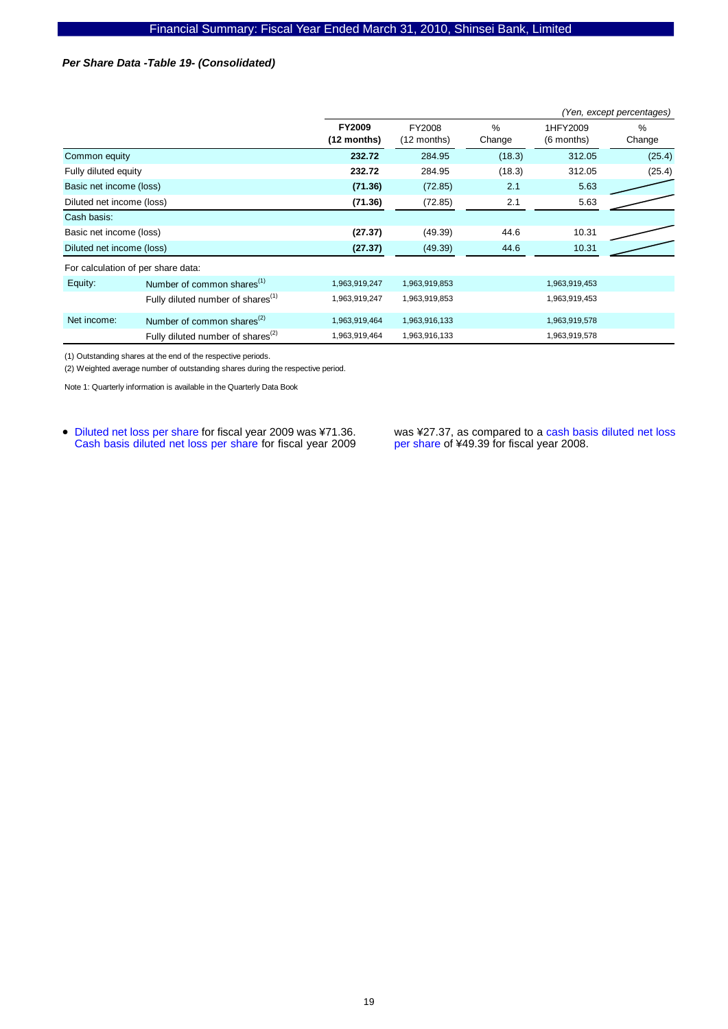*Per Share Data -Table 19- (Consolidated)*

*(Yen, except percentages)*

| | | **FY2009 (12 months)** | FY2008 (12 months) | % Change | 1HFY2009 (6 months) | % Change |
|---|---|---|---|---|---|---|
| Common equity | | **232.72** | 284.95 | (18.3) | 312.05 | (25.4) |
| Fully diluted equity | | **232.72** | 284.95 | (18.3) | 312.05 | (25.4) |
| Basic net income (loss) | | **(71.36)** | (72.85) | 2.1 | 5.63 | |
| Diluted net income (loss) | | **(71.36)** | (72.85) | 2.1 | 5.63 | |
| Cash basis: | | | | | | |
| Basic net income (loss) | | **(27.37)** | (49.39) | 44.6 | 10.31 | |
| Diluted net income (loss) | | **(27.37)** | (49.39) | 44.6 | 10.31 | |
| For calculation of per share data: | | | | | | |
| Equity: | Number of common shares[1] | 1,963,919,247 | 1,963,919,853 | | 1,963,919,453 | |
| | Fully diluted number of shares[1] | 1,963,919,247 | 1,963,919,853 | | 1,963,919,453 | |
| Net income: | Number of common shares[2] | 1,963,919,464 | 1,963,916,133 | | 1,963,919,578 | |
| | Fully diluted number of shares[2] | 1,963,919,464 | 1,963,916,133 | | 1,963,919,578 | |

(1) Outstanding shares at the end of the respective periods.

(2) Weighted average number of outstanding shares during the respective period.

Note 1: Quarterly information is available in the Quarterly Data Book

- Diluted net loss per share for fiscal year 2009 was ¥71.36. Cash basis diluted net loss per share for fiscal year 2009 was ¥27.37, as compared to a cash basis diluted net loss per share of ¥49.39 for fiscal year 2008.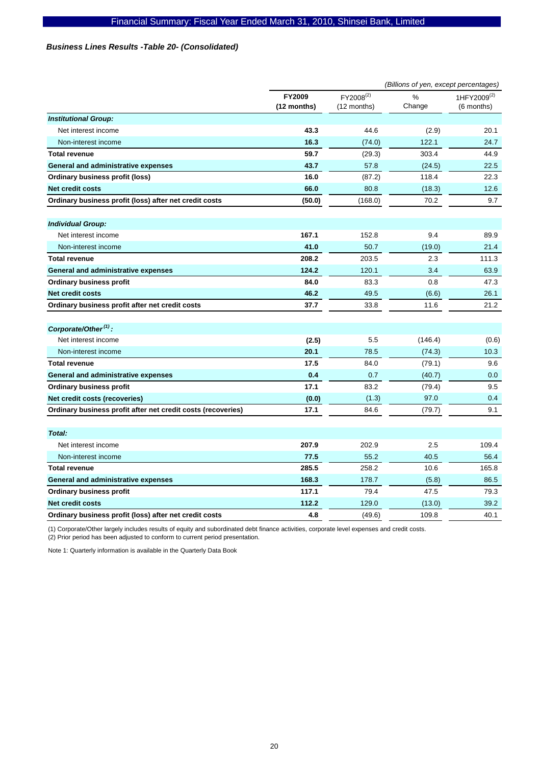### *Business Lines Results -Table 20- (Consolidated)*

*(Billions of yen, except percentages)*

| | FY2009 (12 months) | FY2008[(2)] (12 months) | % Change | 1HFY2009[(2)] (6 months) |
|---|---|---|---|---|
| ***Institutional Group:*** | | | | |
| Net interest income | **43.3** | 44.6 | (2.9) | 20.1 |
| Non-interest income | **16.3** | (74.0) | 122.1 | 24.7 |
| **Total revenue** | **59.7** | (29.3) | 303.4 | 44.9 |
| **General and administrative expenses** | **43.7** | 57.8 | (24.5) | 22.5 |
| **Ordinary business profit (loss)** | **16.0** | (87.2) | 118.4 | 22.3 |
| **Net credit costs** | **66.0** | 80.8 | (18.3) | 12.6 |
| **Ordinary business profit (loss) after net credit costs** | **(50.0)** | (168.0) | 70.2 | 9.7 |
| ***Individual Group:*** | | | | |
| Net interest income | **167.1** | 152.8 | 9.4 | 89.9 |
| Non-interest income | **41.0** | 50.7 | (19.0) | 21.4 |
| **Total revenue** | **208.2** | 203.5 | 2.3 | 111.3 |
| **General and administrative expenses** | **124.2** | 120.1 | 3.4 | 63.9 |
| **Ordinary business profit** | **84.0** | 83.3 | 0.8 | 47.3 |
| **Net credit costs** | **46.2** | 49.5 | (6.6) | 26.1 |
| **Ordinary business profit after net credit costs** | **37.7** | 33.8 | 11.6 | 21.2 |
| ***Corporate/Other[(1)]:*** | | | | |
| Net interest income | **(2.5)** | 5.5 | (146.4) | (0.6) |
| Non-interest income | **20.1** | 78.5 | (74.3) | 10.3 |
| **Total revenue** | **17.5** | 84.0 | (79.1) | 9.6 |
| **General and administrative expenses** | **0.4** | 0.7 | (40.7) | 0.0 |
| **Ordinary business profit** | **17.1** | 83.2 | (79.4) | 9.5 |
| **Net credit costs (recoveries)** | **(0.0)** | (1.3) | 97.0 | 0.4 |
| **Ordinary business profit after net credit costs (recoveries)** | **17.1** | 84.6 | (79.7) | 9.1 |
| ***Total:*** | | | | |
| Net interest income | **207.9** | 202.9 | 2.5 | 109.4 |
| Non-interest income | **77.5** | 55.2 | 40.5 | 56.4 |
| **Total revenue** | **285.5** | 258.2 | 10.6 | 165.8 |
| **General and administrative expenses** | **168.3** | 178.7 | (5.8) | 86.5 |
| **Ordinary business profit** | **117.1** | 79.4 | 47.5 | 79.3 |
| **Net credit costs** | **112.2** | 129.0 | (13.0) | 39.2 |
| **Ordinary business profit (loss) after net credit costs** | **4.8** | (49.6) | 109.8 | 40.1 |

(1) Corporate/Other largely includes results of equity and subordinated debt finance activities, corporate level expenses and credit costs.
(2) Prior period has been adjusted to conform to current period presentation.

Note 1: Quarterly information is available in the Quarterly Data Book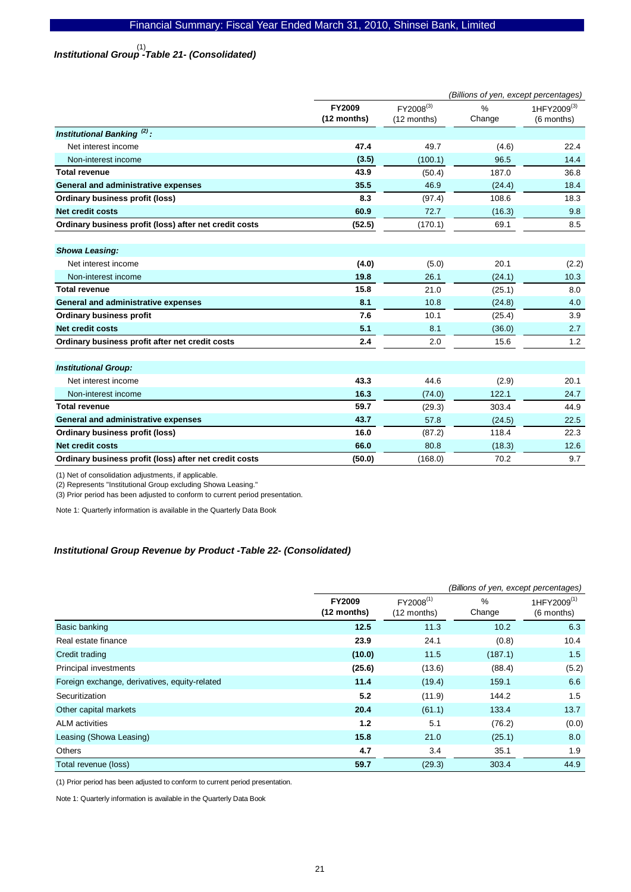### *Institutional Group[1] -Table 21- (Consolidated)*

*(Billions of yen, except percentages)*

| | FY2009 (12 months) | FY2008[3] (12 months) | % Change | 1HFY2009[3] (6 months) |
|---|---|---|---|---|
| ***Institutional Banking [2]:*** | | | | |
| Net interest income | **47.4** | 49.7 | (4.6) | 22.4 |
| Non-interest income | **(3.5)** | (100.1) | 96.5 | 14.4 |
| **Total revenue** | **43.9** | (50.4) | 187.0 | 36.8 |
| **General and administrative expenses** | **35.5** | 46.9 | (24.4) | 18.4 |
| **Ordinary business profit (loss)** | **8.3** | (97.4) | 108.6 | 18.3 |
| **Net credit costs** | **60.9** | 72.7 | (16.3) | 9.8 |
| **Ordinary business profit (loss) after net credit costs** | **(52.5)** | (170.1) | 69.1 | 8.5 |
| ***Showa Leasing:*** | | | | |
| Net interest income | **(4.0)** | (5.0) | 20.1 | (2.2) |
| Non-interest income | **19.8** | 26.1 | (24.1) | 10.3 |
| **Total revenue** | **15.8** | 21.0 | (25.1) | 8.0 |
| **General and administrative expenses** | **8.1** | 10.8 | (24.8) | 4.0 |
| **Ordinary business profit** | **7.6** | 10.1 | (25.4) | 3.9 |
| **Net credit costs** | **5.1** | 8.1 | (36.0) | 2.7 |
| **Ordinary business profit after net credit costs** | **2.4** | 2.0 | 15.6 | 1.2 |
| ***Institutional Group:*** | | | | |
| Net interest income | **43.3** | 44.6 | (2.9) | 20.1 |
| Non-interest income | **16.3** | (74.0) | 122.1 | 24.7 |
| **Total revenue** | **59.7** | (29.3) | 303.4 | 44.9 |
| **General and administrative expenses** | **43.7** | 57.8 | (24.5) | 22.5 |
| **Ordinary business profit (loss)** | **16.0** | (87.2) | 118.4 | 22.3 |
| **Net credit costs** | **66.0** | 80.8 | (18.3) | 12.6 |
| **Ordinary business profit (loss) after net credit costs** | **(50.0)** | (168.0) | 70.2 | 9.7 |

(1) Net of consolidation adjustments, if applicable.
(2) Represents "Institutional Group excluding Showa Leasing."
(3) Prior period has been adjusted to conform to current period presentation.

Note 1: Quarterly information is available in the Quarterly Data Book

### *Institutional Group Revenue by Product -Table 22- (Consolidated)*

*(Billions of yen, except percentages)*

| | FY2009 (12 months) | FY2008[1] (12 months) | % Change | 1HFY2009[1] (6 months) |
|---|---|---|---|---|
| Basic banking | **12.5** | 11.3 | 10.2 | 6.3 |
| Real estate finance | **23.9** | 24.1 | (0.8) | 10.4 |
| Credit trading | **(10.0)** | 11.5 | (187.1) | 1.5 |
| Principal investments | **(25.6)** | (13.6) | (88.4) | (5.2) |
| Foreign exchange, derivatives, equity-related | **11.4** | (19.4) | 159.1 | 6.6 |
| Securitization | **5.2** | (11.9) | 144.2 | 1.5 |
| Other capital markets | **20.4** | (61.1) | 133.4 | 13.7 |
| ALM activities | **1.2** | 5.1 | (76.2) | (0.0) |
| Leasing (Showa Leasing) | **15.8** | 21.0 | (25.1) | 8.0 |
| Others | **4.7** | 3.4 | 35.1 | 1.9 |
| Total revenue (loss) | **59.7** | (29.3) | 303.4 | 44.9 |

(1) Prior period has been adjusted to conform to current period presentation.

Note 1: Quarterly information is available in the Quarterly Data Book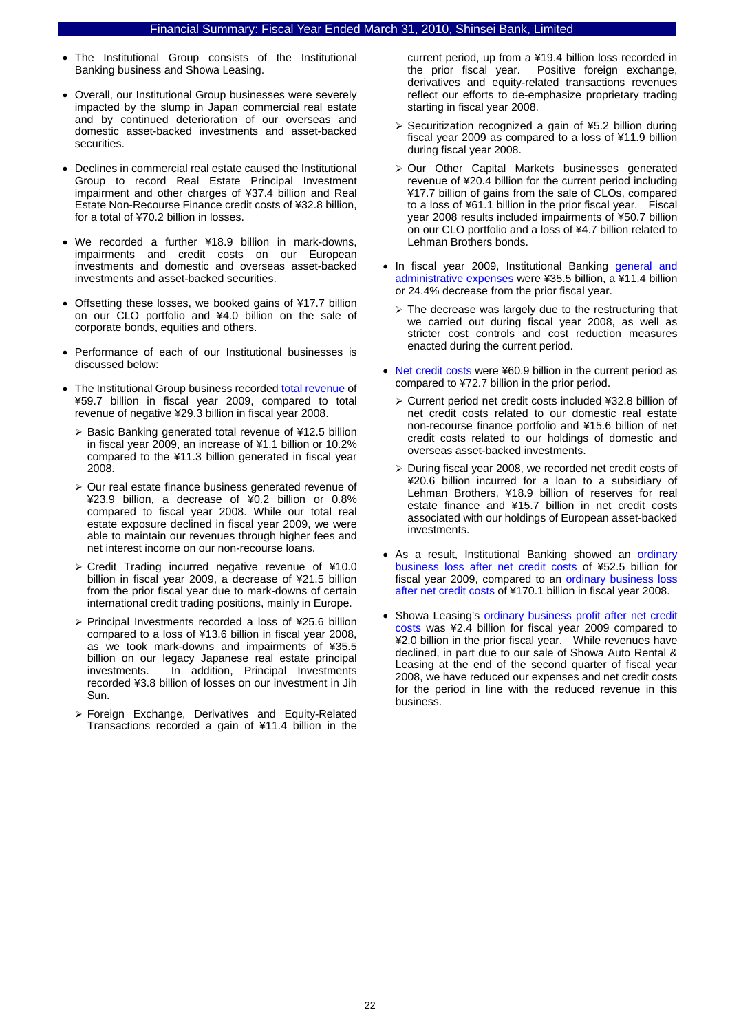- The Institutional Group consists of the Institutional Banking business and Showa Leasing.

- Overall, our Institutional Group businesses were severely impacted by the slump in Japan commercial real estate and by continued deterioration of our overseas and domestic asset-backed investments and asset-backed securities.

- Declines in commercial real estate caused the Institutional Group to record Real Estate Principal Investment impairment and other charges of ¥37.4 billion and Real Estate Non-Recourse Finance credit costs of ¥32.8 billion, for a total of ¥70.2 billion in losses.

- We recorded a further ¥18.9 billion in mark-downs, impairments and credit costs on our European investments and domestic and overseas asset-backed investments and asset-backed securities.

- Offsetting these losses, we booked gains of ¥17.7 billion on our CLO portfolio and ¥4.0 billion on the sale of corporate bonds, equities and others.

- Performance of each of our Institutional businesses is discussed below:

- The Institutional Group business recorded total revenue of ¥59.7 billion in fiscal year 2009, compared to total revenue of negative ¥29.3 billion in fiscal year 2008.
  - Basic Banking generated total revenue of ¥12.5 billion in fiscal year 2009, an increase of ¥1.1 billion or 10.2% compared to the ¥11.3 billion generated in fiscal year 2008.
  - Our real estate finance business generated revenue of ¥23.9 billion, a decrease of ¥0.2 billion or 0.8% compared to fiscal year 2008. While our total real estate exposure declined in fiscal year 2009, we were able to maintain our revenues through higher fees and net interest income on our non-recourse loans.
  - Credit Trading incurred negative revenue of ¥10.0 billion in fiscal year 2009, a decrease of ¥21.5 billion from the prior fiscal year due to mark-downs of certain international credit trading positions, mainly in Europe.
  - Principal Investments recorded a loss of ¥25.6 billion compared to a loss of ¥13.6 billion in fiscal year 2008, as we took mark-downs and impairments of ¥35.5 billion on our legacy Japanese real estate principal investments. In addition, Principal Investments recorded ¥3.8 billion of losses on our investment in Jih Sun.
  - Foreign Exchange, Derivatives and Equity-Related Transactions recorded a gain of ¥11.4 billion in the current period, up from a ¥19.4 billion loss recorded in the prior fiscal year. Positive foreign exchange, derivatives and equity-related transactions revenues reflect our efforts to de-emphasize proprietary trading starting in fiscal year 2008.
  - Securitization recognized a gain of ¥5.2 billion during fiscal year 2009 as compared to a loss of ¥11.9 billion during fiscal year 2008.
  - Our Other Capital Markets businesses generated revenue of ¥20.4 billion for the current period including ¥17.7 billion of gains from the sale of CLOs, compared to a loss of ¥61.1 billion in the prior fiscal year. Fiscal year 2008 results included impairments of ¥50.7 billion on our CLO portfolio and a loss of ¥4.7 billion related to Lehman Brothers bonds.

- In fiscal year 2009, Institutional Banking general and administrative expenses were ¥35.5 billion, a ¥11.4 billion or 24.4% decrease from the prior fiscal year.
  - The decrease was largely due to the restructuring that we carried out during fiscal year 2008, as well as stricter cost controls and cost reduction measures enacted during the current period.

- Net credit costs were ¥60.9 billion in the current period as compared to ¥72.7 billion in the prior period.
  - Current period net credit costs included ¥32.8 billion of net credit costs related to our domestic real estate non-recourse finance portfolio and ¥15.6 billion of net credit costs related to our holdings of domestic and overseas asset-backed investments.
  - During fiscal year 2008, we recorded net credit costs of ¥20.6 billion incurred for a loan to a subsidiary of Lehman Brothers, ¥18.9 billion of reserves for real estate finance and ¥15.7 billion in net credit costs associated with our holdings of European asset-backed investments.

- As a result, Institutional Banking showed an ordinary business loss after net credit costs of ¥52.5 billion for fiscal year 2009, compared to an ordinary business loss after net credit costs of ¥170.1 billion in fiscal year 2008.

- Showa Leasing's ordinary business profit after net credit costs was ¥2.4 billion for fiscal year 2009 compared to ¥2.0 billion in the prior fiscal year. While revenues have declined, in part due to our sale of Showa Auto Rental & Leasing at the end of the second quarter of fiscal year 2008, we have reduced our expenses and net credit costs for the period in line with the reduced revenue in this business.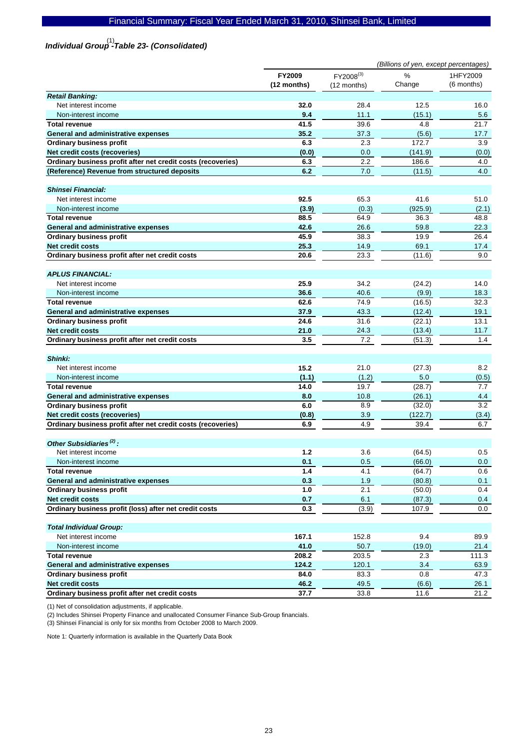## *Individual Group[1]-Table 23- (Consolidated)*

*(Billions of yen, except percentages)*

| | FY2009 (12 months) | FY2008[3] (12 months) | % Change | 1HFY2009 (6 months) |
|---|---|---|---|---|
| ***Retail Banking:*** | | | | |
| Net interest income | **32.0** | 28.4 | 12.5 | 16.0 |
| Non-interest income | **9.4** | 11.1 | (15.1) | 5.6 |
| **Total revenue** | **41.5** | 39.6 | 4.8 | 21.7 |
| **General and administrative expenses** | **35.2** | 37.3 | (5.6) | 17.7 |
| **Ordinary business profit** | **6.3** | 2.3 | 172.7 | 3.9 |
| **Net credit costs (recoveries)** | **(0.0)** | 0.0 | (141.9) | (0.0) |
| **Ordinary business profit after net credit costs (recoveries)** | **6.3** | 2.2 | 186.6 | 4.0 |
| **(Reference) Revenue from structured deposits** | **6.2** | 7.0 | (11.5) | 4.0 |
| ***Shinsei Financial:*** | | | | |
| Net interest income | **92.5** | 65.3 | 41.6 | 51.0 |
| Non-interest income | **(3.9)** | (0.3) | (925.9) | (2.1) |
| **Total revenue** | **88.5** | 64.9 | 36.3 | 48.8 |
| **General and administrative expenses** | **42.6** | 26.6 | 59.8 | 22.3 |
| **Ordinary business profit** | **45.9** | 38.3 | 19.9 | 26.4 |
| **Net credit costs** | **25.3** | 14.9 | 69.1 | 17.4 |
| **Ordinary business profit after net credit costs** | **20.6** | 23.3 | (11.6) | 9.0 |
| ***APLUS FINANCIAL:*** | | | | |
| Net interest income | **25.9** | 34.2 | (24.2) | 14.0 |
| Non-interest income | **36.6** | 40.6 | (9.9) | 18.3 |
| **Total revenue** | **62.6** | 74.9 | (16.5) | 32.3 |
| **General and administrative expenses** | **37.9** | 43.3 | (12.4) | 19.1 |
| **Ordinary business profit** | **24.6** | 31.6 | (22.1) | 13.1 |
| **Net credit costs** | **21.0** | 24.3 | (13.4) | 11.7 |
| **Ordinary business profit after net credit costs** | **3.5** | 7.2 | (51.3) | 1.4 |
| ***Shinki:*** | | | | |
| Net interest income | **15.2** | 21.0 | (27.3) | 8.2 |
| Non-interest income | **(1.1)** | (1.2) | 5.0 | (0.5) |
| **Total revenue** | **14.0** | 19.7 | (28.7) | 7.7 |
| **General and administrative expenses** | **8.0** | 10.8 | (26.1) | 4.4 |
| **Ordinary business profit** | **6.0** | 8.9 | (32.0) | 3.2 |
| **Net credit costs (recoveries)** | **(0.8)** | 3.9 | (122.7) | (3.4) |
| **Ordinary business profit after net credit costs (recoveries)** | **6.9** | 4.9 | 39.4 | 6.7 |
| ***Other Subsidiaries[2]:*** | | | | |
| Net interest income | **1.2** | 3.6 | (64.5) | 0.5 |
| Non-interest income | **0.1** | 0.5 | (66.0) | 0.0 |
| **Total revenue** | **1.4** | 4.1 | (64.7) | 0.6 |
| **General and administrative expenses** | **0.3** | 1.9 | (80.8) | 0.1 |
| **Ordinary business profit** | **1.0** | 2.1 | (50.0) | 0.4 |
| **Net credit costs** | **0.7** | 6.1 | (87.3) | 0.4 |
| **Ordinary business profit (loss) after net credit costs** | **0.3** | (3.9) | 107.9 | 0.0 |
| ***Total Individual Group:*** | | | | |
| Net interest income | **167.1** | 152.8 | 9.4 | 89.9 |
| Non-interest income | **41.0** | 50.7 | (19.0) | 21.4 |
| **Total revenue** | **208.2** | 203.5 | 2.3 | 111.3 |
| **General and administrative expenses** | **124.2** | 120.1 | 3.4 | 63.9 |
| **Ordinary business profit** | **84.0** | 83.3 | 0.8 | 47.3 |
| **Net credit costs** | **46.2** | 49.5 | (6.6) | 26.1 |
| **Ordinary business profit after net credit costs** | **37.7** | 33.8 | 11.6 | 21.2 |

(1) Net of consolidation adjustments, if applicable.

(2) Includes Shinsei Property Finance and unallocated Consumer Finance Sub-Group financials.

(3) Shinsei Financial is only for six months from October 2008 to March 2009.

Note 1: Quarterly information is available in the Quarterly Data Book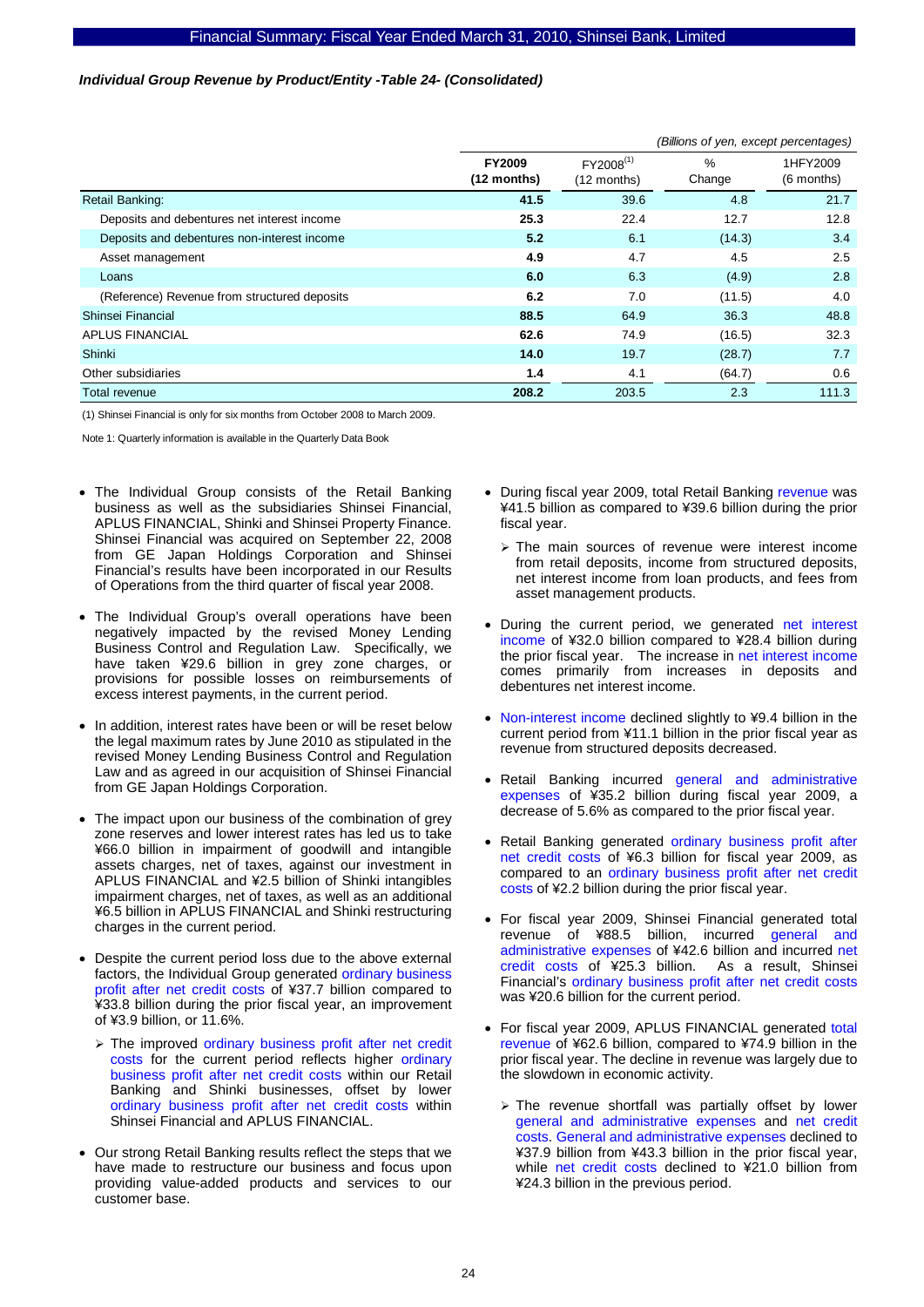*Individual Group Revenue by Product/Entity -Table 24- (Consolidated)*

(Billions of yen, except percentages)

| | FY2009 (12 months) | FY2008[1] (12 months) | % Change | 1HFY2009 (6 months) |
|---|---|---|---|---|
| Retail Banking: | **41.5** | 39.6 | 4.8 | 21.7 |
| Deposits and debentures net interest income | **25.3** | 22.4 | 12.7 | 12.8 |
| Deposits and debentures non-interest income | **5.2** | 6.1 | (14.3) | 3.4 |
| Asset management | **4.9** | 4.7 | 4.5 | 2.5 |
| Loans | **6.0** | 6.3 | (4.9) | 2.8 |
| (Reference) Revenue from structured deposits | **6.2** | 7.0 | (11.5) | 4.0 |
| Shinsei Financial | **88.5** | 64.9 | 36.3 | 48.8 |
| APLUS FINANCIAL | **62.6** | 74.9 | (16.5) | 32.3 |
| Shinki | **14.0** | 19.7 | (28.7) | 7.7 |
| Other subsidiaries | **1.4** | 4.1 | (64.7) | 0.6 |
| Total revenue | **208.2** | 203.5 | 2.3 | 111.3 |

(1) Shinsei Financial is only for six months from October 2008 to March 2009.

Note 1: Quarterly information is available in the Quarterly Data Book

- The Individual Group consists of the Retail Banking business as well as the subsidiaries Shinsei Financial, APLUS FINANCIAL, Shinki and Shinsei Property Finance. Shinsei Financial was acquired on September 22, 2008 from GE Japan Holdings Corporation and Shinsei Financial's results have been incorporated in our Results of Operations from the third quarter of fiscal year 2008.
- The Individual Group's overall operations have been negatively impacted by the revised Money Lending Business Control and Regulation Law. Specifically, we have taken ¥29.6 billion in grey zone charges, or provisions for possible losses on reimbursements of excess interest payments, in the current period.
- In addition, interest rates have been or will be reset below the legal maximum rates by June 2010 as stipulated in the revised Money Lending Business Control and Regulation Law and as agreed in our acquisition of Shinsei Financial from GE Japan Holdings Corporation.
- The impact upon our business of the combination of grey zone reserves and lower interest rates has led us to take ¥66.0 billion in impairment of goodwill and intangible assets charges, net of taxes, against our investment in APLUS FINANCIAL and ¥2.5 billion of Shinki intangibles impairment charges, net of taxes, as well as an additional ¥6.5 billion in APLUS FINANCIAL and Shinki restructuring charges in the current period.
- Despite the current period loss due to the above external factors, the Individual Group generated ordinary business profit after net credit costs of ¥37.7 billion compared to ¥33.8 billion during the prior fiscal year, an improvement of ¥3.9 billion, or 11.6%.
  - The improved ordinary business profit after net credit costs for the current period reflects higher ordinary business profit after net credit costs within our Retail Banking and Shinki businesses, offset by lower ordinary business profit after net credit costs within Shinsei Financial and APLUS FINANCIAL.
- Our strong Retail Banking results reflect the steps that we have made to restructure our business and focus upon providing value-added products and services to our customer base.
- During fiscal year 2009, total Retail Banking revenue was ¥41.5 billion as compared to ¥39.6 billion during the prior fiscal year.
  - The main sources of revenue were interest income from retail deposits, income from structured deposits, net interest income from loan products, and fees from asset management products.
- During the current period, we generated net interest income of ¥32.0 billion compared to ¥28.4 billion during the prior fiscal year. The increase in net interest income comes primarily from increases in deposits and debentures net interest income.
- Non-interest income declined slightly to ¥9.4 billion in the current period from ¥11.1 billion in the prior fiscal year as revenue from structured deposits decreased.
- Retail Banking incurred general and administrative expenses of ¥35.2 billion during fiscal year 2009, a decrease of 5.6% as compared to the prior fiscal year.
- Retail Banking generated ordinary business profit after net credit costs of ¥6.3 billion for fiscal year 2009, as compared to an ordinary business profit after net credit costs of ¥2.2 billion during the prior fiscal year.
- For fiscal year 2009, Shinsei Financial generated total revenue of ¥88.5 billion, incurred general and administrative expenses of ¥42.6 billion and incurred net credit costs of ¥25.3 billion. As a result, Shinsei Financial's ordinary business profit after net credit costs was ¥20.6 billion for the current period.
- For fiscal year 2009, APLUS FINANCIAL generated total revenue of ¥62.6 billion, compared to ¥74.9 billion in the prior fiscal year. The decline in revenue was largely due to the slowdown in economic activity.
  - The revenue shortfall was partially offset by lower general and administrative expenses and net credit costs. General and administrative expenses declined to ¥37.9 billion from ¥43.3 billion in the prior fiscal year, while net credit costs declined to ¥21.0 billion from ¥24.3 billion in the previous period.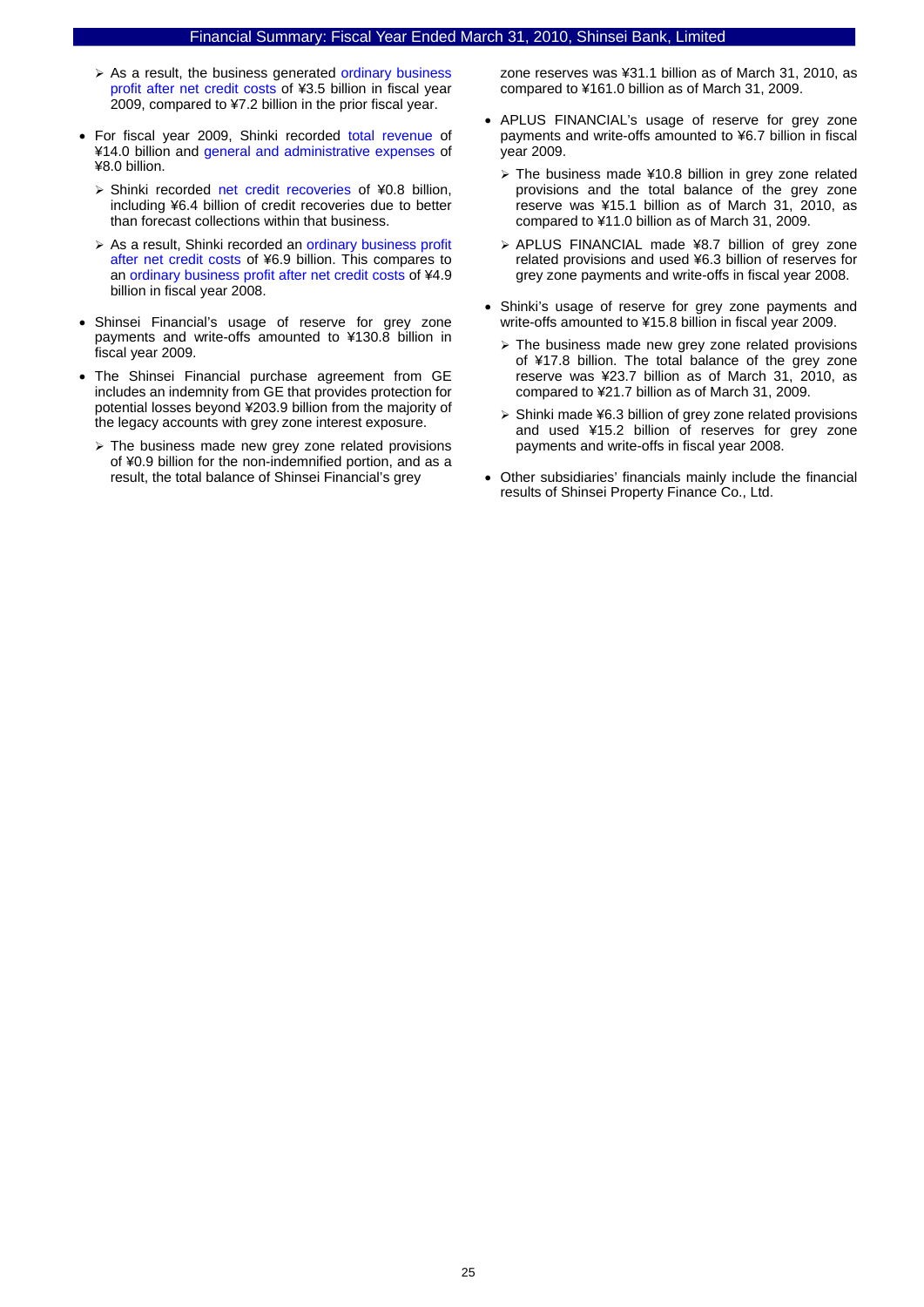- As a result, the business generated ordinary business profit after net credit costs of ¥3.5 billion in fiscal year 2009, compared to ¥7.2 billion in the prior fiscal year.

- For fiscal year 2009, Shinki recorded total revenue of ¥14.0 billion and general and administrative expenses of ¥8.0 billion.
  - Shinki recorded net credit recoveries of ¥0.8 billion, including ¥6.4 billion of credit recoveries due to better than forecast collections within that business.
  - As a result, Shinki recorded an ordinary business profit after net credit costs of ¥6.9 billion. This compares to an ordinary business profit after net credit costs of ¥4.9 billion in fiscal year 2008.

- Shinsei Financial's usage of reserve for grey zone payments and write-offs amounted to ¥130.8 billion in fiscal year 2009.

- The Shinsei Financial purchase agreement from GE includes an indemnity from GE that provides protection for potential losses beyond ¥203.9 billion from the majority of the legacy accounts with grey zone interest exposure.
  - The business made new grey zone related provisions of ¥0.9 billion for the non-indemnified portion, and as a result, the total balance of Shinsei Financial's grey zone reserves was ¥31.1 billion as of March 31, 2010, as compared to ¥161.0 billion as of March 31, 2009.

- APLUS FINANCIAL's usage of reserve for grey zone payments and write-offs amounted to ¥6.7 billion in fiscal year 2009.
  - The business made ¥10.8 billion in grey zone related provisions and the total balance of the grey zone reserve was ¥15.1 billion as of March 31, 2010, as compared to ¥11.0 billion as of March 31, 2009.
  - APLUS FINANCIAL made ¥8.7 billion of grey zone related provisions and used ¥6.3 billion of reserves for grey zone payments and write-offs in fiscal year 2008.

- Shinki's usage of reserve for grey zone payments and write-offs amounted to ¥15.8 billion in fiscal year 2009.
  - The business made new grey zone related provisions of ¥17.8 billion. The total balance of the grey zone reserve was ¥23.7 billion as of March 31, 2010, as compared to ¥21.7 billion as of March 31, 2009.
  - Shinki made ¥6.3 billion of grey zone related provisions and used ¥15.2 billion of reserves for grey zone payments and write-offs in fiscal year 2008.

- Other subsidiaries' financials mainly include the financial results of Shinsei Property Finance Co., Ltd.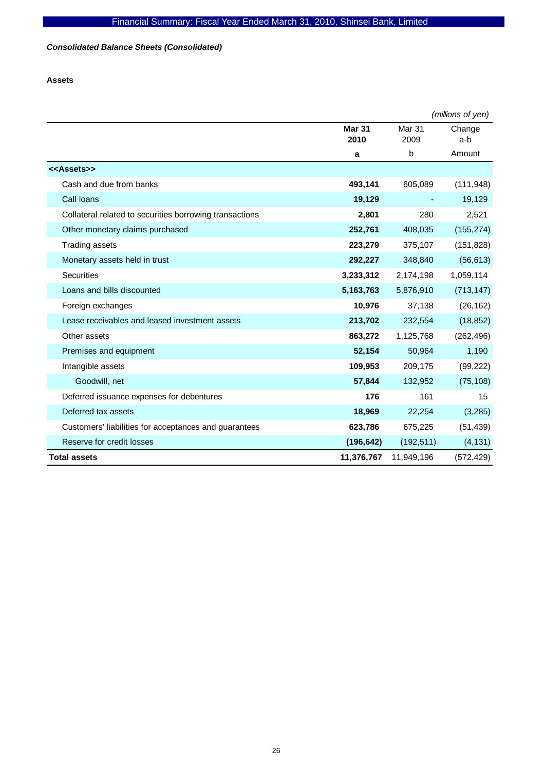*Consolidated Balance Sheets (Consolidated)*

**Assets**

*(millions of yen)*

| | **Mar 31 2010** | Mar 31 2009 | Change a-b |
|---|---|---|---|
| | **a** | b | Amount |
| **<<Assets>>** | | | |
| Cash and due from banks | **493,141** | 605,089 | (111,948) |
| Call loans | **19,129** | - | 19,129 |
| Collateral related to securities borrowing transactions | **2,801** | 280 | 2,521 |
| Other monetary claims purchased | **252,761** | 408,035 | (155,274) |
| Trading assets | **223,279** | 375,107 | (151,828) |
| Monetary assets held in trust | **292,227** | 348,840 | (56,613) |
| Securities | **3,233,312** | 2,174,198 | 1,059,114 |
| Loans and bills discounted | **5,163,763** | 5,876,910 | (713,147) |
| Foreign exchanges | **10,976** | 37,138 | (26,162) |
| Lease receivables and leased investment assets | **213,702** | 232,554 | (18,852) |
| Other assets | **863,272** | 1,125,768 | (262,496) |
| Premises and equipment | **52,154** | 50,964 | 1,190 |
| Intangible assets | **109,953** | 209,175 | (99,222) |
| Goodwill, net | **57,844** | 132,952 | (75,108) |
| Deferred issuance expenses for debentures | **176** | 161 | 15 |
| Deferred tax assets | **18,969** | 22,254 | (3,285) |
| Customers' liabilities for acceptances and guarantees | **623,786** | 675,225 | (51,439) |
| Reserve for credit losses | **(196,642)** | (192,511) | (4,131) |
| **Total assets** | **11,376,767** | 11,949,196 | (572,429) |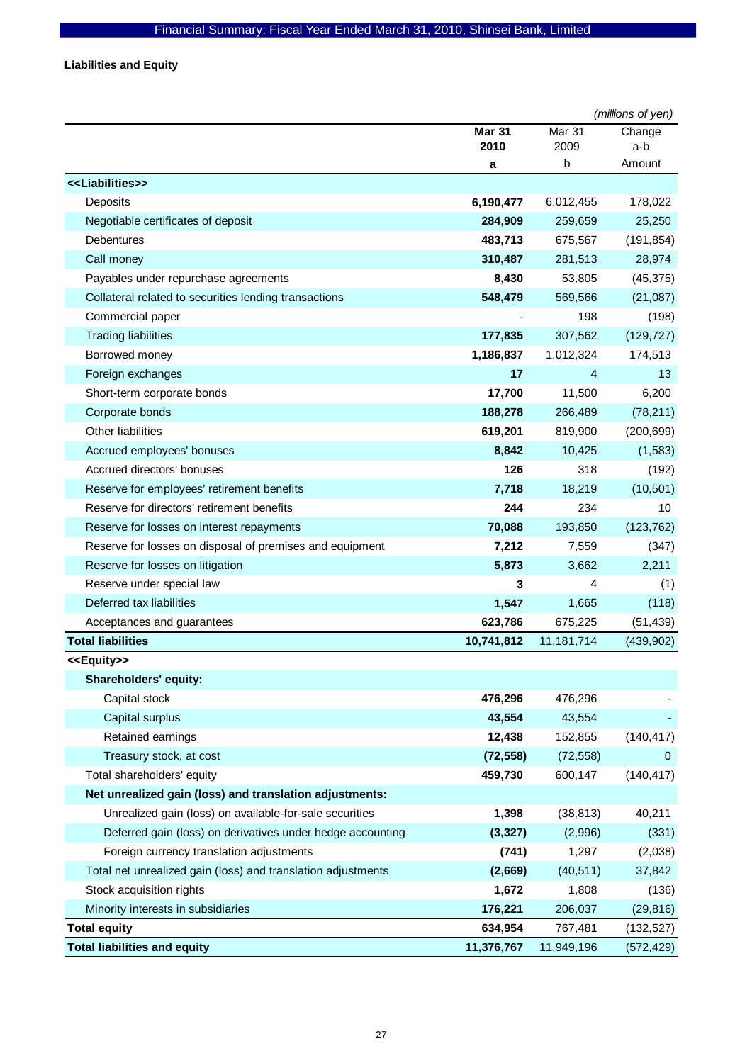Financial Summary: Fiscal Year Ended March 31, 2010, Shinsei Bank, Limited

**Liabilities and Equity**

*(millions of yen)*

| | **Mar 31 2010 a** | Mar 31 2009 b | Change a-b Amount |
|---|---|---|---|
| **<<Liabilities>>** | | | |
| Deposits | **6,190,477** | 6,012,455 | 178,022 |
| Negotiable certificates of deposit | **284,909** | 259,659 | 25,250 |
| Debentures | **483,713** | 675,567 | (191,854) |
| Call money | **310,487** | 281,513 | 28,974 |
| Payables under repurchase agreements | **8,430** | 53,805 | (45,375) |
| Collateral related to securities lending transactions | **548,479** | 569,566 | (21,087) |
| Commercial paper | **-** | 198 | (198) |
| Trading liabilities | **177,835** | 307,562 | (129,727) |
| Borrowed money | **1,186,837** | 1,012,324 | 174,513 |
| Foreign exchanges | **17** | 4 | 13 |
| Short-term corporate bonds | **17,700** | 11,500 | 6,200 |
| Corporate bonds | **188,278** | 266,489 | (78,211) |
| Other liabilities | **619,201** | 819,900 | (200,699) |
| Accrued employees' bonuses | **8,842** | 10,425 | (1,583) |
| Accrued directors' bonuses | **126** | 318 | (192) |
| Reserve for employees' retirement benefits | **7,718** | 18,219 | (10,501) |
| Reserve for directors' retirement benefits | **244** | 234 | 10 |
| Reserve for losses on interest repayments | **70,088** | 193,850 | (123,762) |
| Reserve for losses on disposal of premises and equipment | **7,212** | 7,559 | (347) |
| Reserve for losses on litigation | **5,873** | 3,662 | 2,211 |
| Reserve under special law | **3** | 4 | (1) |
| Deferred tax liabilities | **1,547** | 1,665 | (118) |
| Acceptances and guarantees | **623,786** | 675,225 | (51,439) |
| **Total liabilities** | **10,741,812** | 11,181,714 | (439,902) |
| **<<Equity>>** | | | |
| **Shareholders' equity:** | | | |
| Capital stock | **476,296** | 476,296 | - |
| Capital surplus | **43,554** | 43,554 | - |
| Retained earnings | **12,438** | 152,855 | (140,417) |
| Treasury stock, at cost | **(72,558)** | (72,558) | 0 |
| Total shareholders' equity | **459,730** | 600,147 | (140,417) |
| **Net unrealized gain (loss) and translation adjustments:** | | | |
| Unrealized gain (loss) on available-for-sale securities | **1,398** | (38,813) | 40,211 |
| Deferred gain (loss) on derivatives under hedge accounting | **(3,327)** | (2,996) | (331) |
| Foreign currency translation adjustments | **(741)** | 1,297 | (2,038) |
| Total net unrealized gain (loss) and translation adjustments | **(2,669)** | (40,511) | 37,842 |
| Stock acquisition rights | **1,672** | 1,808 | (136) |
| Minority interests in subsidiaries | **176,221** | 206,037 | (29,816) |
| **Total equity** | **634,954** | 767,481 | (132,527) |
| **Total liabilities and equity** | **11,376,767** | 11,949,196 | (572,429) |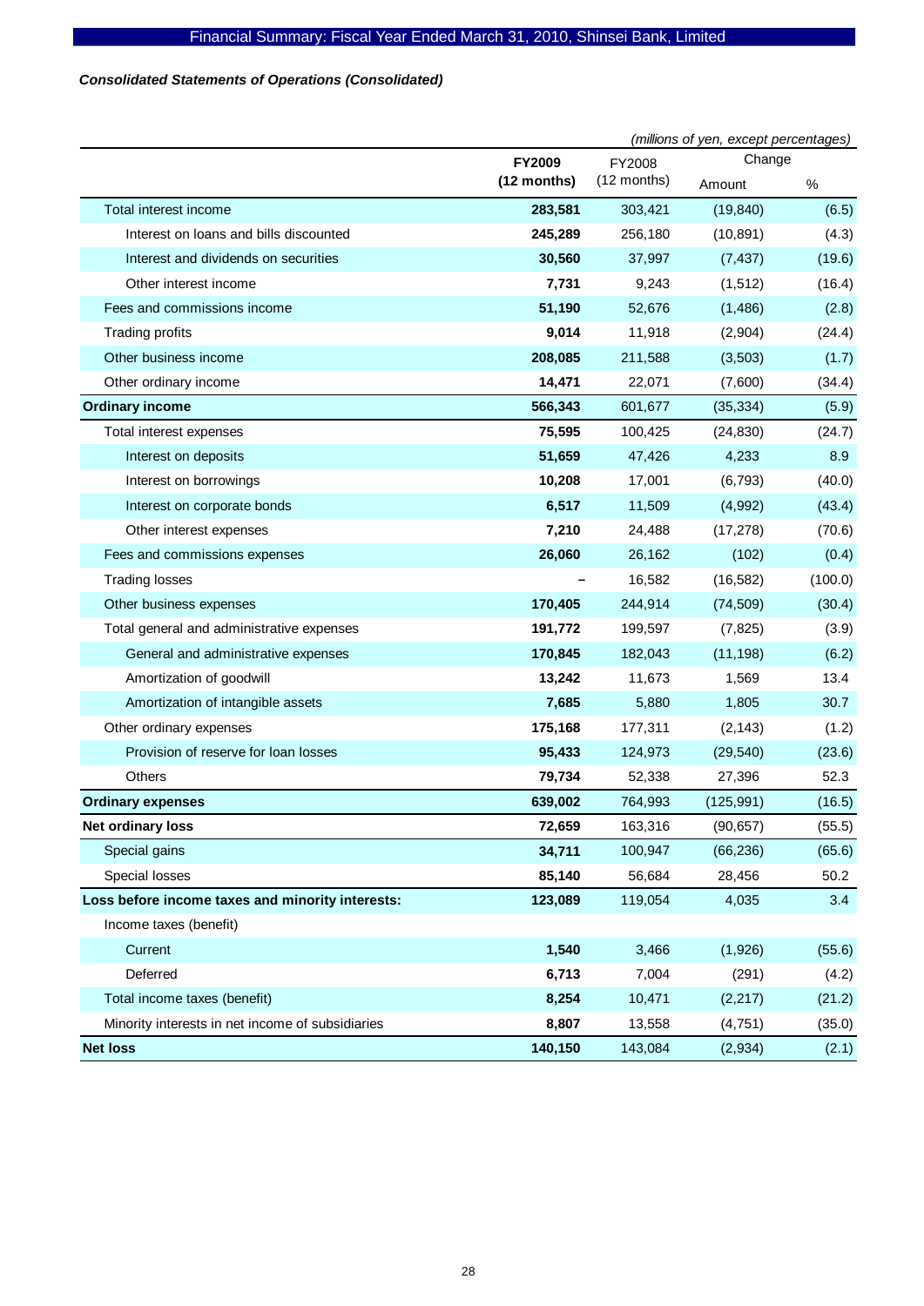*Consolidated Statements of Operations (Consolidated)*

*(millions of yen, except percentages)*

| | FY2009 (12 months) | FY2008 (12 months) | Change | |
|---|---|---|---|---|
| | | | Amount | % |
| Total interest income | **283,581** | 303,421 | (19,840) | (6.5) |
| Interest on loans and bills discounted | **245,289** | 256,180 | (10,891) | (4.3) |
| Interest and dividends on securities | **30,560** | 37,997 | (7,437) | (19.6) |
| Other interest income | **7,731** | 9,243 | (1,512) | (16.4) |
| Fees and commissions income | **51,190** | 52,676 | (1,486) | (2.8) |
| Trading profits | **9,014** | 11,918 | (2,904) | (24.4) |
| Other business income | **208,085** | 211,588 | (3,503) | (1.7) |
| Other ordinary income | **14,471** | 22,071 | (7,600) | (34.4) |
| **Ordinary income** | **566,343** | 601,677 | (35,334) | (5.9) |
| Total interest expenses | **75,595** | 100,425 | (24,830) | (24.7) |
| Interest on deposits | **51,659** | 47,426 | 4,233 | 8.9 |
| Interest on borrowings | **10,208** | 17,001 | (6,793) | (40.0) |
| Interest on corporate bonds | **6,517** | 11,509 | (4,992) | (43.4) |
| Other interest expenses | **7,210** | 24,488 | (17,278) | (70.6) |
| Fees and commissions expenses | **26,060** | 26,162 | (102) | (0.4) |
| Trading losses | **–** | 16,582 | (16,582) | (100.0) |
| Other business expenses | **170,405** | 244,914 | (74,509) | (30.4) |
| Total general and administrative expenses | **191,772** | 199,597 | (7,825) | (3.9) |
| General and administrative expenses | **170,845** | 182,043 | (11,198) | (6.2) |
| Amortization of goodwill | **13,242** | 11,673 | 1,569 | 13.4 |
| Amortization of intangible assets | **7,685** | 5,880 | 1,805 | 30.7 |
| Other ordinary expenses | **175,168** | 177,311 | (2,143) | (1.2) |
| Provision of reserve for loan losses | **95,433** | 124,973 | (29,540) | (23.6) |
| Others | **79,734** | 52,338 | 27,396 | 52.3 |
| **Ordinary expenses** | **639,002** | 764,993 | (125,991) | (16.5) |
| **Net ordinary loss** | **72,659** | 163,316 | (90,657) | (55.5) |
| Special gains | **34,711** | 100,947 | (66,236) | (65.6) |
| Special losses | **85,140** | 56,684 | 28,456 | 50.2 |
| **Loss before income taxes and minority interests:** | **123,089** | 119,054 | 4,035 | 3.4 |
| Income taxes (benefit) | | | | |
| Current | **1,540** | 3,466 | (1,926) | (55.6) |
| Deferred | **6,713** | 7,004 | (291) | (4.2) |
| Total income taxes (benefit) | **8,254** | 10,471 | (2,217) | (21.2) |
| Minority interests in net income of subsidiaries | **8,807** | 13,558 | (4,751) | (35.0) |
| **Net loss** | **140,150** | 143,084 | (2,934) | (2.1) |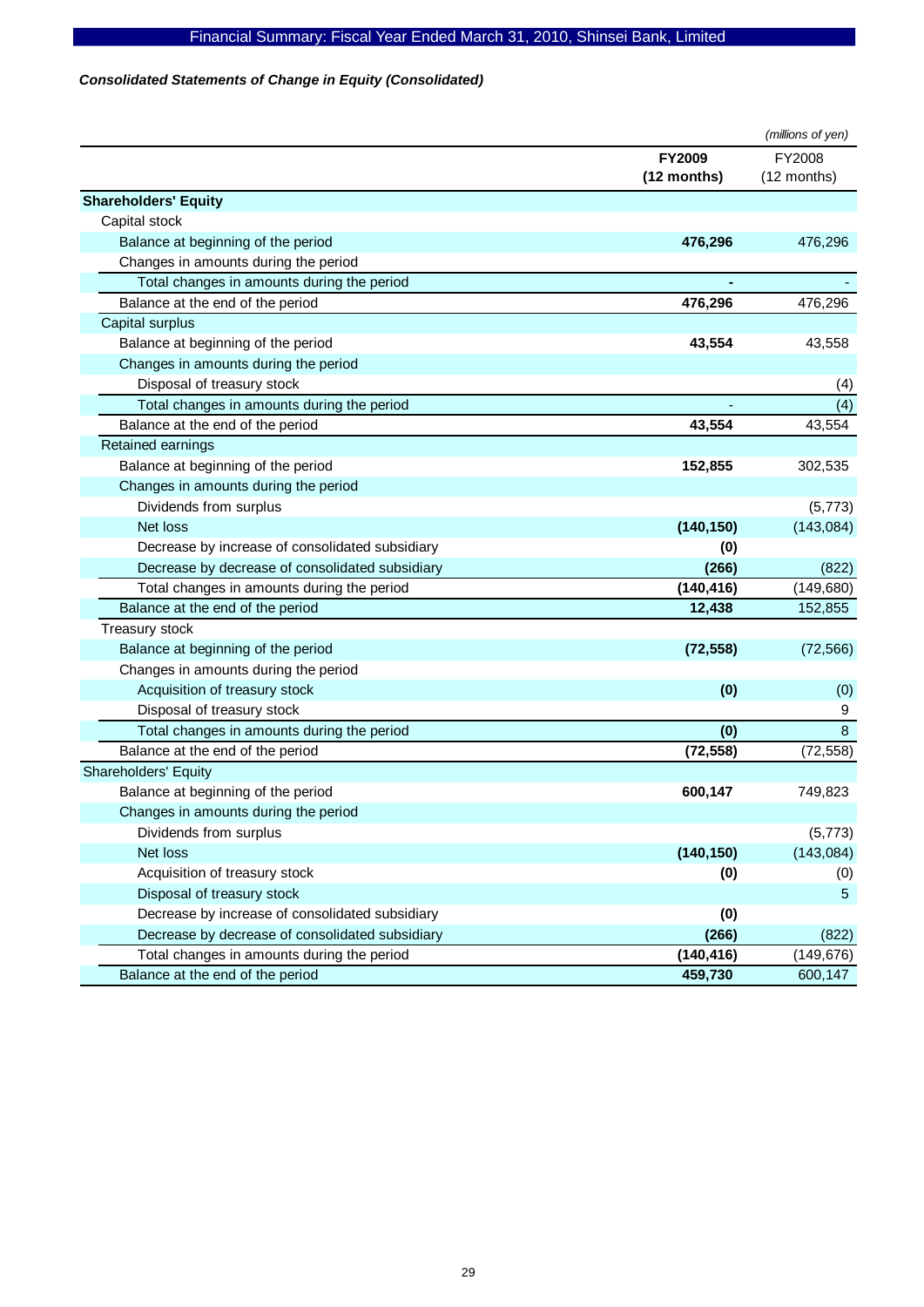*Consolidated Statements of Change in Equity (Consolidated)*

*(millions of yen)*

| | **FY2009 (12 months)** | FY2008 (12 months) |
|---|---|---|
| **Shareholders' Equity** | | |
| Capital stock | | |
| Balance at beginning of the period | **476,296** | 476,296 |
| Changes in amounts during the period | | |
| Total changes in amounts during the period | **-** | - |
| Balance at the end of the period | **476,296** | 476,296 |
| Capital surplus | | |
| Balance at beginning of the period | **43,554** | 43,558 |
| Changes in amounts during the period | | |
| Disposal of treasury stock | | (4) |
| Total changes in amounts during the period | - | (4) |
| Balance at the end of the period | **43,554** | 43,554 |
| Retained earnings | | |
| Balance at beginning of the period | **152,855** | 302,535 |
| Changes in amounts during the period | | |
| Dividends from surplus | | (5,773) |
| Net loss | **(140,150)** | (143,084) |
| Decrease by increase of consolidated subsidiary | **(0)** | |
| Decrease by decrease of consolidated subsidiary | **(266)** | (822) |
| Total changes in amounts during the period | **(140,416)** | (149,680) |
| Balance at the end of the period | **12,438** | 152,855 |
| Treasury stock | | |
| Balance at beginning of the period | **(72,558)** | (72,566) |
| Changes in amounts during the period | | |
| Acquisition of treasury stock | **(0)** | (0) |
| Disposal of treasury stock | | 9 |
| Total changes in amounts during the period | **(0)** | 8 |
| Balance at the end of the period | **(72,558)** | (72,558) |
| Shareholders' Equity | | |
| Balance at beginning of the period | **600,147** | 749,823 |
| Changes in amounts during the period | | |
| Dividends from surplus | | (5,773) |
| Net loss | **(140,150)** | (143,084) |
| Acquisition of treasury stock | **(0)** | (0) |
| Disposal of treasury stock | | 5 |
| Decrease by increase of consolidated subsidiary | **(0)** | |
| Decrease by decrease of consolidated subsidiary | **(266)** | (822) |
| Total changes in amounts during the period | **(140,416)** | (149,676) |
| Balance at the end of the period | **459,730** | 600,147 |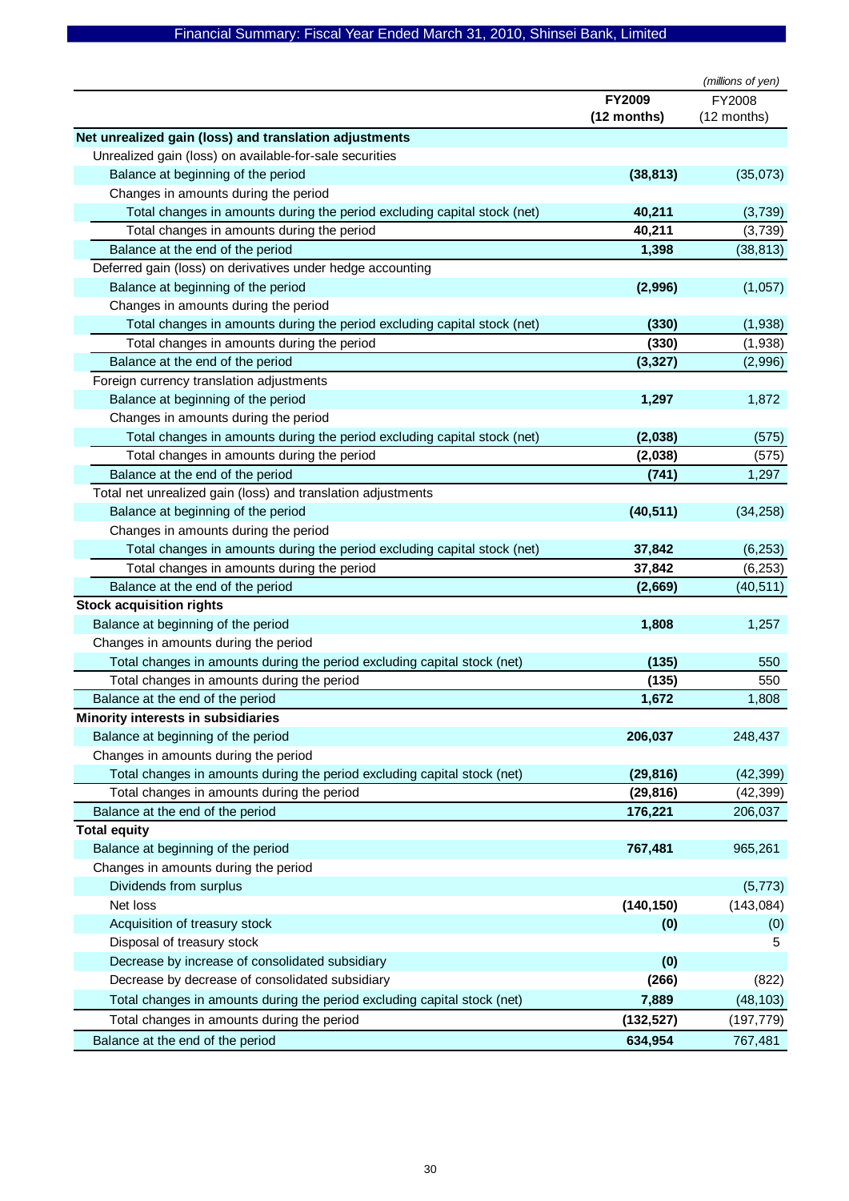Financial Summary: Fiscal Year Ended March 31, 2010, Shinsei Bank, Limited

*(millions of yen)*

| | **FY2009 (12 months)** | FY2008 (12 months) |
|---|---|---|
| **Net unrealized gain (loss) and translation adjustments** | | |
| Unrealized gain (loss) on available-for-sale securities | | |
| Balance at beginning of the period | **(38,813)** | (35,073) |
| Changes in amounts during the period | | |
| Total changes in amounts during the period excluding capital stock (net) | **40,211** | (3,739) |
| Total changes in amounts during the period | **40,211** | (3,739) |
| Balance at the end of the period | **1,398** | (38,813) |
| Deferred gain (loss) on derivatives under hedge accounting | | |
| Balance at beginning of the period | **(2,996)** | (1,057) |
| Changes in amounts during the period | | |
| Total changes in amounts during the period excluding capital stock (net) | **(330)** | (1,938) |
| Total changes in amounts during the period | **(330)** | (1,938) |
| Balance at the end of the period | **(3,327)** | (2,996) |
| Foreign currency translation adjustments | | |
| Balance at beginning of the period | **1,297** | 1,872 |
| Changes in amounts during the period | | |
| Total changes in amounts during the period excluding capital stock (net) | **(2,038)** | (575) |
| Total changes in amounts during the period | **(2,038)** | (575) |
| Balance at the end of the period | **(741)** | 1,297 |
| Total net unrealized gain (loss) and translation adjustments | | |
| Balance at beginning of the period | **(40,511)** | (34,258) |
| Changes in amounts during the period | | |
| Total changes in amounts during the period excluding capital stock (net) | **37,842** | (6,253) |
| Total changes in amounts during the period | **37,842** | (6,253) |
| Balance at the end of the period | **(2,669)** | (40,511) |
| **Stock acquisition rights** | | |
| Balance at beginning of the period | **1,808** | 1,257 |
| Changes in amounts during the period | | |
| Total changes in amounts during the period excluding capital stock (net) | **(135)** | 550 |
| Total changes in amounts during the period | **(135)** | 550 |
| Balance at the end of the period | **1,672** | 1,808 |
| **Minority interests in subsidiaries** | | |
| Balance at beginning of the period | **206,037** | 248,437 |
| Changes in amounts during the period | | |
| Total changes in amounts during the period excluding capital stock (net) | **(29,816)** | (42,399) |
| Total changes in amounts during the period | **(29,816)** | (42,399) |
| Balance at the end of the period | **176,221** | 206,037 |
| **Total equity** | | |
| Balance at beginning of the period | **767,481** | 965,261 |
| Changes in amounts during the period | | |
| Dividends from surplus | | (5,773) |
| Net loss | **(140,150)** | (143,084) |
| Acquisition of treasury stock | **(0)** | (0) |
| Disposal of treasury stock | | 5 |
| Decrease by increase of consolidated subsidiary | **(0)** | |
| Decrease by decrease of consolidated subsidiary | **(266)** | (822) |
| Total changes in amounts during the period excluding capital stock (net) | **7,889** | (48,103) |
| Total changes in amounts during the period | **(132,527)** | (197,779) |
| Balance at the end of the period | **634,954** | 767,481 |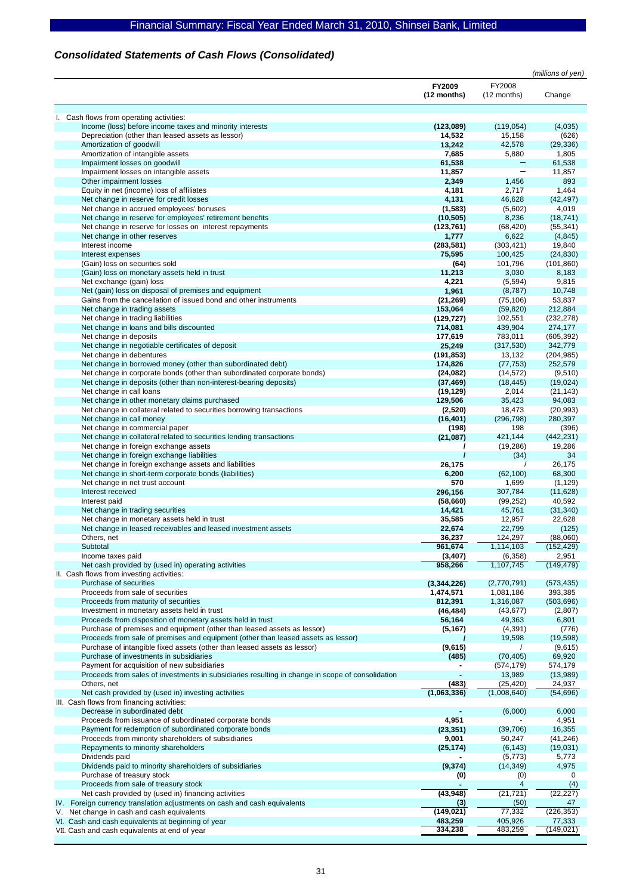## *Consolidated Statements of Cash Flows (Consolidated)*

*(millions of yen)*

| | FY2009 (12 months) | FY2008 (12 months) | Change |
|---|---|---|---|
| I. Cash flows from operating activities: | | | |
| Income (loss) before income taxes and minority interests | **(123,089)** | (119,054) | (4,035) |
| Depreciation (other than leased assets as lessor) | **14,532** | 15,158 | (626) |
| Amortization of goodwill | **13,242** | 42,578 | (29,336) |
| Amortization of intangible assets | **7,685** | 5,880 | 1,805 |
| Impairment losses on goodwill | **61,538** | — | 61,538 |
| Impairment losses on intangible assets | **11,857** | — | 11,857 |
| Other impairment losses | **2,349** | 1,456 | 893 |
| Equity in net (income) loss of affiliates | **4,181** | 2,717 | 1,464 |
| Net change in reserve for credit losses | **4,131** | 46,628 | (42,497) |
| Net change in accrued employees' bonuses | **(1,583)** | (5,602) | 4,019 |
| Net change in reserve for employees' retirement benefits | **(10,505)** | 8,236 | (18,741) |
| Net change in reserve for losses on interest repayments | **(123,761)** | (68,420) | (55,341) |
| Net change in other reserves | **1,777** | 6,622 | (4,845) |
| Interest income | **(283,581)** | (303,421) | 19,840 |
| Interest expenses | **75,595** | 100,425 | (24,830) |
| (Gain) loss on securities sold | **(64)** | 101,796 | (101,860) |
| (Gain) loss on monetary assets held in trust | **11,213** | 3,030 | 8,183 |
| Net exchange (gain) loss | **4,221** | (5,594) | 9,815 |
| Net (gain) loss on disposal of premises and equipment | **1,961** | (8,787) | 10,748 |
| Gains from the cancellation of issued bond and other instruments | **(21,269)** | (75,106) | 53,837 |
| Net change in trading assets | **153,064** | (59,820) | 212,884 |
| Net change in trading liabilities | **(129,727)** | 102,551 | (232,278) |
| Net change in loans and bills discounted | **714,081** | 439,904 | 274,177 |
| Net change in deposits | **177,619** | 783,011 | (605,392) |
| Net change in negotiable certificates of deposit | **25,249** | (317,530) | 342,779 |
| Net change in debentures | **(191,853)** | 13,132 | (204,985) |
| Net change in borrowed money (other than subordinated debt) | **174,826** | (77,753) | 252,579 |
| Net change in corporate bonds (other than subordinated corporate bonds) | **(24,082)** | (14,572) | (9,510) |
| Net change in deposits (other than non-interest-bearing deposits) | **(37,469)** | (18,445) | (19,024) |
| Net change in call loans | **(19,129)** | 2,014 | (21,143) |
| Net change in other monetary claims purchased | **129,506** | 35,423 | 94,083 |
| Net change in collateral related to securities borrowing transactions | **(2,520)** | 18,473 | (20,993) |
| Net change in call money | **(16,401)** | (296,798) | 280,397 |
| Net change in commercial paper | **(198)** | 198 | (396) |
| Net change in collateral related to securities lending transactions | **(21,087)** | 421,144 | (442,231) |
| Net change in foreign exchange assets | **/** | (19,286) | 19,286 |
| Net change in foreign exchange liabilities | **/** | (34) | 34 |
| Net change in foreign exchange assets and liabilities | **26,175** | / | 26,175 |
| Net change in short-term corporate bonds (liabilities) | **6,200** | (62,100) | 68,300 |
| Net change in net trust account | **570** | 1,699 | (1,129) |
| Interest received | **296,156** | 307,784 | (11,628) |
| Interest paid | **(58,660)** | (99,252) | 40,592 |
| Net change in trading securities | **14,421** | 45,761 | (31,340) |
| Net change in monetary assets held in trust | **35,585** | 12,957 | 22,628 |
| Net change in leased receivables and leased investment assets | **22,674** | 22,799 | (125) |
| Others, net | **36,237** | 124,297 | (88,060) |
| Subtotal | **961,674** | 1,114,103 | (152,429) |
| Income taxes paid | **(3,407)** | (6,358) | 2,951 |
| Net cash provided by (used in) operating activities | **958,266** | 1,107,745 | (149,479) |
| II. Cash flows from investing activities: | | | |
| Purchase of securities | **(3,344,226)** | (2,770,791) | (573,435) |
| Proceeds from sale of securities | **1,474,571** | 1,081,186 | 393,385 |
| Proceeds from maturity of securities | **812,391** | 1,316,087 | (503,696) |
| Investment in monetary assets held in trust | **(46,484)** | (43,677) | (2,807) |
| Proceeds from disposition of monetary assets held in trust | **56,164** | 49,363 | 6,801 |
| Purchase of premises and equipment (other than leased assets as lessor) | **(5,167)** | (4,391) | (776) |
| Proceeds from sale of premises and equipment (other than leased assets as lessor) | **/** | 19,598 | (19,598) |
| Purchase of intangible fixed assets (other than leased assets as lessor) | **(9,615)** | / | (9,615) |
| Purchase of investments in subsidiaries | **(485)** | (70,405) | 69,920 |
| Payment for acquisition of new subsidiaries | **-** | (574,179) | 574,179 |
| Proceeds from sales of investments in subsidiaries resulting in change in scope of consolidation | **-** | 13,989 | (13,989) |
| Others, net | **(483)** | (25,420) | 24,937 |
| Net cash provided by (used in) investing activities | **(1,063,336)** | (1,008,640) | (54,696) |
| III. Cash flows from financing activities: | | | |
| Decrease in subordinated debt | **-** | (6,000) | 6,000 |
| Proceeds from issuance of subordinated corporate bonds | **4,951** | - | 4,951 |
| Payment for redemption of subordinated corporate bonds | **(23,351)** | (39,706) | 16,355 |
| Proceeds from minority shareholders of subsidiaries | **9,001** | 50,247 | (41,246) |
| Repayments to minority shareholders | **(25,174)** | (6,143) | (19,031) |
| Dividends paid | **-** | (5,773) | 5,773 |
| Dividends paid to minority shareholders of subsidiaries | **(9,374)** | (14,349) | 4,975 |
| Purchase of treasury stock | **(0)** | (0) | 0 |
| Proceeds from sale of treasury stock | **-** | 4 | (4) |
| Net cash provided by (used in) financing activities | **(43,948)** | (21,721) | (22,227) |
| IV. Foreign currency translation adjustments on cash and cash equivalents | **(3)** | (50) | 47 |
| V. Net change in cash and cash equivalents | **(149,021)** | 77,332 | (226,353) |
| VI. Cash and cash equivalents at beginning of year | **483,259** | 405,926 | 77,333 |
| VII. Cash and cash equivalents at end of year | **334,238** | 483,259 | (149,021) |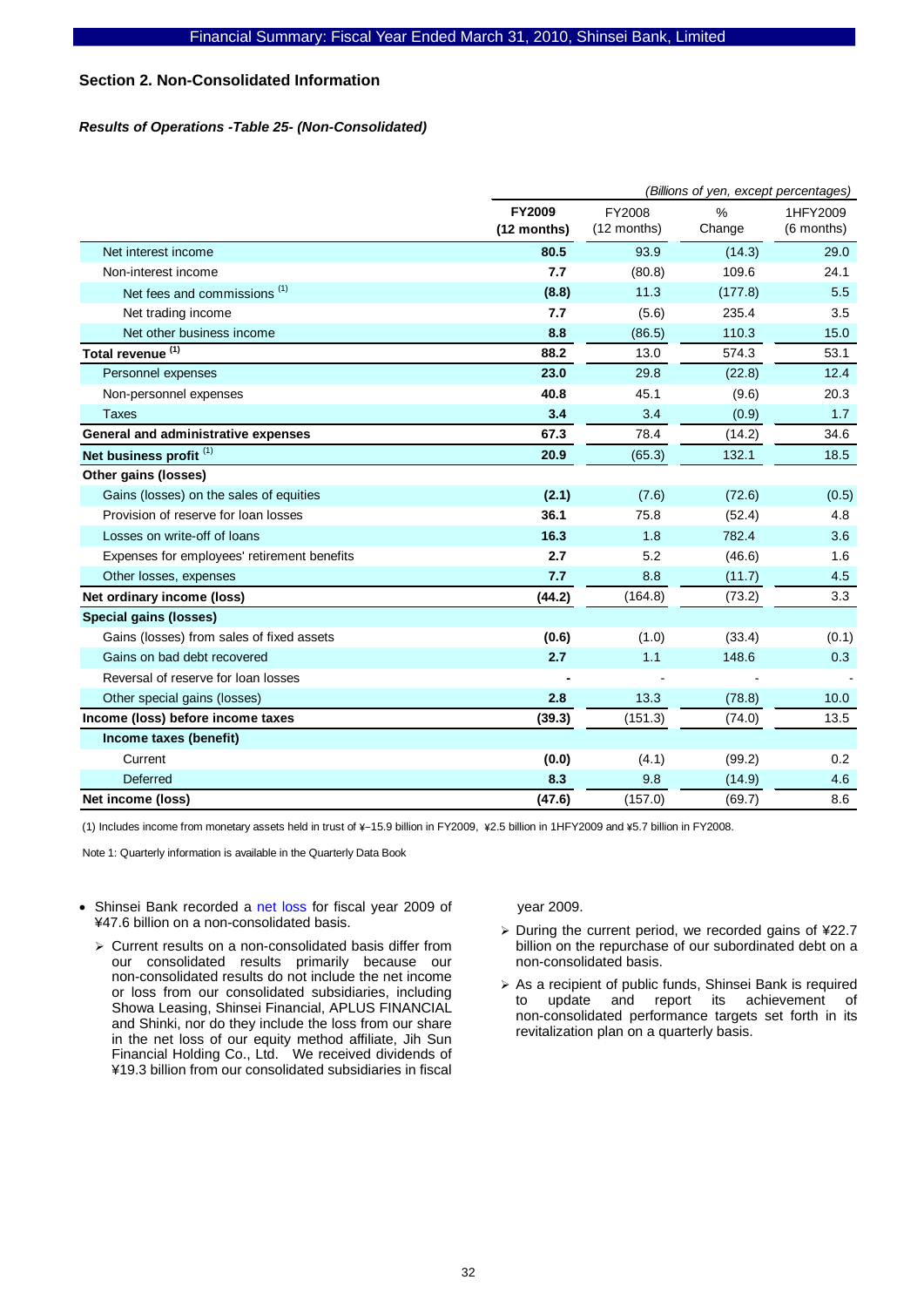## Section 2. Non-Consolidated Information

### *Results of Operations -Table 25- (Non-Consolidated)*

*(Billions of yen, except percentages)*

| | **FY2009 (12 months)** | FY2008 (12 months) | % Change | 1HFY2009 (6 months) |
|---|---|---|---|---|
| Net interest income | **80.5** | 93.9 | (14.3) | 29.0 |
| Non-interest income | **7.7** | (80.8) | 109.6 | 24.1 |
| Net fees and commissions [1] | **(8.8)** | 11.3 | (177.8) | 5.5 |
| Net trading income | **7.7** | (5.6) | 235.4 | 3.5 |
| Net other business income | **8.8** | (86.5) | 110.3 | 15.0 |
| **Total revenue** [1] | **88.2** | 13.0 | 574.3 | 53.1 |
| Personnel expenses | **23.0** | 29.8 | (22.8) | 12.4 |
| Non-personnel expenses | **40.8** | 45.1 | (9.6) | 20.3 |
| Taxes | **3.4** | 3.4 | (0.9) | 1.7 |
| **General and administrative expenses** | **67.3** | 78.4 | (14.2) | 34.6 |
| **Net business profit** [1] | **20.9** | (65.3) | 132.1 | 18.5 |
| **Other gains (losses)** | | | | |
| Gains (losses) on the sales of equities | **(2.1)** | (7.6) | (72.6) | (0.5) |
| Provision of reserve for loan losses | **36.1** | 75.8 | (52.4) | 4.8 |
| Losses on write-off of loans | **16.3** | 1.8 | 782.4 | 3.6 |
| Expenses for employees' retirement benefits | **2.7** | 5.2 | (46.6) | 1.6 |
| Other losses, expenses | **7.7** | 8.8 | (11.7) | 4.5 |
| **Net ordinary income (loss)** | **(44.2)** | (164.8) | (73.2) | 3.3 |
| **Special gains (losses)** | | | | |
| Gains (losses) from sales of fixed assets | **(0.6)** | (1.0) | (33.4) | (0.1) |
| Gains on bad debt recovered | **2.7** | 1.1 | 148.6 | 0.3 |
| Reversal of reserve for loan losses | **-** | - | - | - |
| Other special gains (losses) | **2.8** | 13.3 | (78.8) | 10.0 |
| **Income (loss) before income taxes** | **(39.3)** | (151.3) | (74.0) | 13.5 |
| **Income taxes (benefit)** | | | | |
| Current | **(0.0)** | (4.1) | (99.2) | 0.2 |
| Deferred | **8.3** | 9.8 | (14.9) | 4.6 |
| **Net income (loss)** | **(47.6)** | (157.0) | (69.7) | 8.6 |

(1) Includes income from monetary assets held in trust of ¥-15.9 billion in FY2009, ¥2.5 billion in 1HFY2009 and ¥5.7 billion in FY2008.

Note 1: Quarterly information is available in the Quarterly Data Book

- Shinsei Bank recorded a net loss for fiscal year 2009 of ¥47.6 billion on a non-consolidated basis.
  - Current results on a non-consolidated basis differ from our consolidated results primarily because our non-consolidated results do not include the net income or loss from our consolidated subsidiaries, including Showa Leasing, Shinsei Financial, APLUS FINANCIAL and Shinki, nor do they include the loss from our share in the net loss of our equity method affiliate, Jih Sun Financial Holding Co., Ltd. We received dividends of ¥19.3 billion from our consolidated subsidiaries in fiscal year 2009.
  - During the current period, we recorded gains of ¥22.7 billion on the repurchase of our subordinated debt on a non-consolidated basis.
  - As a recipient of public funds, Shinsei Bank is required to update and report its achievement of non-consolidated performance targets set forth in its revitalization plan on a quarterly basis.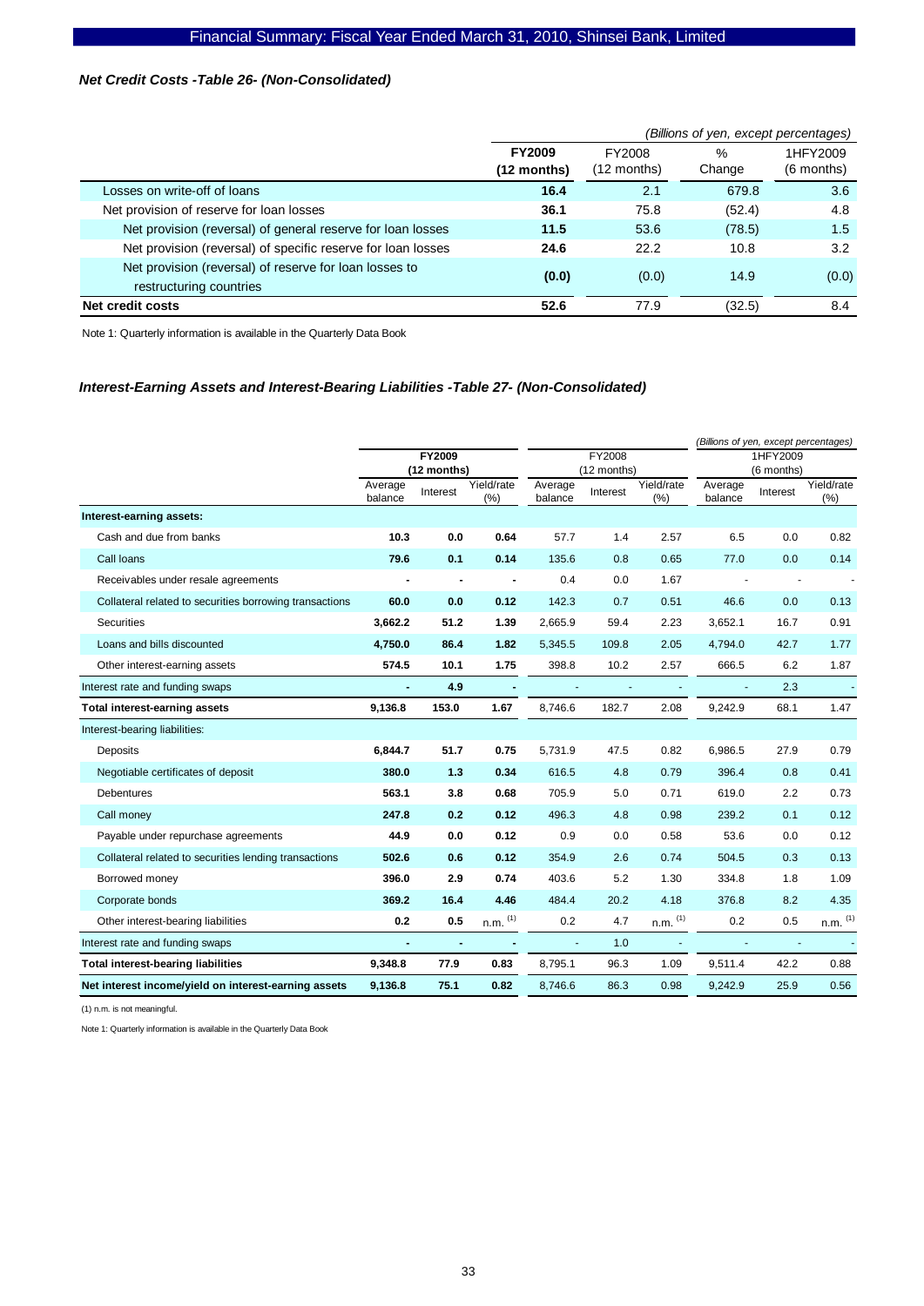### *Net Credit Costs -Table 26- (Non-Consolidated)*

*(Billions of yen, except percentages)*

| | **FY2009 (12 months)** | FY2008 (12 months) | % Change | 1HFY2009 (6 months) |
|---|---|---|---|---|
| Losses on write-off of loans | **16.4** | 2.1 | 679.8 | 3.6 |
| Net provision of reserve for loan losses | **36.1** | 75.8 | (52.4) | 4.8 |
| Net provision (reversal) of general reserve for loan losses | **11.5** | 53.6 | (78.5) | 1.5 |
| Net provision (reversal) of specific reserve for loan losses | **24.6** | 22.2 | 10.8 | 3.2 |
| Net provision (reversal) of reserve for loan losses to restructuring countries | **(0.0)** | (0.0) | 14.9 | (0.0) |
| **Net credit costs** | **52.6** | 77.9 | (32.5) | 8.4 |

Note 1: Quarterly information is available in the Quarterly Data Book

### *Interest-Earning Assets and Interest-Bearing Liabilities -Table 27- (Non-Consolidated)*

*(Billions of yen, except percentages)*

| | **FY2009 (12 months)** | | | FY2008 (12 months) | | | 1HFY2009 (6 months) | | |
|---|---|---|---|---|---|---|---|---|---|
| | Average balance | Interest | Yield/rate (%) | Average balance | Interest | Yield/rate (%) | Average balance | Interest | Yield/rate (%) |
| **Interest-earning assets:** | | | | | | | | | |
| Cash and due from banks | **10.3** | **0.0** | **0.64** | 57.7 | 1.4 | 2.57 | 6.5 | 0.0 | 0.82 |
| Call loans | **79.6** | **0.1** | **0.14** | 135.6 | 0.8 | 0.65 | 77.0 | 0.0 | 0.14 |
| Receivables under resale agreements | **-** | **-** | **-** | 0.4 | 0.0 | 1.67 | - | - | - |
| Collateral related to securities borrowing transactions | **60.0** | **0.0** | **0.12** | 142.3 | 0.7 | 0.51 | 46.6 | 0.0 | 0.13 |
| Securities | **3,662.2** | **51.2** | **1.39** | 2,665.9 | 59.4 | 2.23 | 3,652.1 | 16.7 | 0.91 |
| Loans and bills discounted | **4,750.0** | **86.4** | **1.82** | 5,345.5 | 109.8 | 2.05 | 4,794.0 | 42.7 | 1.77 |
| Other interest-earning assets | **574.5** | **10.1** | **1.75** | 398.8 | 10.2 | 2.57 | 666.5 | 6.2 | 1.87 |
| Interest rate and funding swaps | **-** | **4.9** | **-** | - | - | - | - | 2.3 | - |
| **Total interest-earning assets** | **9,136.8** | **153.0** | **1.67** | 8,746.6 | 182.7 | 2.08 | 9,242.9 | 68.1 | 1.47 |
| Interest-bearing liabilities: | | | | | | | | | |
| Deposits | **6,844.7** | **51.7** | **0.75** | 5,731.9 | 47.5 | 0.82 | 6,986.5 | 27.9 | 0.79 |
| Negotiable certificates of deposit | **380.0** | **1.3** | **0.34** | 616.5 | 4.8 | 0.79 | 396.4 | 0.8 | 0.41 |
| Debentures | **563.1** | **3.8** | **0.68** | 705.9 | 5.0 | 0.71 | 619.0 | 2.2 | 0.73 |
| Call money | **247.8** | **0.2** | **0.12** | 496.3 | 4.8 | 0.98 | 239.2 | 0.1 | 0.12 |
| Payable under repurchase agreements | **44.9** | **0.0** | **0.12** | 0.9 | 0.0 | 0.58 | 53.6 | 0.0 | 0.12 |
| Collateral related to securities lending transactions | **502.6** | **0.6** | **0.12** | 354.9 | 2.6 | 0.74 | 504.5 | 0.3 | 0.13 |
| Borrowed money | **396.0** | **2.9** | **0.74** | 403.6 | 5.2 | 1.30 | 334.8 | 1.8 | 1.09 |
| Corporate bonds | **369.2** | **16.4** | **4.46** | 484.4 | 20.2 | 4.18 | 376.8 | 8.2 | 4.35 |
| Other interest-bearing liabilities | **0.2** | **0.5** | **n.m. (1)** | 0.2 | 4.7 | n.m. (1) | 0.2 | 0.5 | n.m. (1) |
| Interest rate and funding swaps | **-** | **-** | **-** | - | 1.0 | - | - | - | - |
| **Total interest-bearing liabilities** | **9,348.8** | **77.9** | **0.83** | 8,795.1 | 96.3 | 1.09 | 9,511.4 | 42.2 | 0.88 |
| **Net interest income/yield on interest-earning assets** | **9,136.8** | **75.1** | **0.82** | 8,746.6 | 86.3 | 0.98 | 9,242.9 | 25.9 | 0.56 |

(1) n.m. is not meaningful.

Note 1: Quarterly information is available in the Quarterly Data Book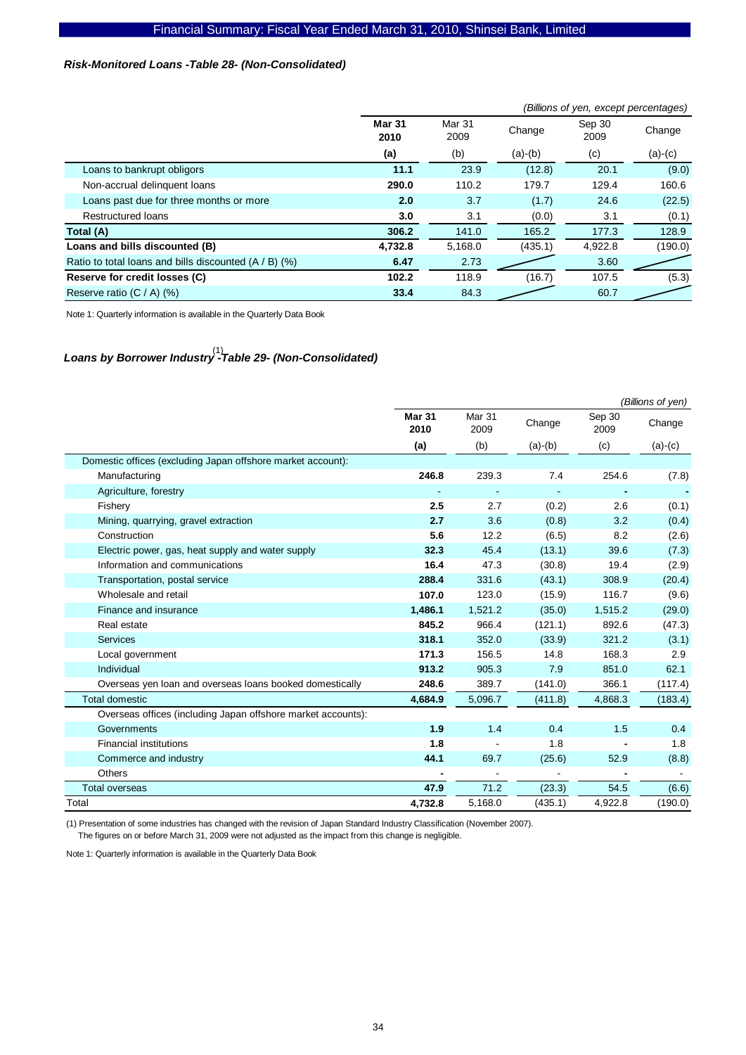### *Risk-Monitored Loans -Table 28- (Non-Consolidated)*

*(Billions of yen, except percentages)*

| | **Mar 31 2010** | Mar 31 2009 | Change | Sep 30 2009 | Change |
|---|---|---|---|---|---|
| | **(a)** | (b) | (a)-(b) | (c) | (a)-(c) |
| Loans to bankrupt obligors | **11.1** | 23.9 | (12.8) | 20.1 | (9.0) |
| Non-accrual delinquent loans | **290.0** | 110.2 | 179.7 | 129.4 | 160.6 |
| Loans past due for three months or more | **2.0** | 3.7 | (1.7) | 24.6 | (22.5) |
| Restructured loans | **3.0** | 3.1 | (0.0) | 3.1 | (0.1) |
| **Total (A)** | **306.2** | 141.0 | 165.2 | 177.3 | 128.9 |
| **Loans and bills discounted (B)** | **4,732.8** | 5,168.0 | (435.1) | 4,922.8 | (190.0) |
| Ratio to total loans and bills discounted (A / B) (%) | **6.47** | 2.73 | | 3.60 | |
| **Reserve for credit losses (C)** | **102.2** | 118.9 | (16.7) | 107.5 | (5.3) |
| Reserve ratio (C / A) (%) | **33.4** | 84.3 | | 60.7 | |

Note 1: Quarterly information is available in the Quarterly Data Book

### *Loans by Borrower Industry[1] -Table 29- (Non-Consolidated)*

*(Billions of yen)*

| | **Mar 31 2010** | Mar 31 2009 | Change | Sep 30 2009 | Change |
|---|---|---|---|---|---|
| | **(a)** | (b) | (a)-(b) | (c) | (a)-(c) |
| Domestic offices (excluding Japan offshore market account): | | | | | |
| Manufacturing | **246.8** | 239.3 | 7.4 | 254.6 | (7.8) |
| Agriculture, forestry | **-** | - | - | **-** | **-** |
| Fishery | **2.5** | 2.7 | (0.2) | 2.6 | (0.1) |
| Mining, quarrying, gravel extraction | **2.7** | 3.6 | (0.8) | 3.2 | (0.4) |
| Construction | **5.6** | 12.2 | (6.5) | 8.2 | (2.6) |
| Electric power, gas, heat supply and water supply | **32.3** | 45.4 | (13.1) | 39.6 | (7.3) |
| Information and communications | **16.4** | 47.3 | (30.8) | 19.4 | (2.9) |
| Transportation, postal service | **288.4** | 331.6 | (43.1) | 308.9 | (20.4) |
| Wholesale and retail | **107.0** | 123.0 | (15.9) | 116.7 | (9.6) |
| Finance and insurance | **1,486.1** | 1,521.2 | (35.0) | 1,515.2 | (29.0) |
| Real estate | **845.2** | 966.4 | (121.1) | 892.6 | (47.3) |
| Services | **318.1** | 352.0 | (33.9) | 321.2 | (3.1) |
| Local government | **171.3** | 156.5 | 14.8 | 168.3 | 2.9 |
| Individual | **913.2** | 905.3 | 7.9 | 851.0 | 62.1 |
| Overseas yen loan and overseas loans booked domestically | **248.6** | 389.7 | (141.0) | 366.1 | (117.4) |
| Total domestic | **4,684.9** | 5,096.7 | (411.8) | 4,868.3 | (183.4) |
| Overseas offices (including Japan offshore market accounts): | | | | | |
| Governments | **1.9** | 1.4 | 0.4 | 1.5 | 0.4 |
| Financial institutions | **1.8** | - | 1.8 | **-** | 1.8 |
| Commerce and industry | **44.1** | 69.7 | (25.6) | 52.9 | (8.8) |
| Others | **-** | - | - | **-** | - |
| Total overseas | **47.9** | 71.2 | (23.3) | 54.5 | (6.6) |
| Total | **4,732.8** | 5,168.0 | (435.1) | 4,922.8 | (190.0) |

(1) Presentation of some industries has changed with the revision of Japan Standard Industry Classification (November 2007).
The figures on or before March 31, 2009 were not adjusted as the impact from this change is negligible.

Note 1: Quarterly information is available in the Quarterly Data Book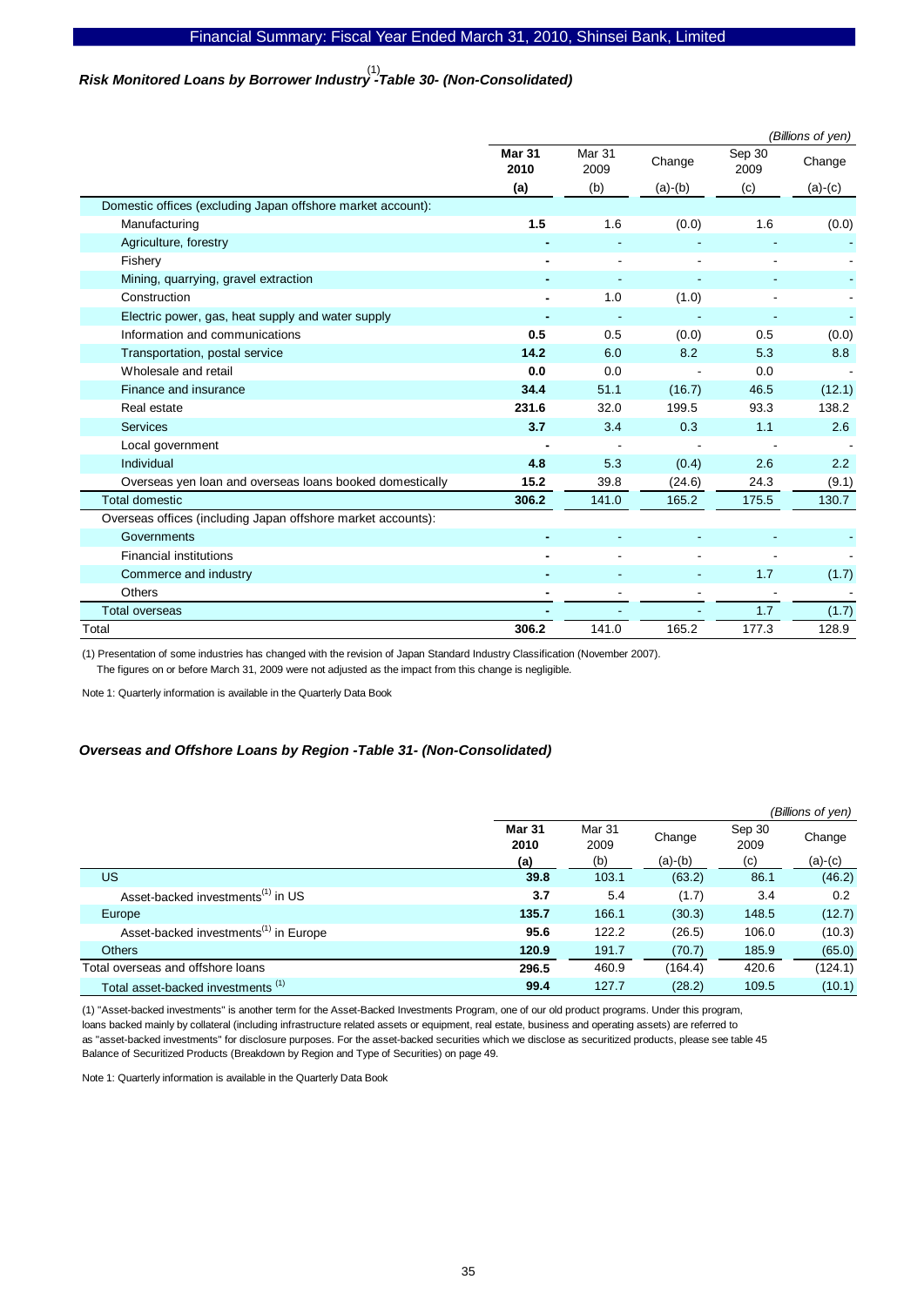### *Risk Monitored Loans by Borrower Industry[1] -Table 30- (Non-Consolidated)*

*(Billions of yen)*

| | **Mar 31 2010 (a)** | Mar 31 2009 (b) | Change (a)-(b) | Sep 30 2009 (c) | Change (a)-(c) |
|---|---|---|---|---|---|
| Domestic offices (excluding Japan offshore market account): | | | | | |
| Manufacturing | **1.5** | 1.6 | (0.0) | 1.6 | (0.0) |
| Agriculture, forestry | **-** | - | - | - | - |
| Fishery | **-** | - | - | - | - |
| Mining, quarrying, gravel extraction | **-** | - | - | - | - |
| Construction | **-** | 1.0 | (1.0) | - | - |
| Electric power, gas, heat supply and water supply | **-** | - | - | - | - |
| Information and communications | **0.5** | 0.5 | (0.0) | 0.5 | (0.0) |
| Transportation, postal service | **14.2** | 6.0 | 8.2 | 5.3 | 8.8 |
| Wholesale and retail | **0.0** | 0.0 | - | 0.0 | - |
| Finance and insurance | **34.4** | 51.1 | (16.7) | 46.5 | (12.1) |
| Real estate | **231.6** | 32.0 | 199.5 | 93.3 | 138.2 |
| Services | **3.7** | 3.4 | 0.3 | 1.1 | 2.6 |
| Local government | **-** | - | - | - | - |
| Individual | **4.8** | 5.3 | (0.4) | 2.6 | 2.2 |
| Overseas yen loan and overseas loans booked domestically | **15.2** | 39.8 | (24.6) | 24.3 | (9.1) |
| Total domestic | **306.2** | 141.0 | 165.2 | 175.5 | 130.7 |
| Overseas offices (including Japan offshore market accounts): | | | | | |
| Governments | **-** | - | - | - | - |
| Financial institutions | **-** | - | - | - | - |
| Commerce and industry | **-** | - | - | 1.7 | (1.7) |
| Others | **-** | - | - | - | - |
| Total overseas | **-** | - | - | 1.7 | (1.7) |
| Total | **306.2** | 141.0 | 165.2 | 177.3 | 128.9 |

(1) Presentation of some industries has changed with the revision of Japan Standard Industry Classification (November 2007).
The figures on or before March 31, 2009 were not adjusted as the impact from this change is negligible.

Note 1: Quarterly information is available in the Quarterly Data Book

### *Overseas and Offshore Loans by Region -Table 31- (Non-Consolidated)*

*(Billions of yen)*

| | **Mar 31 2010 (a)** | Mar 31 2009 (b) | Change (a)-(b) | Sep 30 2009 (c) | Change (a)-(c) |
|---|---|---|---|---|---|
| US | **39.8** | 103.1 | (63.2) | 86.1 | (46.2) |
| Asset-backed investments[1] in US | **3.7** | 5.4 | (1.7) | 3.4 | 0.2 |
| Europe | **135.7** | 166.1 | (30.3) | 148.5 | (12.7) |
| Asset-backed investments[1] in Europe | **95.6** | 122.2 | (26.5) | 106.0 | (10.3) |
| Others | **120.9** | 191.7 | (70.7) | 185.9 | (65.0) |
| Total overseas and offshore loans | **296.5** | 460.9 | (164.4) | 420.6 | (124.1) |
| Total asset-backed investments [1] | **99.4** | 127.7 | (28.2) | 109.5 | (10.1) |

(1) "Asset-backed investments" is another term for the Asset-Backed Investments Program, one of our old product programs. Under this program, loans backed mainly by collateral (including infrastructure related assets or equipment, real estate, business and operating assets) are referred to as "asset-backed investments" for disclosure purposes. For the asset-backed securities which we disclose as securitized products, please see table 45 Balance of Securitized Products (Breakdown by Region and Type of Securities) on page 49.

Note 1: Quarterly information is available in the Quarterly Data Book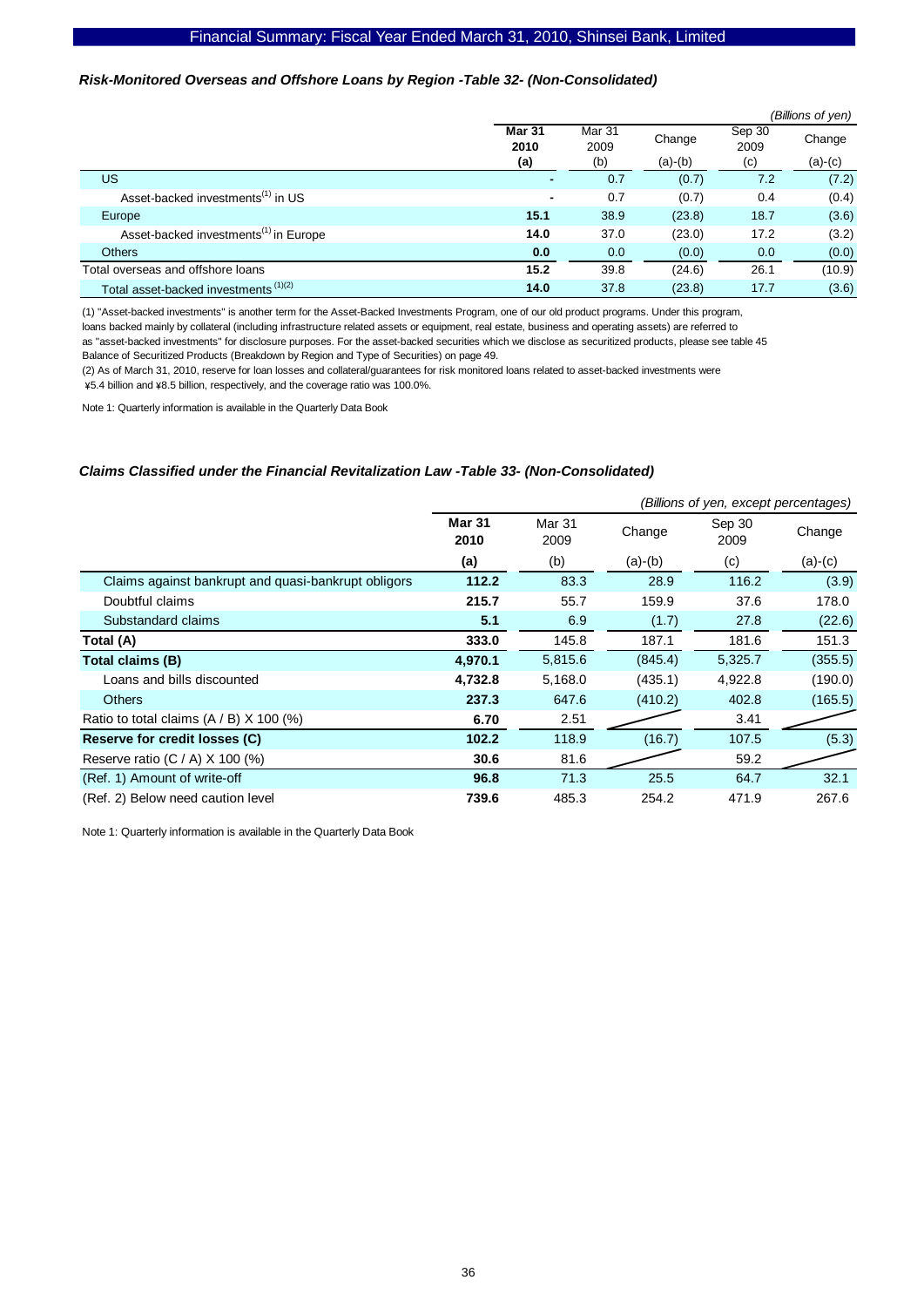### *Risk-Monitored Overseas and Offshore Loans by Region -Table 32- (Non-Consolidated)*

*(Billions of yen)*

| | **Mar 31 2010 (a)** | Mar 31 2009 (b) | Change (a)-(b) | Sep 30 2009 (c) | Change (a)-(c) |
|---|---|---|---|---|---|
| US | **-** | 0.7 | (0.7) | 7.2 | (7.2) |
| Asset-backed investments[1] in US | **-** | 0.7 | (0.7) | 0.4 | (0.4) |
| Europe | **15.1** | 38.9 | (23.8) | 18.7 | (3.6) |
| Asset-backed investments[1] in Europe | **14.0** | 37.0 | (23.0) | 17.2 | (3.2) |
| Others | **0.0** | 0.0 | (0.0) | 0.0 | (0.0) |
| Total overseas and offshore loans | **15.2** | 39.8 | (24.6) | 26.1 | (10.9) |
| Total asset-backed investments [1][2] | **14.0** | 37.8 | (23.8) | 17.7 | (3.6) |

(1) "Asset-backed investments" is another term for the Asset-Backed Investments Program, one of our old product programs. Under this program, loans backed mainly by collateral (including infrastructure related assets or equipment, real estate, business and operating assets) are referred to as "asset-backed investments" for disclosure purposes. For the asset-backed securities which we disclose as securitized products, please see table 45 Balance of Securitized Products (Breakdown by Region and Type of Securities) on page 49.

(2) As of March 31, 2010, reserve for loan losses and collateral/guarantees for risk monitored loans related to asset-backed investments were ¥5.4 billion and ¥8.5 billion, respectively, and the coverage ratio was 100.0%.

Note 1: Quarterly information is available in the Quarterly Data Book

### *Claims Classified under the Financial Revitalization Law -Table 33- (Non-Consolidated)*

*(Billions of yen, except percentages)*

| | **Mar 31 2010 (a)** | Mar 31 2009 (b) | Change (a)-(b) | Sep 30 2009 (c) | Change (a)-(c) |
|---|---|---|---|---|---|
| Claims against bankrupt and quasi-bankrupt obligors | **112.2** | 83.3 | 28.9 | 116.2 | (3.9) |
| Doubtful claims | **215.7** | 55.7 | 159.9 | 37.6 | 178.0 |
| Substandard claims | **5.1** | 6.9 | (1.7) | 27.8 | (22.6) |
| **Total (A)** | **333.0** | 145.8 | 187.1 | 181.6 | 151.3 |
| **Total claims (B)** | **4,970.1** | 5,815.6 | (845.4) | 5,325.7 | (355.5) |
| Loans and bills discounted | **4,732.8** | 5,168.0 | (435.1) | 4,922.8 | (190.0) |
| Others | **237.3** | 647.6 | (410.2) | 402.8 | (165.5) |
| Ratio to total claims (A / B) X 100 (%) | **6.70** | 2.51 | | 3.41 | |
| **Reserve for credit losses (C)** | **102.2** | 118.9 | (16.7) | 107.5 | (5.3) |
| Reserve ratio (C / A) X 100 (%) | **30.6** | 81.6 | | 59.2 | |
| (Ref. 1) Amount of write-off | **96.8** | 71.3 | 25.5 | 64.7 | 32.1 |
| (Ref. 2) Below need caution level | **739.6** | 485.3 | 254.2 | 471.9 | 267.6 |

Note 1: Quarterly information is available in the Quarterly Data Book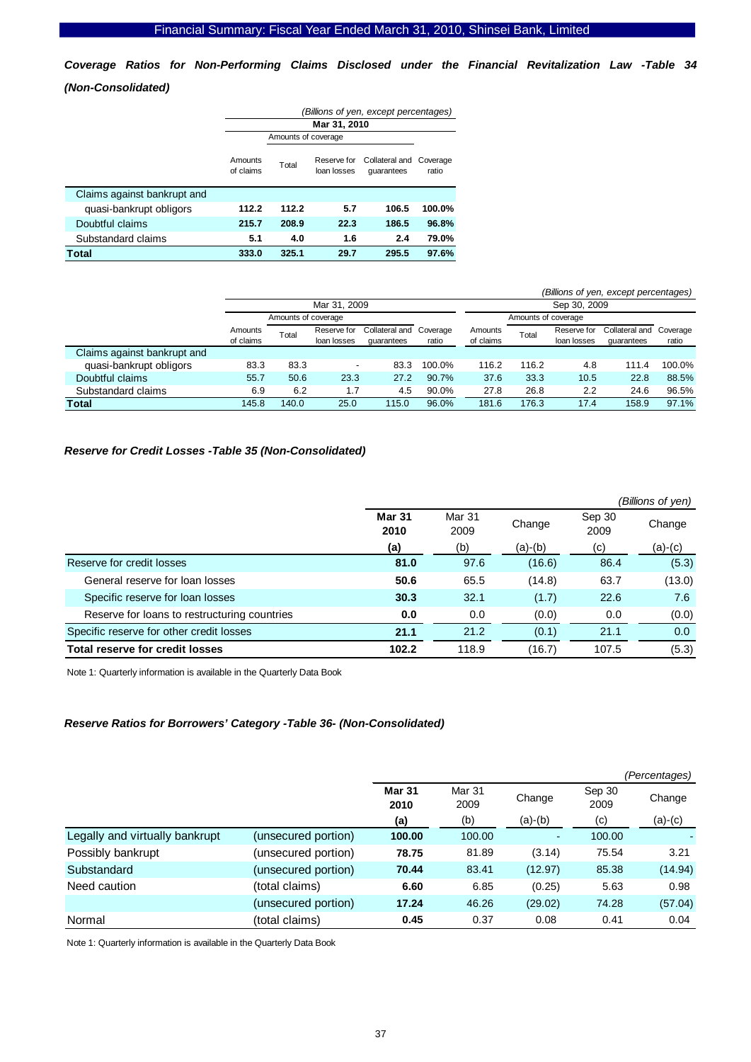### *Coverage Ratios for Non-Performing Claims Disclosed under the Financial Revitalization Law -Table 34 (Non-Consolidated)*

*(Billions of yen, except percentages)*

| | Mar 31, 2010 | | | | |
|---|---|---|---|---|---|
| | | Amounts of coverage | | | |
| | Amounts of claims | Total | Reserve for loan losses | Collateral and guarantees | Coverage ratio |
| Claims against bankrupt and quasi-bankrupt obligors | **112.2** | **112.2** | **5.7** | **106.5** | **100.0%** |
| Doubtful claims | **215.7** | **208.9** | **22.3** | **186.5** | **96.8%** |
| Substandard claims | **5.1** | **4.0** | **1.6** | **2.4** | **79.0%** |
| **Total** | **333.0** | **325.1** | **29.7** | **295.5** | **97.6%** |

*(Billions of yen, except percentages)*

| | Mar 31, 2009 | | | | | Sep 30, 2009 | | | | |
|---|---|---|---|---|---|---|---|---|---|---|
| | | Amounts of coverage | | | | | Amounts of coverage | | | |
| | Amounts of claims | Total | Reserve for loan losses | Collateral and guarantees | Coverage ratio | Amounts of claims | Total | Reserve for loan losses | Collateral and guarantees | Coverage ratio |
| Claims against bankrupt and quasi-bankrupt obligors | 83.3 | 83.3 | - | 83.3 | 100.0% | 116.2 | 116.2 | 4.8 | 111.4 | 100.0% |
| Doubtful claims | 55.7 | 50.6 | 23.3 | 27.2 | 90.7% | 37.6 | 33.3 | 10.5 | 22.8 | 88.5% |
| Substandard claims | 6.9 | 6.2 | 1.7 | 4.5 | 90.0% | 27.8 | 26.8 | 2.2 | 24.6 | 96.5% |
| **Total** | 145.8 | 140.0 | 25.0 | 115.0 | 96.0% | 181.6 | 176.3 | 17.4 | 158.9 | 97.1% |

### *Reserve for Credit Losses -Table 35 (Non-Consolidated)*

*(Billions of yen)*

| | **Mar 31 2010** | Mar 31 2009 | Change | Sep 30 2009 | Change |
|---|---|---|---|---|---|
| | **(a)** | (b) | (a)-(b) | (c) | (a)-(c) |
| Reserve for credit losses | **81.0** | 97.6 | (16.6) | 86.4 | (5.3) |
| General reserve for loan losses | **50.6** | 65.5 | (14.8) | 63.7 | (13.0) |
| Specific reserve for loan losses | **30.3** | 32.1 | (1.7) | 22.6 | 7.6 |
| Reserve for loans to restructuring countries | **0.0** | 0.0 | (0.0) | 0.0 | (0.0) |
| Specific reserve for other credit losses | **21.1** | 21.2 | (0.1) | 21.1 | 0.0 |
| **Total reserve for credit losses** | **102.2** | 118.9 | (16.7) | 107.5 | (5.3) |

Note 1: Quarterly information is available in the Quarterly Data Book

### *Reserve Ratios for Borrowers' Category -Table 36- (Non-Consolidated)*

*(Percentages)*

| | | **Mar 31 2010** | Mar 31 2009 | Change | Sep 30 2009 | Change |
|---|---|---|---|---|---|---|
| | | **(a)** | (b) | (a)-(b) | (c) | (a)-(c) |
| Legally and virtually bankrupt | (unsecured portion) | **100.00** | 100.00 | - | 100.00 | - |
| Possibly bankrupt | (unsecured portion) | **78.75** | 81.89 | (3.14) | 75.54 | 3.21 |
| Substandard | (unsecured portion) | **70.44** | 83.41 | (12.97) | 85.38 | (14.94) |
| Need caution | (total claims) | **6.60** | 6.85 | (0.25) | 5.63 | 0.98 |
| | (unsecured portion) | **17.24** | 46.26 | (29.02) | 74.28 | (57.04) |
| Normal | (total claims) | **0.45** | 0.37 | 0.08 | 0.41 | 0.04 |

Note 1: Quarterly information is available in the Quarterly Data Book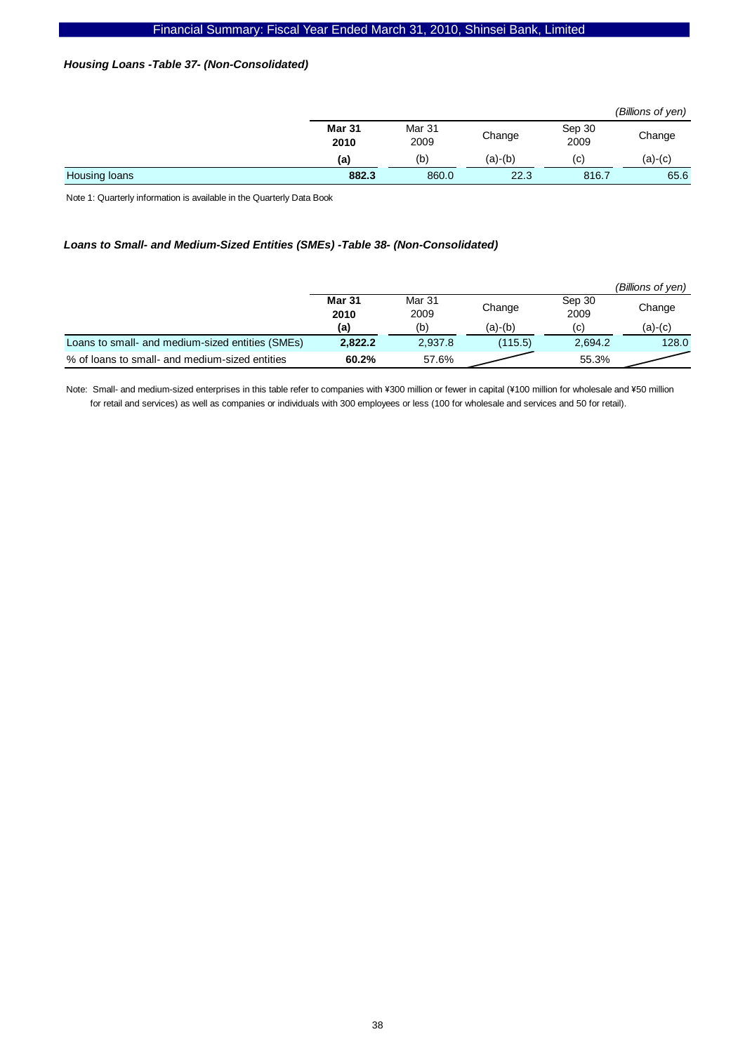### *Housing Loans -Table 37- (Non-Consolidated)*

*(Billions of yen)*

| | **Mar 31 2010** | Mar 31 2009 | Change | Sep 30 2009 | Change |
|---|---|---|---|---|---|
| | **(a)** | (b) | (a)-(b) | (c) | (a)-(c) |
| Housing loans | **882.3** | 860.0 | 22.3 | 816.7 | 65.6 |

Note 1: Quarterly information is available in the Quarterly Data Book

### *Loans to Small- and Medium-Sized Entities (SMEs) -Table 38- (Non-Consolidated)*

*(Billions of yen)*

| | **Mar 31 2010** | Mar 31 2009 | Change | Sep 30 2009 | Change |
|---|---|---|---|---|---|
| | **(a)** | (b) | (a)-(b) | (c) | (a)-(c) |
| Loans to small- and medium-sized entities (SMEs) | **2,822.2** | 2,937.8 | (115.5) | 2,694.2 | 128.0 |
| % of loans to small- and medium-sized entities | **60.2%** | 57.6% | | 55.3% | |

Note: Small- and medium-sized enterprises in this table refer to companies with ¥300 million or fewer in capital (¥100 million for wholesale and ¥50 million for retail and services) as well as companies or individuals with 300 employees or less (100 for wholesale and services and 50 for retail).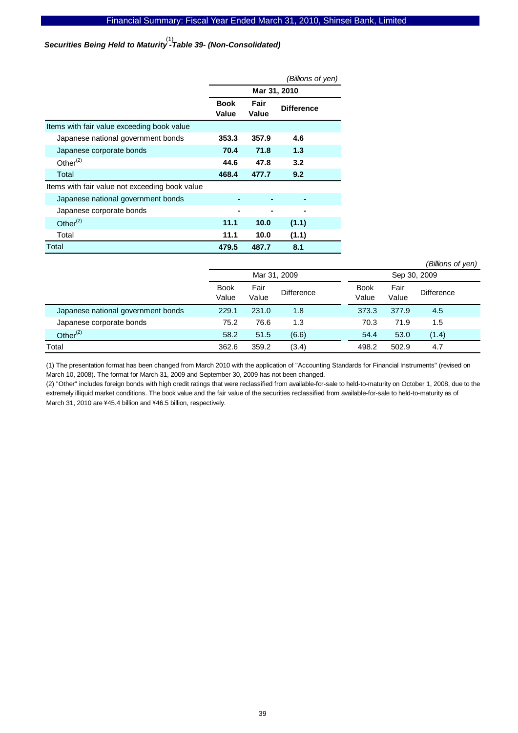### *Securities Being Held to Maturity[1] -Table 39- (Non-Consolidated)*

*(Billions of yen)*

| | Mar 31, 2010 | | |
|---|---|---|---|
| | **Book Value** | **Fair Value** | **Difference** |
| Items with fair value exceeding book value | | | |
| Japanese national government bonds | **353.3** | **357.9** | **4.6** |
| Japanese corporate bonds | **70.4** | **71.8** | **1.3** |
| Other[2] | **44.6** | **47.8** | **3.2** |
| Total | **468.4** | **477.7** | **9.2** |
| Items with fair value not exceeding book value | | | |
| Japanese national government bonds | **-** | **-** | **-** |
| Japanese corporate bonds | **-** | **-** | **-** |
| Other[2] | **11.1** | **10.0** | **(1.1)** |
| Total | **11.1** | **10.0** | **(1.1)** |
| Total | **479.5** | **487.7** | **8.1** |

*(Billions of yen)*

| | Mar 31, 2009 | | | Sep 30, 2009 | | |
|---|---|---|---|---|---|---|
| | Book Value | Fair Value | Difference | Book Value | Fair Value | Difference |
| Japanese national government bonds | 229.1 | 231.0 | 1.8 | 373.3 | 377.9 | 4.5 |
| Japanese corporate bonds | 75.2 | 76.6 | 1.3 | 70.3 | 71.9 | 1.5 |
| Other[2] | 58.2 | 51.5 | (6.6) | 54.4 | 53.0 | (1.4) |
| Total | 362.6 | 359.2 | (3.4) | 498.2 | 502.9 | 4.7 |

(1) The presentation format has been changed from March 2010 with the application of "Accounting Standards for Financial Instruments" (revised on March 10, 2008). The format for March 31, 2009 and September 30, 2009 has not been changed.

(2) "Other" includes foreign bonds with high credit ratings that were reclassified from available-for-sale to held-to-maturity on October 1, 2008, due to the extremely illiquid market conditions. The book value and the fair value of the securities reclassified from available-for-sale to held-to-maturity as of March 31, 2010 are ¥45.4 billion and ¥46.5 billion, respectively.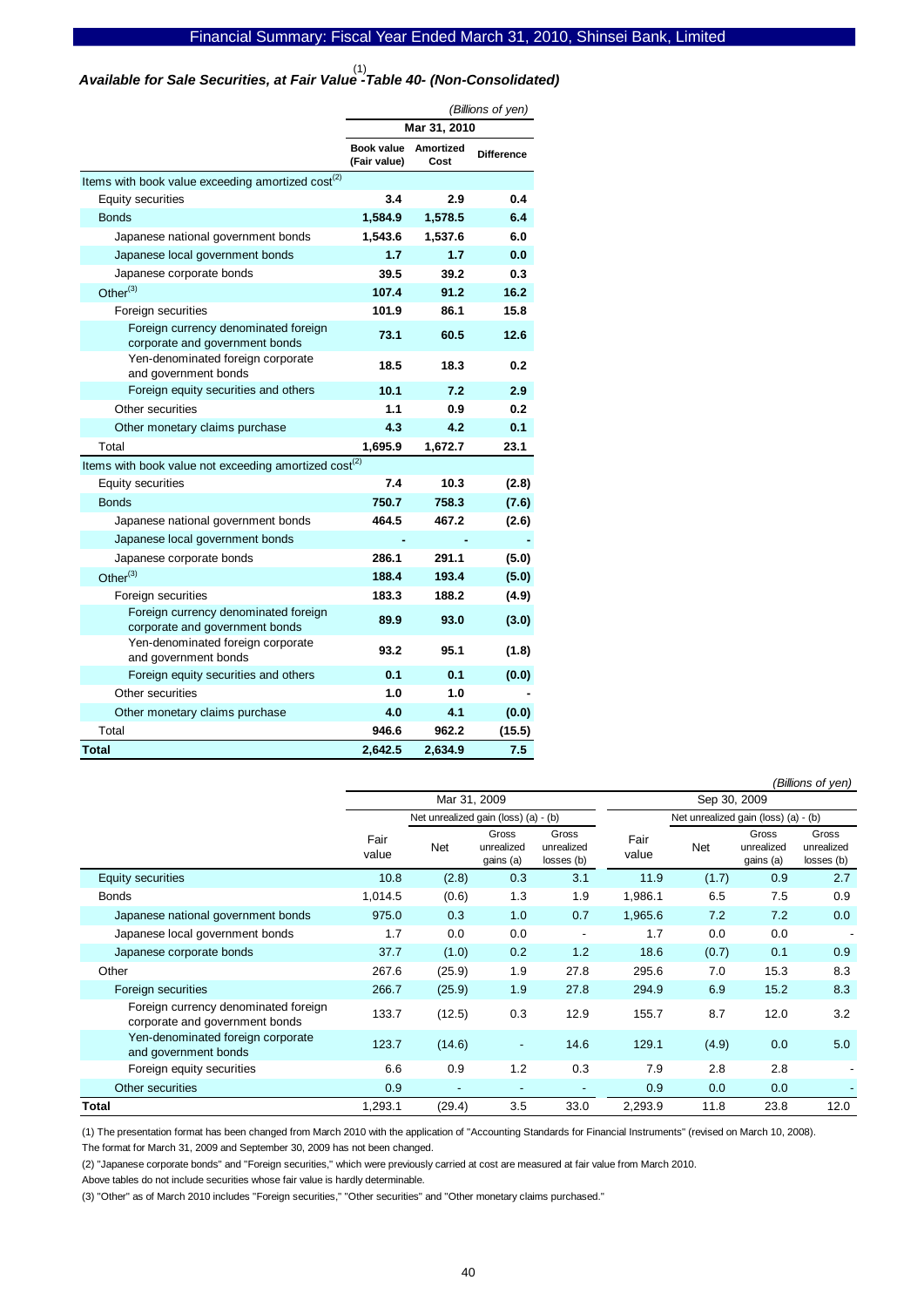### *Available for Sale Securities, at Fair Value[1] -Table 40- (Non-Consolidated)*

*(Billions of yen)*

| | Mar 31, 2010 | | |
|---|---|---|---|
| | **Book value (Fair value)** | **Amortized Cost** | **Difference** |
| Items with book value exceeding amortized cost[2] | | | |
| Equity securities | **3.4** | **2.9** | **0.4** |
| Bonds | **1,584.9** | **1,578.5** | **6.4** |
| Japanese national government bonds | **1,543.6** | **1,537.6** | **6.0** |
| Japanese local government bonds | **1.7** | **1.7** | **0.0** |
| Japanese corporate bonds | **39.5** | **39.2** | **0.3** |
| Other[3] | **107.4** | **91.2** | **16.2** |
| Foreign securities | **101.9** | **86.1** | **15.8** |
| Foreign currency denominated foreign corporate and government bonds | **73.1** | **60.5** | **12.6** |
| Yen-denominated foreign corporate and government bonds | **18.5** | **18.3** | **0.2** |
| Foreign equity securities and others | **10.1** | **7.2** | **2.9** |
| Other securities | **1.1** | **0.9** | **0.2** |
| Other monetary claims purchase | **4.3** | **4.2** | **0.1** |
| Total | **1,695.9** | **1,672.7** | **23.1** |
| Items with book value not exceeding amortized cost[2] | | | |
| Equity securities | **7.4** | **10.3** | **(2.8)** |
| Bonds | **750.7** | **758.3** | **(7.6)** |
| Japanese national government bonds | **464.5** | **467.2** | **(2.6)** |
| Japanese local government bonds | **-** | **-** | **-** |
| Japanese corporate bonds | **286.1** | **291.1** | **(5.0)** |
| Other[3] | **188.4** | **193.4** | **(5.0)** |
| Foreign securities | **183.3** | **188.2** | **(4.9)** |
| Foreign currency denominated foreign corporate and government bonds | **89.9** | **93.0** | **(3.0)** |
| Yen-denominated foreign corporate and government bonds | **93.2** | **95.1** | **(1.8)** |
| Foreign equity securities and others | **0.1** | **0.1** | **(0.0)** |
| Other securities | **1.0** | **1.0** | **-** |
| Other monetary claims purchase | **4.0** | **4.1** | **(0.0)** |
| Total | **946.6** | **962.2** | **(15.5)** |
| **Total** | **2,642.5** | **2,634.9** | **7.5** |

*(Billions of yen)*

| | Mar 31, 2009 | | | | Sep 30, 2009 | | | |
|---|---|---|---|---|---|---|---|---|
| | | Net unrealized gain (loss) (a) - (b) | | | | Net unrealized gain (loss) (a) - (b) | | |
| | Fair value | Net | Gross unrealized gains (a) | Gross unrealized losses (b) | Fair value | Net | Gross unrealized gains (a) | Gross unrealized losses (b) |
| Equity securities | 10.8 | (2.8) | 0.3 | 3.1 | 11.9 | (1.7) | 0.9 | 2.7 |
| Bonds | 1,014.5 | (0.6) | 1.3 | 1.9 | 1,986.1 | 6.5 | 7.5 | 0.9 |
| Japanese national government bonds | 975.0 | 0.3 | 1.0 | 0.7 | 1,965.6 | 7.2 | 7.2 | 0.0 |
| Japanese local government bonds | 1.7 | 0.0 | 0.0 | - | 1.7 | 0.0 | 0.0 | - |
| Japanese corporate bonds | 37.7 | (1.0) | 0.2 | 1.2 | 18.6 | (0.7) | 0.1 | 0.9 |
| Other | 267.6 | (25.9) | 1.9 | 27.8 | 295.6 | 7.0 | 15.3 | 8.3 |
| Foreign securities | 266.7 | (25.9) | 1.9 | 27.8 | 294.9 | 6.9 | 15.2 | 8.3 |
| Foreign currency denominated foreign corporate and government bonds | 133.7 | (12.5) | 0.3 | 12.9 | 155.7 | 8.7 | 12.0 | 3.2 |
| Yen-denominated foreign corporate and government bonds | 123.7 | (14.6) | - | 14.6 | 129.1 | (4.9) | 0.0 | 5.0 |
| Foreign equity securities | 6.6 | 0.9 | 1.2 | 0.3 | 7.9 | 2.8 | 2.8 | - |
| Other securities | 0.9 | - | - | - | 0.9 | 0.0 | 0.0 | - |
| **Total** | 1,293.1 | (29.4) | 3.5 | 33.0 | 2,293.9 | 11.8 | 23.8 | 12.0 |

(1) The presentation format has been changed from March 2010 with the application of "Accounting Standards for Financial Instruments" (revised on March 10, 2008).
The format for March 31, 2009 and September 30, 2009 has not been changed.

(2) "Japanese corporate bonds" and "Foreign securities," which were previously carried at cost are measured at fair value from March 2010.
Above tables do not include securities whose fair value is hardly determinable.

(3) "Other" as of March 2010 includes "Foreign securities," "Other securities" and "Other monetary claims purchased."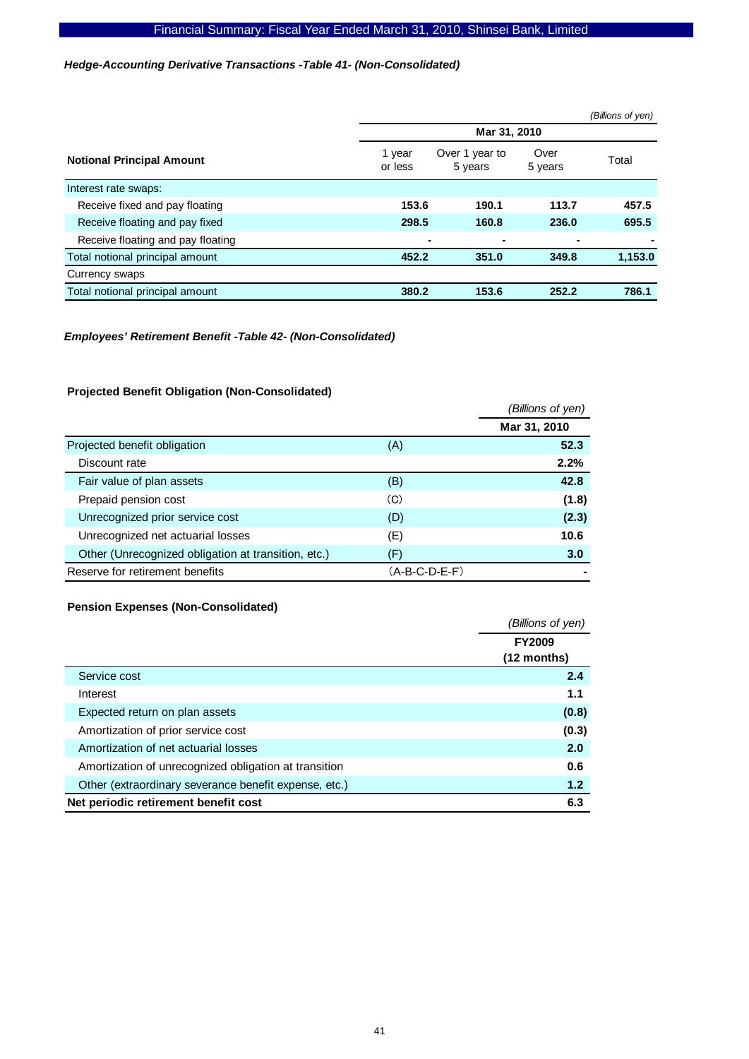### *Hedge-Accounting Derivative Transactions -Table 41- (Non-Consolidated)*

*(Billions of yen)*

| Notional Principal Amount | Mar 31, 2010 | | | |
|---|---|---|---|---|
| | 1 year or less | Over 1 year to 5 years | Over 5 years | Total |
| Interest rate swaps: | | | | |
| Receive fixed and pay floating | **153.6** | **190.1** | **113.7** | **457.5** |
| Receive floating and pay fixed | **298.5** | **160.8** | **236.0** | **695.5** |
| Receive floating and pay floating | **-** | **-** | **-** | **-** |
| Total notional principal amount | **452.2** | **351.0** | **349.8** | **1,153.0** |
| Currency swaps | | | | |
| Total notional principal amount | **380.2** | **153.6** | **252.2** | **786.1** |

### *Employees' Retirement Benefit -Table 42- (Non-Consolidated)*

#### Projected Benefit Obligation (Non-Consolidated)

*(Billions of yen)*

| | | Mar 31, 2010 |
|---|---|---|
| Projected benefit obligation | (A) | **52.3** |
| Discount rate | | **2.2%** |
| Fair value of plan assets | (B) | **42.8** |
| Prepaid pension cost | (C) | **(1.8)** |
| Unrecognized prior service cost | (D) | **(2.3)** |
| Unrecognized net actuarial losses | (E) | **10.6** |
| Other (Unrecognized obligation at transition, etc.) | (F) | **3.0** |
| Reserve for retirement benefits | (A-B-C-D-E-F) | **-** |

#### Pension Expenses (Non-Consolidated)

*(Billions of yen)*

| | FY2009 (12 months) |
|---|---|
| Service cost | **2.4** |
| Interest | **1.1** |
| Expected return on plan assets | **(0.8)** |
| Amortization of prior service cost | **(0.3)** |
| Amortization of net actuarial losses | **2.0** |
| Amortization of unrecognized obligation at transition | **0.6** |
| Other (extraordinary severance benefit expense, etc.) | **1.2** |
| **Net periodic retirement benefit cost** | **6.3** |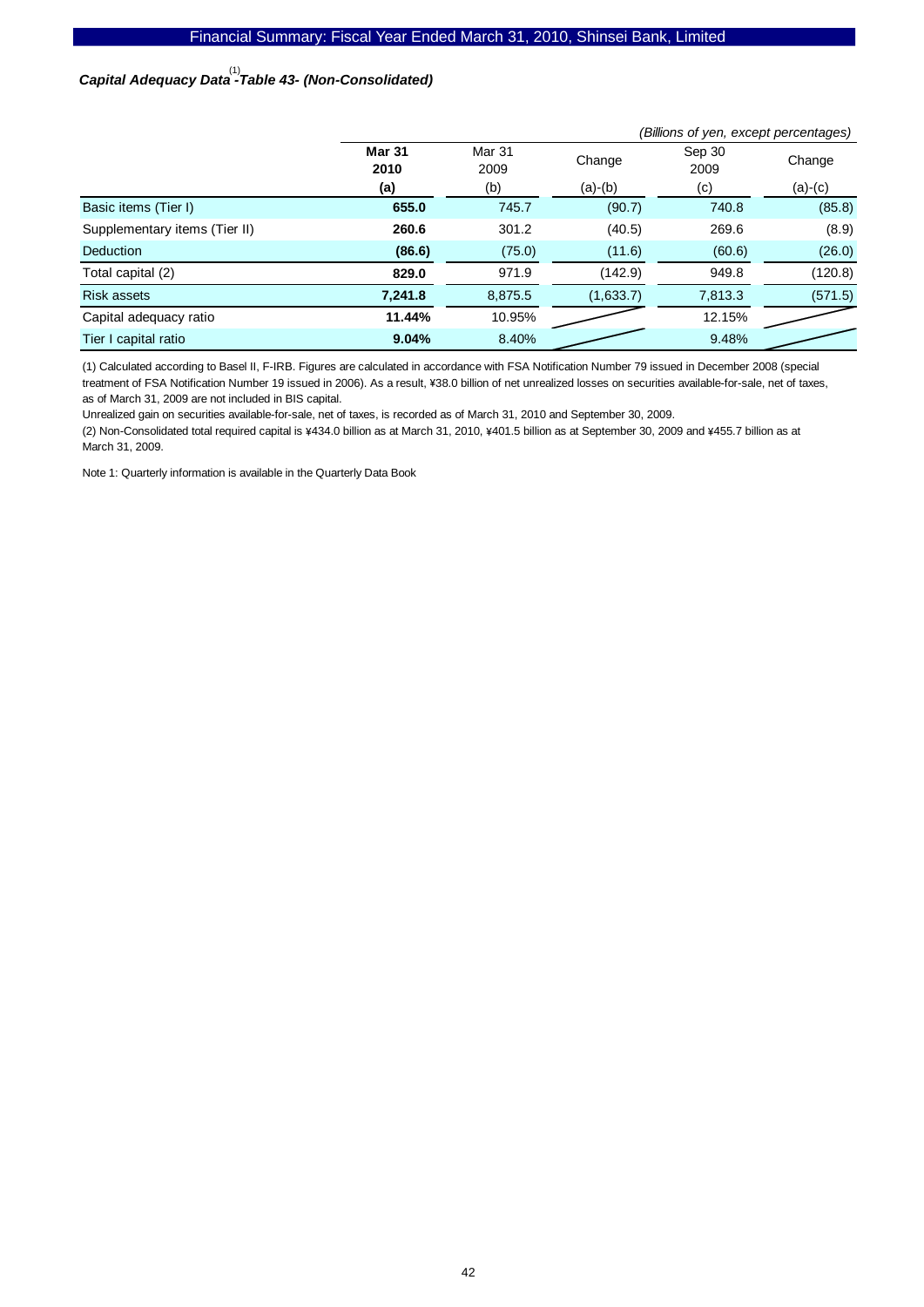### *Capital Adequacy Data[1] -Table 43- (Non-Consolidated)*

*(Billions of yen, except percentages)*

| | **Mar 31 2010** | Mar 31 2009 | Change | Sep 30 2009 | Change |
|---|---|---|---|---|---|
| | **(a)** | (b) | (a)-(b) | (c) | (a)-(c) |
| Basic items (Tier I) | **655.0** | 745.7 | (90.7) | 740.8 | (85.8) |
| Supplementary items (Tier II) | **260.6** | 301.2 | (40.5) | 269.6 | (8.9) |
| Deduction | **(86.6)** | (75.0) | (11.6) | (60.6) | (26.0) |
| Total capital (2) | **829.0** | 971.9 | (142.9) | 949.8 | (120.8) |
| Risk assets | **7,241.8** | 8,875.5 | (1,633.7) | 7,813.3 | (571.5) |
| Capital adequacy ratio | **11.44%** | 10.95% | | 12.15% | |
| Tier I capital ratio | **9.04%** | 8.40% | | 9.48% | |

(1) Calculated according to Basel II, F-IRB. Figures are calculated in accordance with FSA Notification Number 79 issued in December 2008 (special treatment of FSA Notification Number 19 issued in 2006). As a result, ¥38.0 billion of net unrealized losses on securities available-for-sale, net of taxes, as of March 31, 2009 are not included in BIS capital.

Unrealized gain on securities available-for-sale, net of taxes, is recorded as of March 31, 2010 and September 30, 2009.

(2) Non-Consolidated total required capital is ¥434.0 billion as at March 31, 2010, ¥401.5 billion as at September 30, 2009 and ¥455.7 billion as at March 31, 2009.

Note 1: Quarterly information is available in the Quarterly Data Book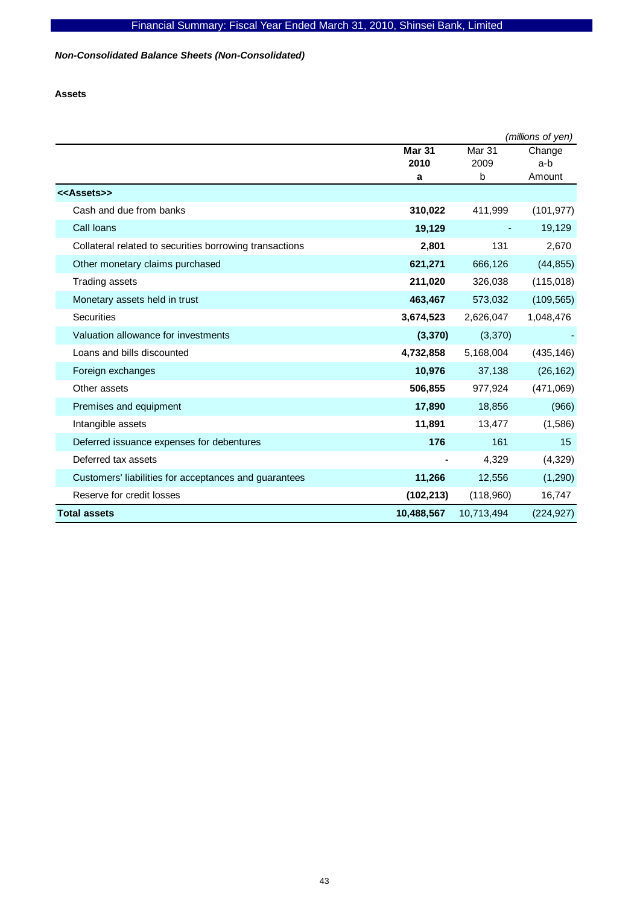*Non-Consolidated Balance Sheets (Non-Consolidated)*

**Assets**

(millions of yen)

| | Mar 31 2010 a | Mar 31 2009 b | Change a-b Amount |
|---|---|---|---|
| **<<Assets>>** | | | |
| Cash and due from banks | **310,022** | 411,999 | (101,977) |
| Call loans | **19,129** | - | 19,129 |
| Collateral related to securities borrowing transactions | **2,801** | 131 | 2,670 |
| Other monetary claims purchased | **621,271** | 666,126 | (44,855) |
| Trading assets | **211,020** | 326,038 | (115,018) |
| Monetary assets held in trust | **463,467** | 573,032 | (109,565) |
| Securities | **3,674,523** | 2,626,047 | 1,048,476 |
| Valuation allowance for investments | **(3,370)** | (3,370) | - |
| Loans and bills discounted | **4,732,858** | 5,168,004 | (435,146) |
| Foreign exchanges | **10,976** | 37,138 | (26,162) |
| Other assets | **506,855** | 977,924 | (471,069) |
| Premises and equipment | **17,890** | 18,856 | (966) |
| Intangible assets | **11,891** | 13,477 | (1,586) |
| Deferred issuance expenses for debentures | **176** | 161 | 15 |
| Deferred tax assets | **-** | 4,329 | (4,329) |
| Customers' liabilities for acceptances and guarantees | **11,266** | 12,556 | (1,290) |
| Reserve for credit losses | **(102,213)** | (118,960) | 16,747 |
| **Total assets** | **10,488,567** | 10,713,494 | (224,927) |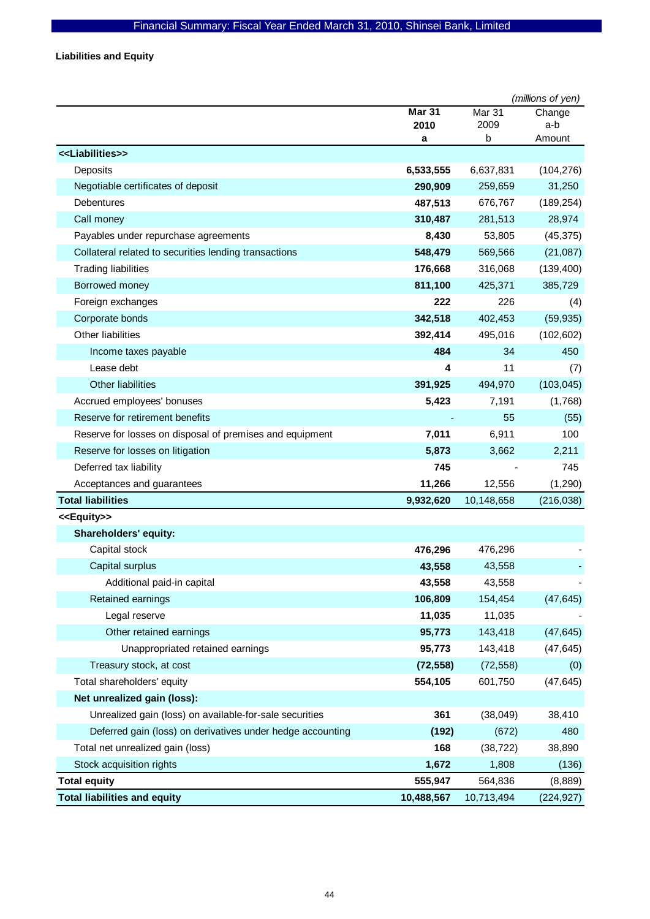**Liabilities and Equity**

*(millions of yen)*

| | Mar 31 2010 a | Mar 31 2009 b | Change a-b Amount |
|---|---|---|---|
| **<<Liabilities>>** | | | |
| Deposits | **6,533,555** | 6,637,831 | (104,276) |
| Negotiable certificates of deposit | **290,909** | 259,659 | 31,250 |
| Debentures | **487,513** | 676,767 | (189,254) |
| Call money | **310,487** | 281,513 | 28,974 |
| Payables under repurchase agreements | **8,430** | 53,805 | (45,375) |
| Collateral related to securities lending transactions | **548,479** | 569,566 | (21,087) |
| Trading liabilities | **176,668** | 316,068 | (139,400) |
| Borrowed money | **811,100** | 425,371 | 385,729 |
| Foreign exchanges | **222** | 226 | (4) |
| Corporate bonds | **342,518** | 402,453 | (59,935) |
| Other liabilities | **392,414** | 495,016 | (102,602) |
| Income taxes payable | **484** | 34 | 450 |
| Lease debt | **4** | 11 | (7) |
| Other liabilities | **391,925** | 494,970 | (103,045) |
| Accrued employees' bonuses | **5,423** | 7,191 | (1,768) |
| Reserve for retirement benefits | **-** | 55 | (55) |
| Reserve for losses on disposal of premises and equipment | **7,011** | 6,911 | 100 |
| Reserve for losses on litigation | **5,873** | 3,662 | 2,211 |
| Deferred tax liability | **745** | - | 745 |
| Acceptances and guarantees | **11,266** | 12,556 | (1,290) |
| **Total liabilities** | **9,932,620** | 10,148,658 | (216,038) |
| **<<Equity>>** | | | |
| **Shareholders' equity:** | | | |
| Capital stock | **476,296** | 476,296 | - |
| Capital surplus | **43,558** | 43,558 | - |
| Additional paid-in capital | **43,558** | 43,558 | - |
| Retained earnings | **106,809** | 154,454 | (47,645) |
| Legal reserve | **11,035** | 11,035 | - |
| Other retained earnings | **95,773** | 143,418 | (47,645) |
| Unappropriated retained earnings | **95,773** | 143,418 | (47,645) |
| Treasury stock, at cost | **(72,558)** | (72,558) | (0) |
| Total shareholders' equity | **554,105** | 601,750 | (47,645) |
| **Net unrealized gain (loss):** | | | |
| Unrealized gain (loss) on available-for-sale securities | **361** | (38,049) | 38,410 |
| Deferred gain (loss) on derivatives under hedge accounting | **(192)** | (672) | 480 |
| Total net unrealized gain (loss) | **168** | (38,722) | 38,890 |
| Stock acquisition rights | **1,672** | 1,808 | (136) |
| **Total equity** | **555,947** | 564,836 | (8,889) |
| **Total liabilities and equity** | **10,488,567** | 10,713,494 | (224,927) |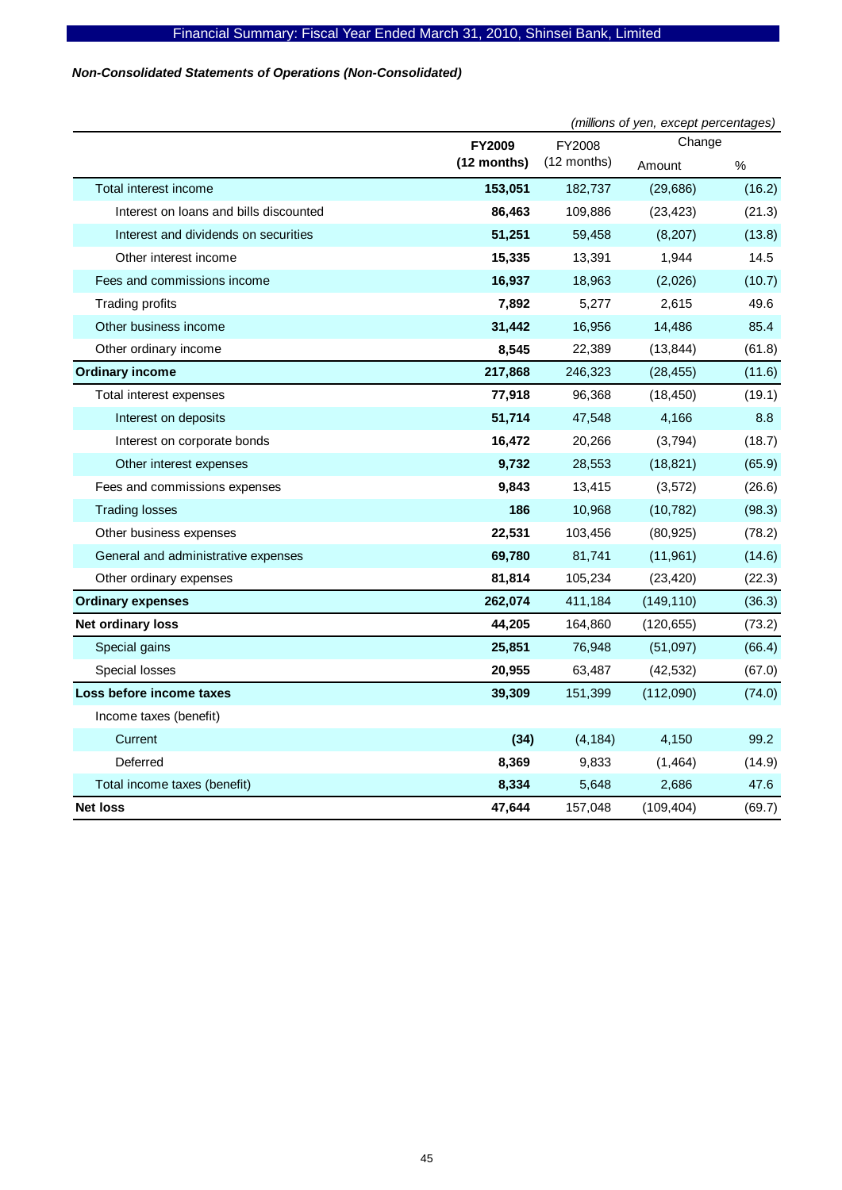*Non-Consolidated Statements of Operations (Non-Consolidated)*

*(millions of yen, except percentages)*

| | FY2009 (12 months) | FY2008 (12 months) | Change Amount | Change % |
|---|---|---|---|---|
| Total interest income | **153,051** | 182,737 | (29,686) | (16.2) |
| Interest on loans and bills discounted | **86,463** | 109,886 | (23,423) | (21.3) |
| Interest and dividends on securities | **51,251** | 59,458 | (8,207) | (13.8) |
| Other interest income | **15,335** | 13,391 | 1,944 | 14.5 |
| Fees and commissions income | **16,937** | 18,963 | (2,026) | (10.7) |
| Trading profits | **7,892** | 5,277 | 2,615 | 49.6 |
| Other business income | **31,442** | 16,956 | 14,486 | 85.4 |
| Other ordinary income | **8,545** | 22,389 | (13,844) | (61.8) |
| **Ordinary income** | **217,868** | 246,323 | (28,455) | (11.6) |
| Total interest expenses | **77,918** | 96,368 | (18,450) | (19.1) |
| Interest on deposits | **51,714** | 47,548 | 4,166 | 8.8 |
| Interest on corporate bonds | **16,472** | 20,266 | (3,794) | (18.7) |
| Other interest expenses | **9,732** | 28,553 | (18,821) | (65.9) |
| Fees and commissions expenses | **9,843** | 13,415 | (3,572) | (26.6) |
| Trading losses | **186** | 10,968 | (10,782) | (98.3) |
| Other business expenses | **22,531** | 103,456 | (80,925) | (78.2) |
| General and administrative expenses | **69,780** | 81,741 | (11,961) | (14.6) |
| Other ordinary expenses | **81,814** | 105,234 | (23,420) | (22.3) |
| **Ordinary expenses** | **262,074** | 411,184 | (149,110) | (36.3) |
| **Net ordinary loss** | **44,205** | 164,860 | (120,655) | (73.2) |
| Special gains | **25,851** | 76,948 | (51,097) | (66.4) |
| Special losses | **20,955** | 63,487 | (42,532) | (67.0) |
| **Loss before income taxes** | **39,309** | 151,399 | (112,090) | (74.0) |
| Income taxes (benefit) | | | | |
| Current | **(34)** | (4,184) | 4,150 | 99.2 |
| Deferred | **8,369** | 9,833 | (1,464) | (14.9) |
| Total income taxes (benefit) | **8,334** | 5,648 | 2,686 | 47.6 |
| **Net loss** | **47,644** | 157,048 | (109,404) | (69.7) |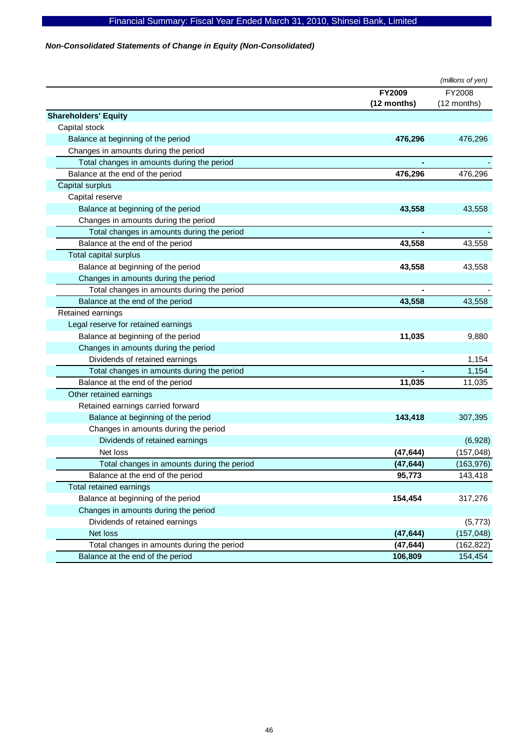*Non-Consolidated Statements of Change in Equity (Non-Consolidated)*

*(millions of yen)*

| | **FY2009 (12 months)** | FY2008 (12 months) |
|---|---|---|
| **Shareholders' Equity** | | |
| Capital stock | | |
| Balance at beginning of the period | **476,296** | 476,296 |
| Changes in amounts during the period | | |
| Total changes in amounts during the period | **-** | - |
| Balance at the end of the period | **476,296** | 476,296 |
| Capital surplus | | |
| Capital reserve | | |
| Balance at beginning of the period | **43,558** | 43,558 |
| Changes in amounts during the period | | |
| Total changes in amounts during the period | **-** | - |
| Balance at the end of the period | **43,558** | 43,558 |
| Total capital surplus | | |
| Balance at beginning of the period | **43,558** | 43,558 |
| Changes in amounts during the period | | |
| Total changes in amounts during the period | **-** | - |
| Balance at the end of the period | **43,558** | 43,558 |
| Retained earnings | | |
| Legal reserve for retained earnings | | |
| Balance at beginning of the period | **11,035** | 9,880 |
| Changes in amounts during the period | | |
| Dividends of retained earnings | | 1,154 |
| Total changes in amounts during the period | **-** | 1,154 |
| Balance at the end of the period | **11,035** | 11,035 |
| Other retained earnings | | |
| Retained earnings carried forward | | |
| Balance at beginning of the period | **143,418** | 307,395 |
| Changes in amounts during the period | | |
| Dividends of retained earnings | | (6,928) |
| Net loss | **(47,644)** | (157,048) |
| Total changes in amounts during the period | **(47,644)** | (163,976) |
| Balance at the end of the period | **95,773** | 143,418 |
| Total retained earnings | | |
| Balance at beginning of the period | **154,454** | 317,276 |
| Changes in amounts during the period | | |
| Dividends of retained earnings | | (5,773) |
| Net loss | **(47,644)** | (157,048) |
| Total changes in amounts during the period | **(47,644)** | (162,822) |
| Balance at the end of the period | **106,809** | 154,454 |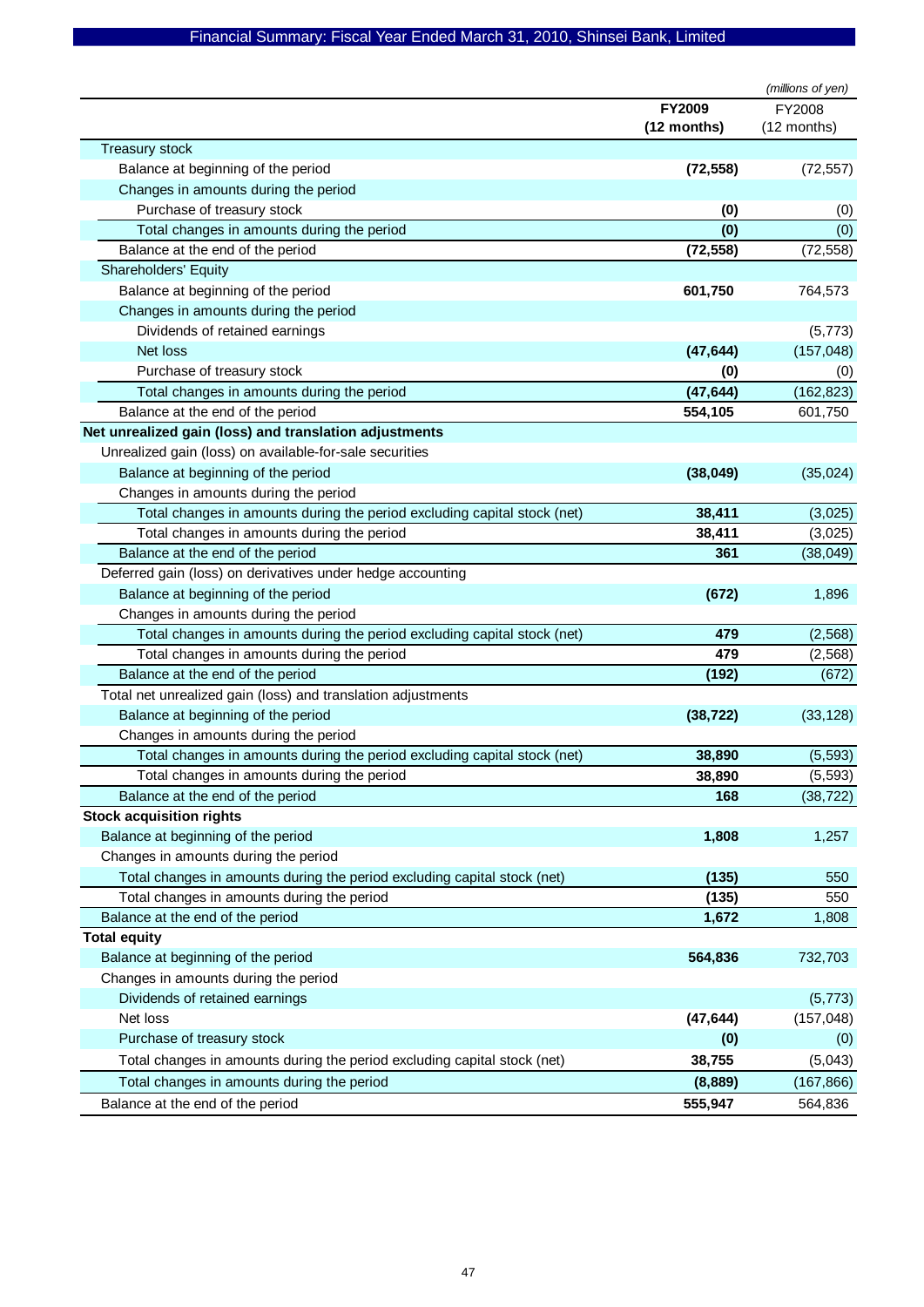## Financial Summary: Fiscal Year Ended March 31, 2010, Shinsei Bank, Limited

*(millions of yen)*

| | **FY2009 (12 months)** | FY2008 (12 months) |
|---|---|---|
| Treasury stock | | |
| Balance at beginning of the period | **(72,558)** | (72,557) |
| Changes in amounts during the period | | |
| Purchase of treasury stock | **(0)** | (0) |
| Total changes in amounts during the period | **(0)** | (0) |
| Balance at the end of the period | **(72,558)** | (72,558) |
| Shareholders' Equity | | |
| Balance at beginning of the period | **601,750** | 764,573 |
| Changes in amounts during the period | | |
| Dividends of retained earnings | | (5,773) |
| Net loss | **(47,644)** | (157,048) |
| Purchase of treasury stock | **(0)** | (0) |
| Total changes in amounts during the period | **(47,644)** | (162,823) |
| Balance at the end of the period | **554,105** | 601,750 |
| **Net unrealized gain (loss) and translation adjustments** | | |
| Unrealized gain (loss) on available-for-sale securities | | |
| Balance at beginning of the period | **(38,049)** | (35,024) |
| Changes in amounts during the period | | |
| Total changes in amounts during the period excluding capital stock (net) | **38,411** | (3,025) |
| Total changes in amounts during the period | **38,411** | (3,025) |
| Balance at the end of the period | **361** | (38,049) |
| Deferred gain (loss) on derivatives under hedge accounting | | |
| Balance at beginning of the period | **(672)** | 1,896 |
| Changes in amounts during the period | | |
| Total changes in amounts during the period excluding capital stock (net) | **479** | (2,568) |
| Total changes in amounts during the period | **479** | (2,568) |
| Balance at the end of the period | **(192)** | (672) |
| Total net unrealized gain (loss) and translation adjustments | | |
| Balance at beginning of the period | **(38,722)** | (33,128) |
| Changes in amounts during the period | | |
| Total changes in amounts during the period excluding capital stock (net) | **38,890** | (5,593) |
| Total changes in amounts during the period | **38,890** | (5,593) |
| Balance at the end of the period | **168** | (38,722) |
| **Stock acquisition rights** | | |
| Balance at beginning of the period | **1,808** | 1,257 |
| Changes in amounts during the period | | |
| Total changes in amounts during the period excluding capital stock (net) | **(135)** | 550 |
| Total changes in amounts during the period | **(135)** | 550 |
| Balance at the end of the period | **1,672** | 1,808 |
| **Total equity** | | |
| Balance at beginning of the period | **564,836** | 732,703 |
| Changes in amounts during the period | | |
| Dividends of retained earnings | | (5,773) |
| Net loss | **(47,644)** | (157,048) |
| Purchase of treasury stock | **(0)** | (0) |
| Total changes in amounts during the period excluding capital stock (net) | **38,755** | (5,043) |
| Total changes in amounts during the period | **(8,889)** | (167,866) |
| Balance at the end of the period | **555,947** | 564,836 |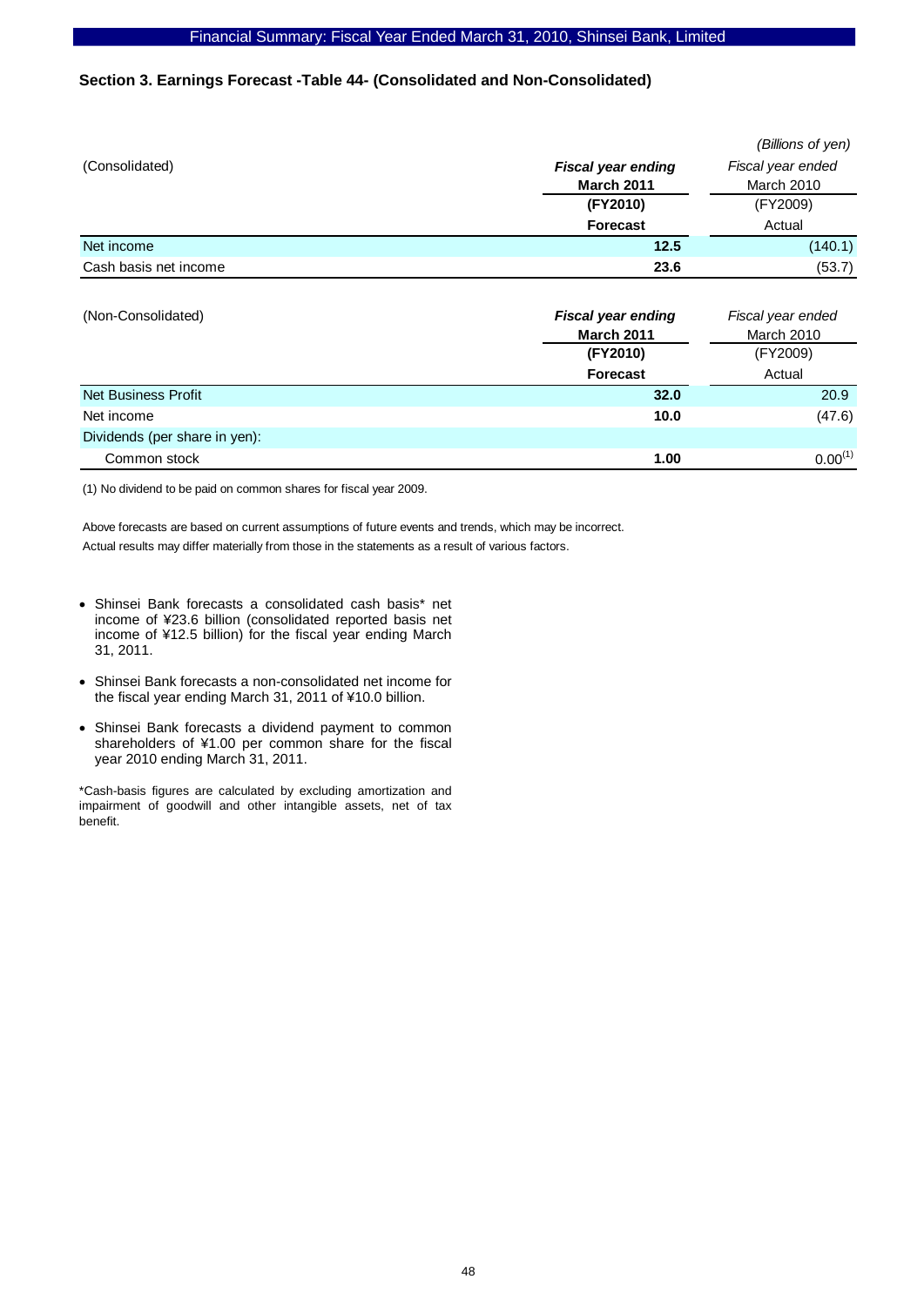## Section 3. Earnings Forecast -Table 44- (Consolidated and Non-Consolidated)

*(Billions of yen)*

| (Consolidated) | ***Fiscal year ending* March 2011 (FY2010) Forecast** | *Fiscal year ended* March 2010 (FY2009) Actual |
|---|---|---|
| Net income | **12.5** | (140.1) |
| Cash basis net income | **23.6** | (53.7) |

| (Non-Consolidated) | ***Fiscal year ending* March 2011 (FY2010) Forecast** | *Fiscal year ended* March 2010 (FY2009) Actual |
|---|---|---|
| Net Business Profit | **32.0** | 20.9 |
| Net income | **10.0** | (47.6) |
| Dividends (per share in yen): | | |
| Common stock | **1.00** | 0.00(1) |

(1) No dividend to be paid on common shares for fiscal year 2009.

Above forecasts are based on current assumptions of future events and trends, which may be incorrect.
Actual results may differ materially from those in the statements as a result of various factors.

- Shinsei Bank forecasts a consolidated cash basis* net income of ¥23.6 billion (consolidated reported basis net income of ¥12.5 billion) for the fiscal year ending March 31, 2011.
- Shinsei Bank forecasts a non-consolidated net income for the fiscal year ending March 31, 2011 of ¥10.0 billion.
- Shinsei Bank forecasts a dividend payment to common shareholders of ¥1.00 per common share for the fiscal year 2010 ending March 31, 2011.

*Cash-basis figures are calculated by excluding amortization and impairment of goodwill and other intangible assets, net of tax benefit.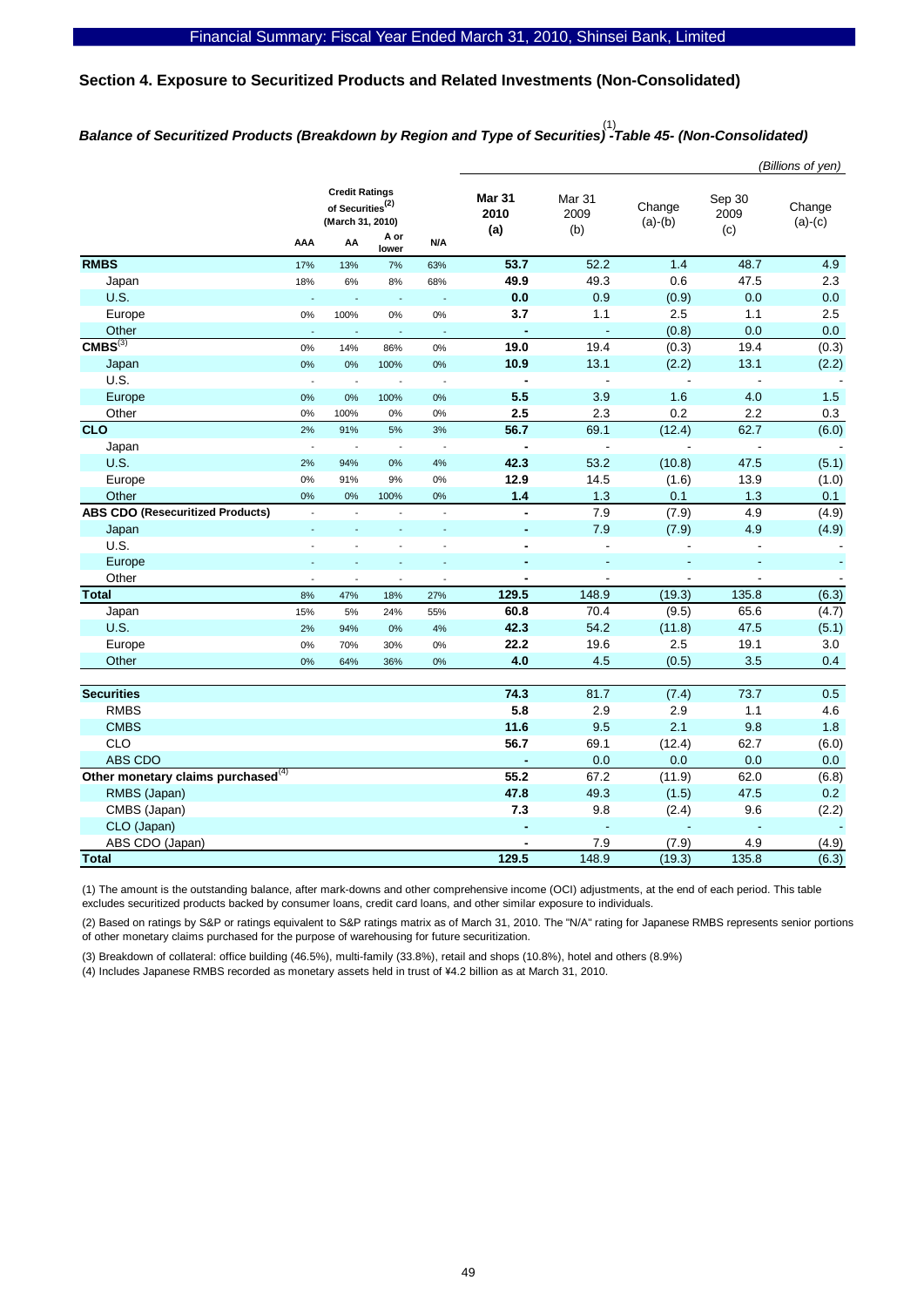## Section 4. Exposure to Securitized Products and Related Investments (Non-Consolidated)

### *Balance of Securitized Products (Breakdown by Region and Type of Securities)[(1)] -Table 45- (Non-Consolidated)*

*(Billions of yen)*

| | Credit Ratings of Securities[(2)] (March 31, 2010) | | | | Mar 31 2010 (a) | Mar 31 2009 (b) | Change (a)-(b) | Sep 30 2009 (c) | Change (a)-(c) |
|---|---|---|---|---|---|---|---|---|---|
| | AAA | AA | A or lower | N/A | | | | | |
| **RMBS** | 17% | 13% | 7% | 63% | **53.7** | 52.2 | 1.4 | 48.7 | 4.9 |
| Japan | 18% | 6% | 8% | 68% | **49.9** | 49.3 | 0.6 | 47.5 | 2.3 |
| U.S. | - | - | - | - | **0.0** | 0.9 | (0.9) | 0.0 | 0.0 |
| Europe | 0% | 100% | 0% | 0% | **3.7** | 1.1 | 2.5 | 1.1 | 2.5 |
| Other | - | - | - | - | **-** | - | (0.8) | 0.0 | 0.0 |
| **CMBS[(3)]** | 0% | 14% | 86% | 0% | **19.0** | 19.4 | (0.3) | 19.4 | (0.3) |
| Japan | 0% | 0% | 100% | 0% | **10.9** | 13.1 | (2.2) | 13.1 | (2.2) |
| U.S. | - | - | - | - | **-** | - | - | - | - |
| Europe | 0% | 0% | 100% | 0% | **5.5** | 3.9 | 1.6 | 4.0 | 1.5 |
| Other | 0% | 100% | 0% | 0% | **2.5** | 2.3 | 0.2 | 2.2 | 0.3 |
| **CLO** | 2% | 91% | 5% | 3% | **56.7** | 69.1 | (12.4) | 62.7 | (6.0) |
| Japan | - | - | - | - | **-** | - | - | - | - |
| U.S. | 2% | 94% | 0% | 4% | **42.3** | 53.2 | (10.8) | 47.5 | (5.1) |
| Europe | 0% | 91% | 9% | 0% | **12.9** | 14.5 | (1.6) | 13.9 | (1.0) |
| Other | 0% | 0% | 100% | 0% | **1.4** | 1.3 | 0.1 | 1.3 | 0.1 |
| **ABS CDO (Resecuritized Products)** | - | - | - | - | **-** | 7.9 | (7.9) | 4.9 | (4.9) |
| Japan | - | - | - | - | **-** | 7.9 | (7.9) | 4.9 | (4.9) |
| U.S. | - | - | - | - | **-** | - | - | - | - |
| Europe | - | - | - | - | **-** | - | - | - | - |
| Other | - | - | - | - | **-** | - | - | - | - |
| **Total** | 8% | 47% | 18% | 27% | **129.5** | 148.9 | (19.3) | 135.8 | (6.3) |
| Japan | 15% | 5% | 24% | 55% | **60.8** | 70.4 | (9.5) | 65.6 | (4.7) |
| U.S. | 2% | 94% | 0% | 4% | **42.3** | 54.2 | (11.8) | 47.5 | (5.1) |
| Europe | 0% | 70% | 30% | 0% | **22.2** | 19.6 | 2.5 | 19.1 | 3.0 |
| Other | 0% | 64% | 36% | 0% | **4.0** | 4.5 | (0.5) | 3.5 | 0.4 |

| | Mar 31 2010 (a) | Mar 31 2009 (b) | Change (a)-(b) | Sep 30 2009 (c) | Change (a)-(c) |
|---|---|---|---|---|---|
| **Securities** | **74.3** | 81.7 | (7.4) | 73.7 | 0.5 |
| RMBS | **5.8** | 2.9 | 2.9 | 1.1 | 4.6 |
| CMBS | **11.6** | 9.5 | 2.1 | 9.8 | 1.8 |
| CLO | **56.7** | 69.1 | (12.4) | 62.7 | (6.0) |
| ABS CDO | **-** | 0.0 | 0.0 | 0.0 | 0.0 |
| **Other monetary claims purchased[(4)]** | **55.2** | 67.2 | (11.9) | 62.0 | (6.8) |
| RMBS (Japan) | **47.8** | 49.3 | (1.5) | 47.5 | 0.2 |
| CMBS (Japan) | **7.3** | 9.8 | (2.4) | 9.6 | (2.2) |
| CLO (Japan) | **-** | - | - | - | - |
| ABS CDO (Japan) | **-** | 7.9 | (7.9) | 4.9 | (4.9) |
| **Total** | **129.5** | 148.9 | (19.3) | 135.8 | (6.3) |

(1) The amount is the outstanding balance, after mark-downs and other comprehensive income (OCI) adjustments, at the end of each period. This table excludes securitized products backed by consumer loans, credit card loans, and other similar exposure to individuals.

(2) Based on ratings by S&P or ratings equivalent to S&P ratings matrix as of March 31, 2010. The "N/A" rating for Japanese RMBS represents senior portions of other monetary claims purchased for the purpose of warehousing for future securitization.

(3) Breakdown of collateral: office building (46.5%), multi-family (33.8%), retail and shops (10.8%), hotel and others (8.9%)

(4) Includes Japanese RMBS recorded as monetary assets held in trust of ¥4.2 billion as at March 31, 2010.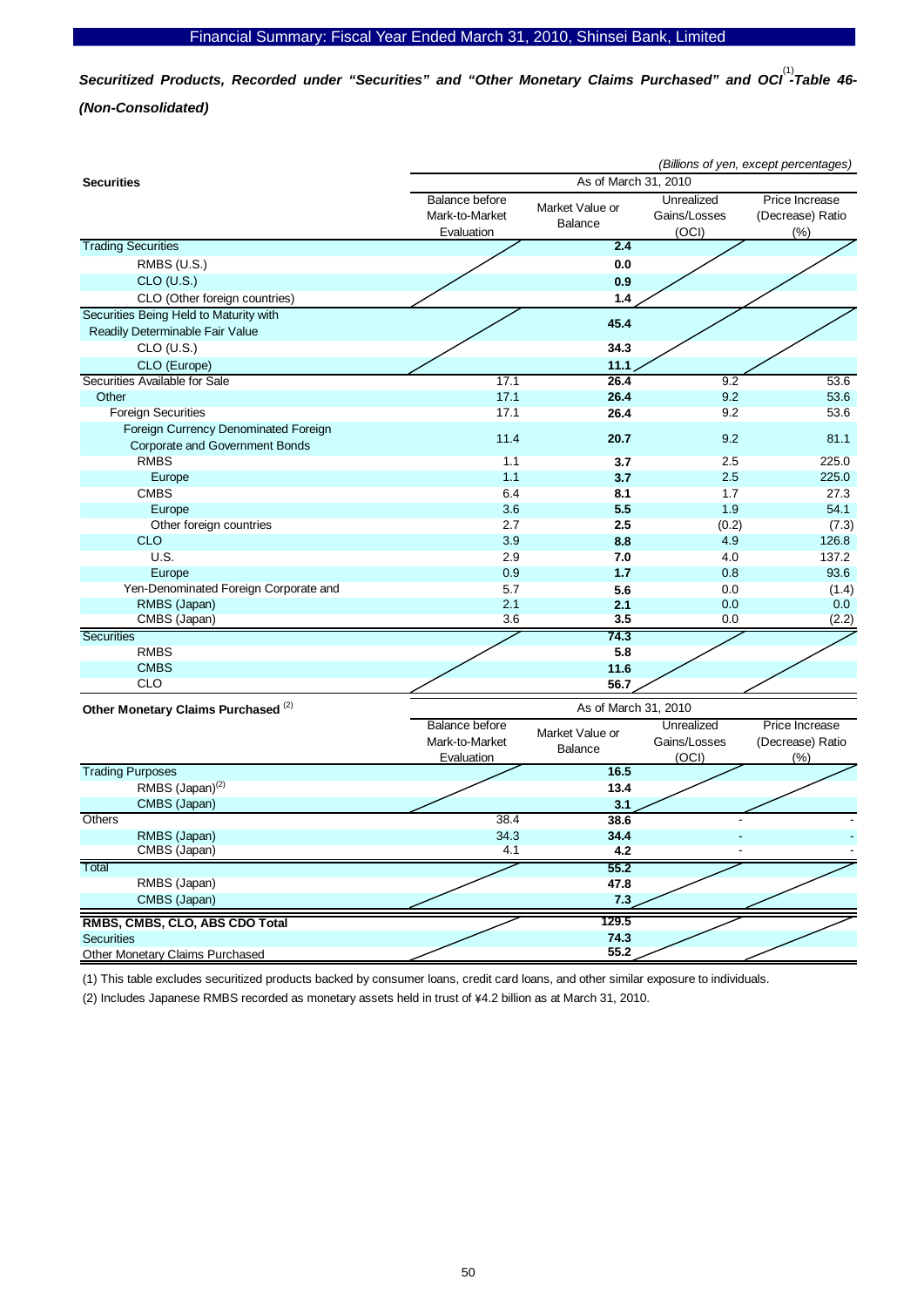## *Securitized Products, Recorded under "Securities" and "Other Monetary Claims Purchased" and OCI[(1)]-Table 46-(Non-Consolidated)*

*(Billions of yen, except percentages)*

| Securities | As of March 31, 2010 | | | |
|---|---|---|---|---|
| | Balance before Mark-to-Market Evaluation | Market Value or Balance | Unrealized Gains/Losses (OCI) | Price Increase (Decrease) Ratio (%) |
| Trading Securities | | **2.4** | | |
| RMBS (U.S.) | | **0.0** | | |
| CLO (U.S.) | | **0.9** | | |
| CLO (Other foreign countries) | | **1.4** | | |
| Securities Being Held to Maturity with Readily Determinable Fair Value | | **45.4** | | |
| CLO (U.S.) | | **34.3** | | |
| CLO (Europe) | | **11.1** | | |
| Securities Available for Sale | 17.1 | **26.4** | 9.2 | 53.6 |
| Other | 17.1 | **26.4** | 9.2 | 53.6 |
| Foreign Securities | 17.1 | **26.4** | 9.2 | 53.6 |
| Foreign Currency Denominated Foreign Corporate and Government Bonds | 11.4 | **20.7** | 9.2 | 81.1 |
| RMBS | 1.1 | **3.7** | 2.5 | 225.0 |
| Europe | 1.1 | **3.7** | 2.5 | 225.0 |
| CMBS | 6.4 | **8.1** | 1.7 | 27.3 |
| Europe | 3.6 | **5.5** | 1.9 | 54.1 |
| Other foreign countries | 2.7 | **2.5** | (0.2) | (7.3) |
| CLO | 3.9 | **8.8** | 4.9 | 126.8 |
| U.S. | 2.9 | **7.0** | 4.0 | 137.2 |
| Europe | 0.9 | **1.7** | 0.8 | 93.6 |
| Yen-Denominated Foreign Corporate and | 5.7 | **5.6** | 0.0 | (1.4) |
| RMBS (Japan) | 2.1 | **2.1** | 0.0 | 0.0 |
| CMBS (Japan) | 3.6 | **3.5** | 0.0 | (2.2) |
| Securities | | **74.3** | | |
| RMBS | | **5.8** | | |
| CMBS | | **11.6** | | |
| CLO | | **56.7** | | |

| Other Monetary Claims Purchased [(2)] | As of March 31, 2010 | | | |
|---|---|---|---|---|
| | Balance before Mark-to-Market Evaluation | Market Value or Balance | Unrealized Gains/Losses (OCI) | Price Increase (Decrease) Ratio (%) |
| Trading Purposes | | **16.5** | | |
| RMBS (Japan)[(2)] | | **13.4** | | |
| CMBS (Japan) | | **3.1** | | |
| Others | 38.4 | **38.6** | - | - |
| RMBS (Japan) | 34.3 | **34.4** | - | - |
| CMBS (Japan) | 4.1 | **4.2** | - | - |
| Total | | **55.2** | | |
| RMBS (Japan) | | **47.8** | | |
| CMBS (Japan) | | **7.3** | | |

| | | | | |
|---|---|---|---|---|
| **RMBS, CMBS, CLO, ABS CDO Total** | | **129.5** | | |
| Securities | | **74.3** | | |
| Other Monetary Claims Purchased | | **55.2** | | |

(1) This table excludes securitized products backed by consumer loans, credit card loans, and other similar exposure to individuals.

(2) Includes Japanese RMBS recorded as monetary assets held in trust of ¥4.2 billion as at March 31, 2010.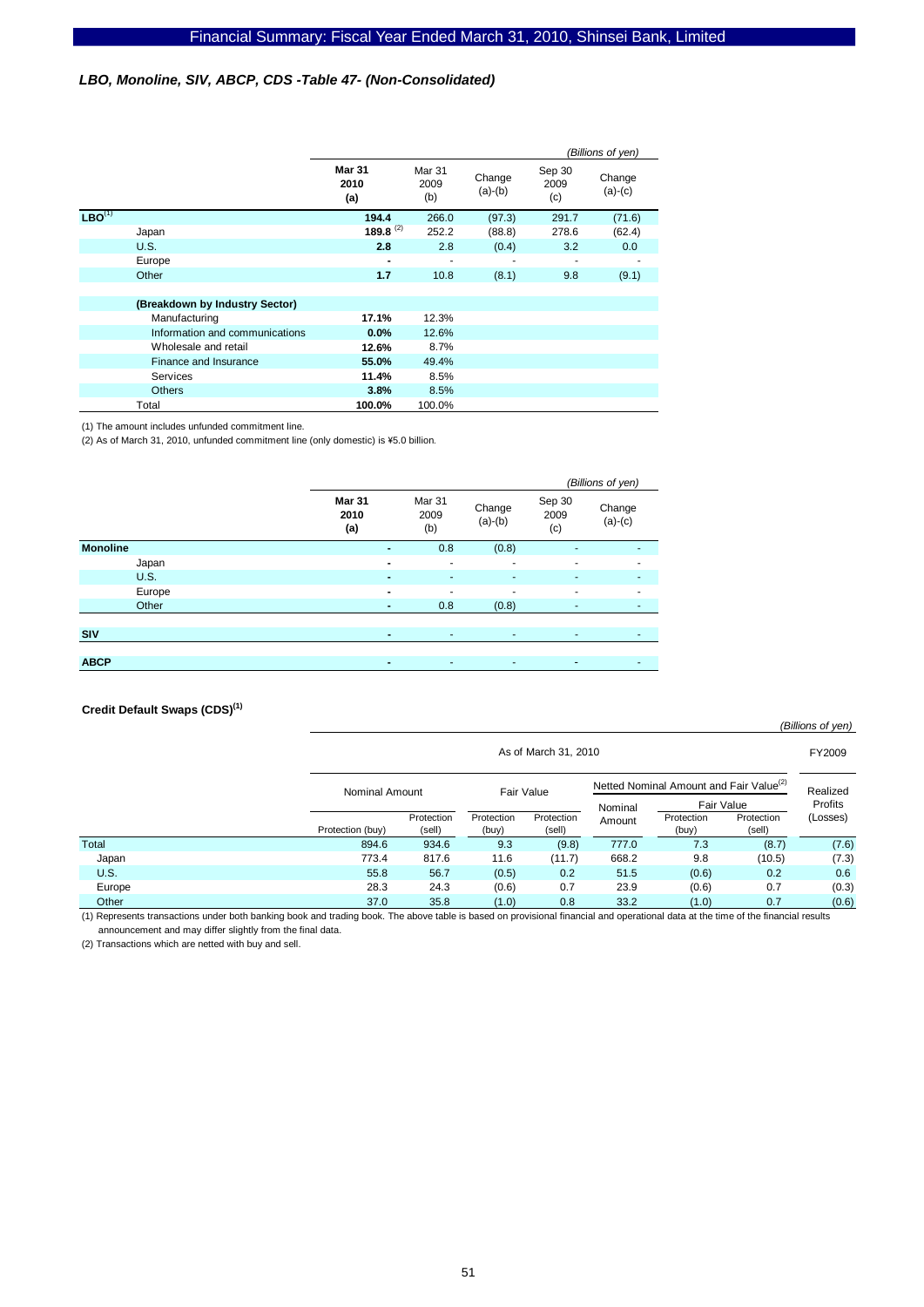### LBO, Monoline, SIV, ABCP, CDS -Table 47- (Non-Consolidated)

*(Billions of yen)*

| | Mar 31 2010 (a) | Mar 31 2009 (b) | Change (a)-(b) | Sep 30 2009 (c) | Change (a)-(c) |
|---|---|---|---|---|---|
| **LBO**[1] | **194.4** | 266.0 | (97.3) | 291.7 | (71.6) |
| Japan | **189.8** [2] | 252.2 | (88.8) | 278.6 | (62.4) |
| U.S. | **2.8** | 2.8 | (0.4) | 3.2 | 0.0 |
| Europe | **-** | - | - | - | - |
| Other | **1.7** | 10.8 | (8.1) | 9.8 | (9.1) |
| | | | | | |
| **(Breakdown by Industry Sector)** | | | | | |
| Manufacturing | **17.1%** | 12.3% | | | |
| Information and communications | **0.0%** | 12.6% | | | |
| Wholesale and retail | **12.6%** | 8.7% | | | |
| Finance and Insurance | **55.0%** | 49.4% | | | |
| Services | **11.4%** | 8.5% | | | |
| Others | **3.8%** | 8.5% | | | |
| Total | **100.0%** | 100.0% | | | |

(1) The amount includes unfunded commitment line.

(2) As of March 31, 2010, unfunded commitment line (only domestic) is ¥5.0 billion.

*(Billions of yen)*

| | Mar 31 2010 (a) | Mar 31 2009 (b) | Change (a)-(b) | Sep 30 2009 (c) | Change (a)-(c) |
|---|---|---|---|---|---|
| **Monoline** | **-** | 0.8 | (0.8) | - | - |
| Japan | **-** | - | - | - | - |
| U.S. | **-** | - | - | - | - |
| Europe | **-** | - | - | - | - |
| Other | **-** | 0.8 | (0.8) | - | - |
| | | | | | |
| **SIV** | **-** | - | - | - | - |
| | | | | | |
| **ABCP** | **-** | - | - | - | - |

#### Credit Default Swaps (CDS)[1]

*(Billions of yen)*

| | As of March 31, 2010 | | | | | | | FY2009 |
|---|---|---|---|---|---|---|---|---|
| | Nominal Amount | | Fair Value | | Netted Nominal Amount and Fair Value[2] | | | Realized Profits (Losses) |
| | | | | | Nominal Amount | Fair Value | | |
| | Protection (buy) | Protection (sell) | Protection (buy) | Protection (sell) | | Protection (buy) | Protection (sell) | |
| Total | 894.6 | 934.6 | 9.3 | (9.8) | 777.0 | 7.3 | (8.7) | (7.6) |
| Japan | 773.4 | 817.6 | 11.6 | (11.7) | 668.2 | 9.8 | (10.5) | (7.3) |
| U.S. | 55.8 | 56.7 | (0.5) | 0.2 | 51.5 | (0.6) | 0.2 | 0.6 |
| Europe | 28.3 | 24.3 | (0.6) | 0.7 | 23.9 | (0.6) | 0.7 | (0.3) |
| Other | 37.0 | 35.8 | (1.0) | 0.8 | 33.2 | (1.0) | 0.7 | (0.6) |

(1) Represents transactions under both banking book and trading book. The above table is based on provisional financial and operational data at the time of the financial results announcement and may differ slightly from the final data.

(2) Transactions which are netted with buy and sell.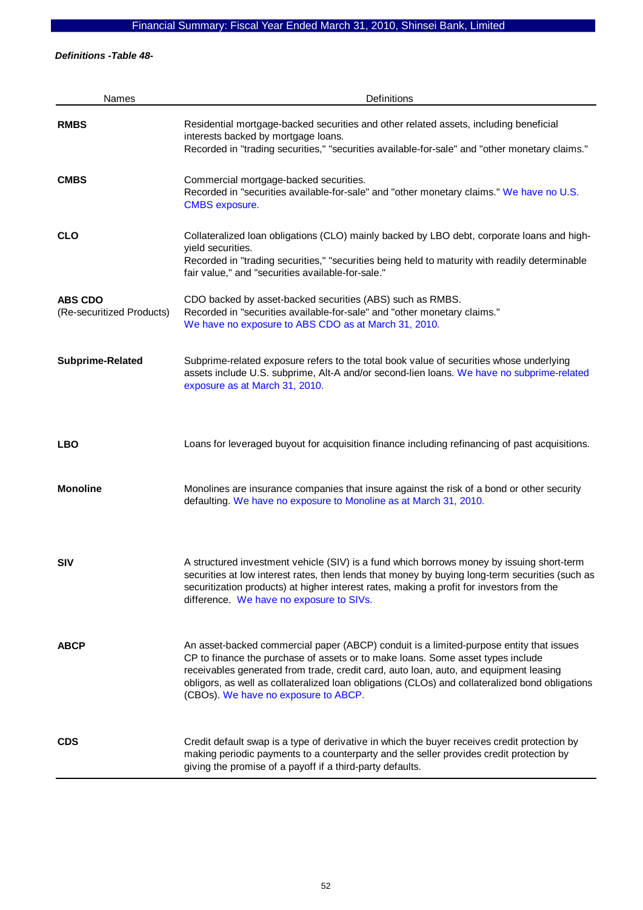*Definitions -Table 48-*

| Names | Definitions |
|---|---|
| **RMBS** | Residential mortgage-backed securities and other related assets, including beneficial interests backed by mortgage loans. Recorded in "trading securities," "securities available-for-sale" and "other monetary claims." |
| **CMBS** | Commercial mortgage-backed securities. Recorded in "securities available-for-sale" and "other monetary claims." We have no U.S. CMBS exposure. |
| **CLO** | Collateralized loan obligations (CLO) mainly backed by LBO debt, corporate loans and high-yield securities. Recorded in "trading securities," "securities being held to maturity with readily determinable fair value," and "securities available-for-sale." |
| **ABS CDO** (Re-securitized Products) | CDO backed by asset-backed securities (ABS) such as RMBS. Recorded in "securities available-for-sale" and "other monetary claims." We have no exposure to ABS CDO as at March 31, 2010. |
| **Subprime-Related** | Subprime-related exposure refers to the total book value of securities whose underlying assets include U.S. subprime, Alt-A and/or second-lien loans. We have no subprime-related exposure as at March 31, 2010. |
| **LBO** | Loans for leveraged buyout for acquisition finance including refinancing of past acquisitions. |
| **Monoline** | Monolines are insurance companies that insure against the risk of a bond or other security defaulting. We have no exposure to Monoline as at March 31, 2010. |
| **SIV** | A structured investment vehicle (SIV) is a fund which borrows money by issuing short-term securities at low interest rates, then lends that money by buying long-term securities (such as securitization products) at higher interest rates, making a profit for investors from the difference. We have no exposure to SIVs. |
| **ABCP** | An asset-backed commercial paper (ABCP) conduit is a limited-purpose entity that issues CP to finance the purchase of assets or to make loans. Some asset types include receivables generated from trade, credit card, auto loan, auto, and equipment leasing obligors, as well as collateralized loan obligations (CLOs) and collateralized bond obligations (CBOs). We have no exposure to ABCP. |
| **CDS** | Credit default swap is a type of derivative in which the buyer receives credit protection by making periodic payments to a counterparty and the seller provides credit protection by giving the promise of a payoff if a third-party defaults. |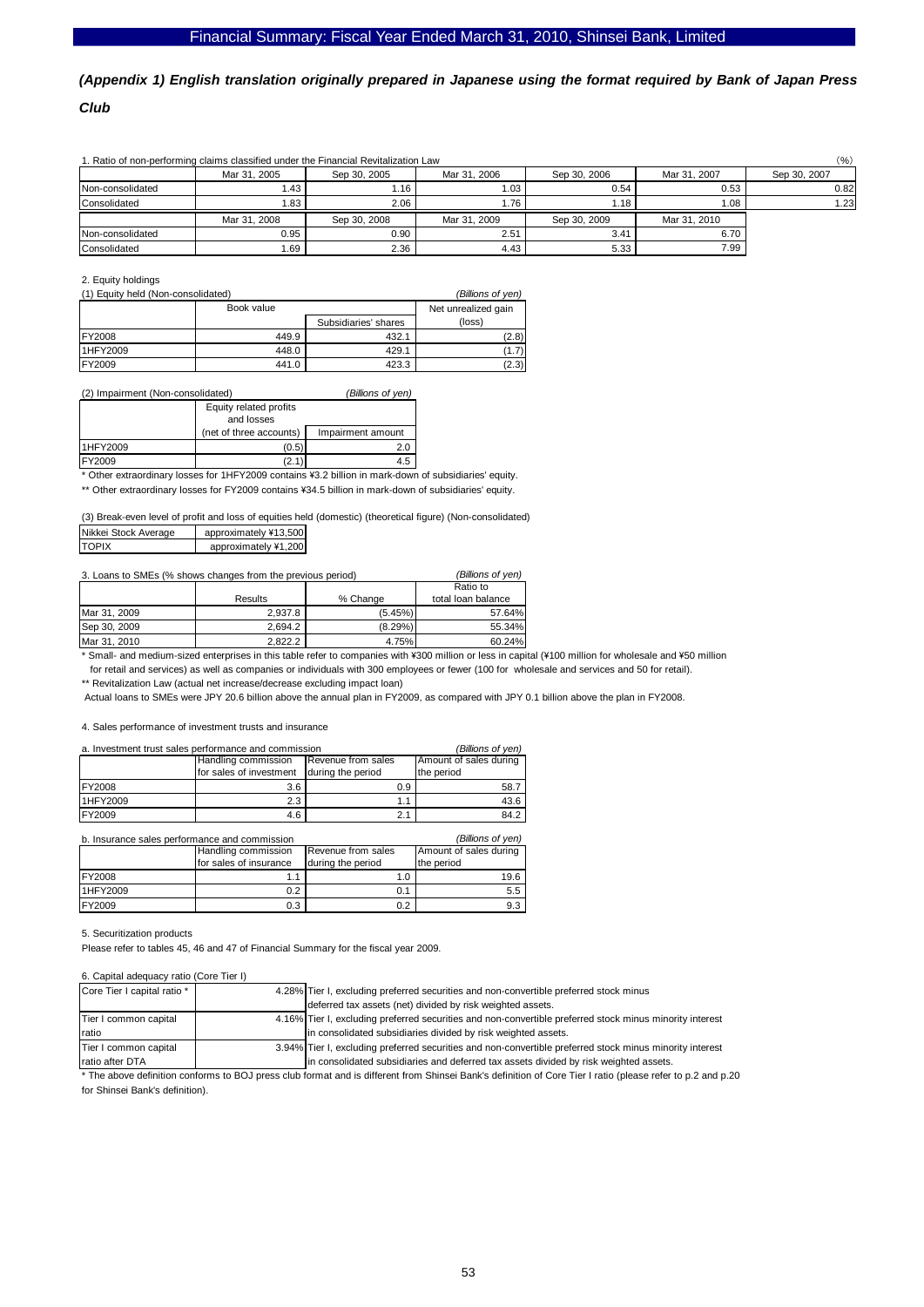## *(Appendix 1) English translation originally prepared in Japanese using the format required by Bank of Japan Press Club*

1. Ratio of non-performing claims classified under the Financial Revitalization Law (%)

| | Mar 31, 2005 | Sep 30, 2005 | Mar 31, 2006 | Sep 30, 2006 | Mar 31, 2007 | Sep 30, 2007 |
|---|---|---|---|---|---|---|
| Non-consolidated | 1.43 | 1.16 | 1.03 | 0.54 | 0.53 | 0.82 |
| Consolidated | 1.83 | 2.06 | 1.76 | 1.18 | 1.08 | 1.23 |

| | Mar 31, 2008 | Sep 30, 2008 | Mar 31, 2009 | Sep 30, 2009 | Mar 31, 2010 |
|---|---|---|---|---|---|
| Non-consolidated | 0.95 | 0.90 | 2.51 | 3.41 | 6.70 |
| Consolidated | 1.69 | 2.36 | 4.43 | 5.33 | 7.99 |

2. Equity holdings

(1) Equity held (Non-consolidated) *(Billions of yen)*

| | Book value | | Net unrealized gain |
|---|---|---|---|
| | | Subsidiaries' shares | (loss) |
| FY2008 | 449.9 | 432.1 | (2.8) |
| 1HFY2009 | 448.0 | 429.1 | (1.7) |
| FY2009 | 441.0 | 423.3 | (2.3) |

(2) Impairment (Non-consolidated) *(Billions of yen)*

| | Equity related profits and losses (net of three accounts) | Impairment amount |
|---|---|---|
| 1HFY2009 | (0.5) | 2.0 |
| FY2009 | (2.1) | 4.5 |

* Other extraordinary losses for 1HFY2009 contains ¥3.2 billion in mark-down of subsidiaries' equity.

** Other extraordinary losses for FY2009 contains ¥34.5 billion in mark-down of subsidiaries' equity.

(3) Break-even level of profit and loss of equities held (domestic) (theoretical figure) (Non-consolidated)

| | |
|---|---|
| Nikkei Stock Average | approximately ¥13,500 |
| TOPIX | approximately ¥1,200 |

3. Loans to SMEs (% shows changes from the previous period) *(Billions of yen)*

| | Results | % Change | Ratio to total loan balance |
|---|---|---|---|
| Mar 31, 2009 | 2,937.8 | (5.45%) | 57.64% |
| Sep 30, 2009 | 2,694.2 | (8.29%) | 55.34% |
| Mar 31, 2010 | 2,822.2 | 4.75% | 60.24% |

* Small- and medium-sized enterprises in this table refer to companies with ¥300 million or less in capital (¥100 million for wholesale and ¥50 million for retail and services) as well as companies or individuals with 300 employees or fewer (100 for wholesale and services and 50 for retail).

** Revitalization Law (actual net increase/decrease excluding impact loan)

Actual loans to SMEs were JPY 20.6 billion above the annual plan in FY2009, as compared with JPY 0.1 billion above the plan in FY2008.

4. Sales performance of investment trusts and insurance

a. Investment trust sales performance and commission *(Billions of yen)*

| | Handling commission for sales of investment | Revenue from sales during the period | Amount of sales during the period |
|---|---|---|---|
| FY2008 | 3.6 | 0.9 | 58.7 |
| 1HFY2009 | 2.3 | 1.1 | 43.6 |
| FY2009 | 4.6 | 2.1 | 84.2 |

b. Insurance sales performance and commission *(Billions of yen)*

| | Handling commission for sales of insurance | Revenue from sales during the period | Amount of sales during the period |
|---|---|---|---|
| FY2008 | 1.1 | 1.0 | 19.6 |
| 1HFY2009 | 0.2 | 0.1 | 5.5 |
| FY2009 | 0.3 | 0.2 | 9.3 |

5. Securitization products

Please refer to tables 45, 46 and 47 of Financial Summary for the fiscal year 2009.

6. Capital adequacy ratio (Core Tier I)

| | | |
|---|---|---|
| Core Tier I capital ratio * | 4.28% | Tier I, excluding preferred securities and non-convertible preferred stock minus deferred tax assets (net) divided by risk weighted assets. |
| Tier I common capital ratio | 4.16% | Tier I, excluding preferred securities and non-convertible preferred stock minus minority interest in consolidated subsidiaries divided by risk weighted assets. |
| Tier I common capital ratio after DTA | 3.94% | Tier I, excluding preferred securities and non-convertible preferred stock minus minority interest in consolidated subsidiaries and deferred tax assets divided by risk weighted assets. |

* The above definition conforms to BOJ press club format and is different from Shinsei Bank's definition of Core Tier I ratio (please refer to p.2 and p.20 for Shinsei Bank's definition).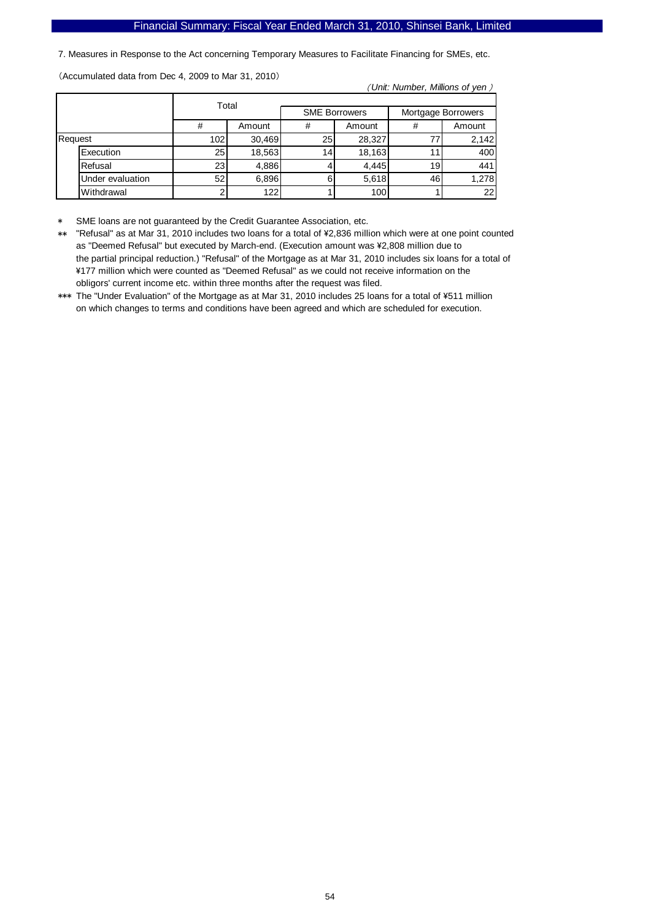7. Measures in Response to the Act concerning Temporary Measures to Facilitate Financing for SMEs, etc.

(Accumulated data from Dec 4, 2009 to Mar 31, 2010)

*(Unit: Number, Millions of yen)*

| | Total | | SME Borrowers | | Mortgage Borrowers | |
|---|---|---|---|---|---|---|
| | # | Amount | # | Amount | # | Amount |
| Request | 102 | 30,469 | 25 | 28,327 | 77 | 2,142 |
| Execution | 25 | 18,563 | 14 | 18,163 | 11 | 400 |
| Refusal | 23 | 4,886 | 4 | 4,445 | 19 | 441 |
| Under evaluation | 52 | 6,896 | 6 | 5,618 | 46 | 1,278 |
| Withdrawal | 2 | 122 | 1 | 100 | 1 | 22 |

\* SME loans are not guaranteed by the Credit Guarantee Association, etc.

\*\* "Refusal" as at Mar 31, 2010 includes two loans for a total of ¥2,836 million which were at one point counted as "Deemed Refusal" but executed by March-end. (Execution amount was ¥2,808 million due to the partial principal reduction.) "Refusal" of the Mortgage as at Mar 31, 2010 includes six loans for a total of ¥177 million which were counted as "Deemed Refusal" as we could not receive information on the obligors' current income etc. within three months after the request was filed.

\*\*\* The "Under Evaluation" of the Mortgage as at Mar 31, 2010 includes 25 loans for a total of ¥511 million on which changes to terms and conditions have been agreed and which are scheduled for execution.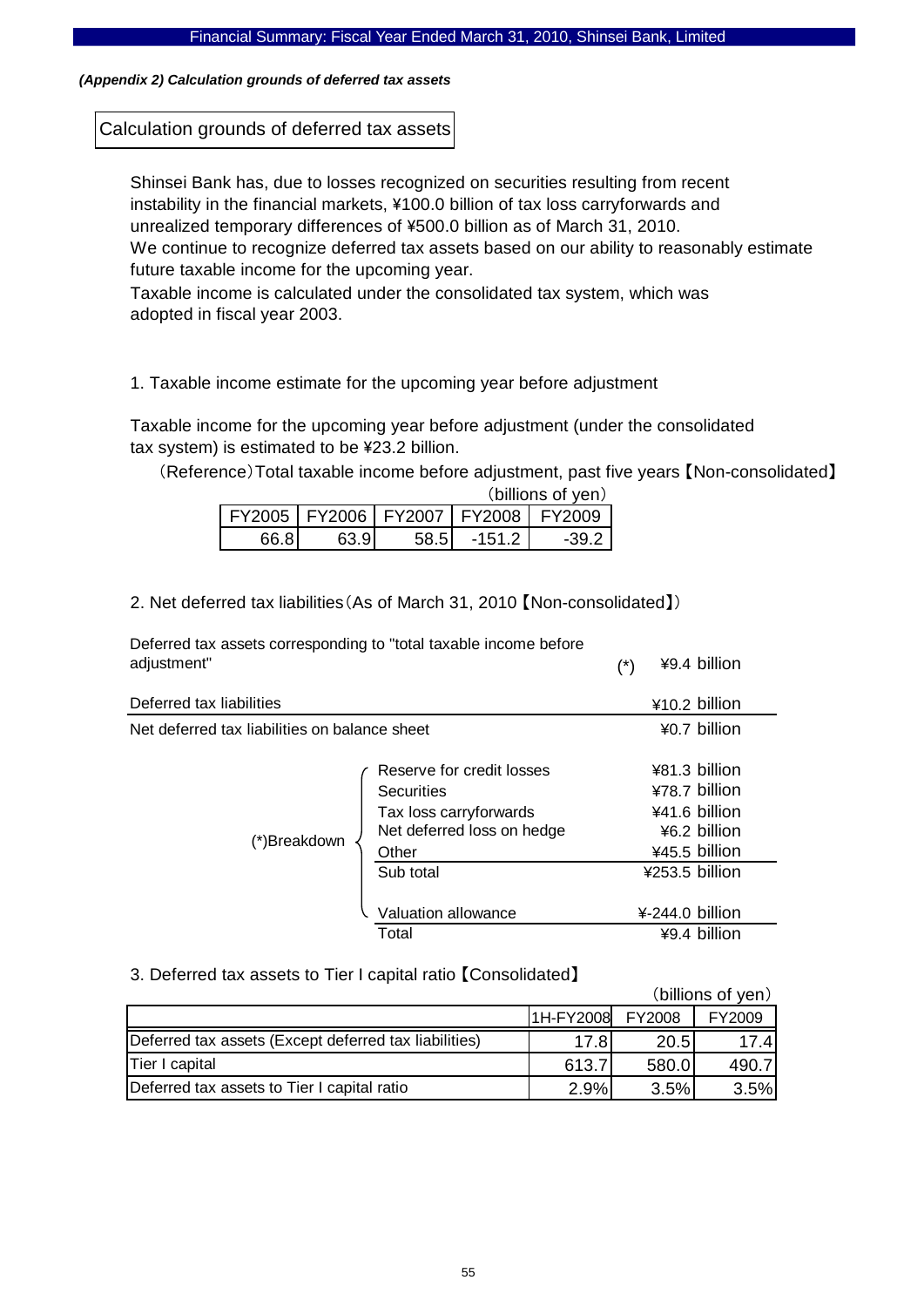*(Appendix 2) Calculation grounds of deferred tax assets*

## Calculation grounds of deferred tax assets

Shinsei Bank has, due to losses recognized on securities resulting from recent instability in the financial markets, ¥100.0 billion of tax loss carryforwards and unrealized temporary differences of ¥500.0 billion as of March 31, 2010.
We continue to recognize deferred tax assets based on our ability to reasonably estimate future taxable income for the upcoming year.
Taxable income is calculated under the consolidated tax system, which was adopted in fiscal year 2003.

### 1. Taxable income estimate for the upcoming year before adjustment

Taxable income for the upcoming year before adjustment (under the consolidated tax system) is estimated to be ¥23.2 billion.

（Reference）Total taxable income before adjustment, past five years【Non-consolidated】

（billions of yen）

| FY2005 | FY2006 | FY2007 | FY2008 | FY2009 |
|---|---|---|---|---|
| 66.8 | 63.9 | 58.5 | -151.2 | -39.2 |

### 2. Net deferred tax liabilities（As of March 31, 2010【Non-consolidated】）

| | | |
|---|---|---|
| Deferred tax assets corresponding to "total taxable income before adjustment" | (*) | ¥9.4 billion |
| Deferred tax liabilities | | ¥10.2 billion |
| Net deferred tax liabilities on balance sheet | | ¥0.7 billion |

(*)Breakdown

| | |
|---|---|
| Reserve for credit losses | ¥81.3 billion |
| Securities | ¥78.7 billion |
| Tax loss carryforwards | ¥41.6 billion |
| Net deferred loss on hedge | ¥6.2 billion |
| Other | ¥45.5 billion |
| Sub total | ¥253.5 billion |
| Valuation allowance | ¥-244.0 billion |
| Total | ¥9.4 billion |

### 3. Deferred tax assets to Tier I capital ratio【Consolidated】

（billions of yen）

| | 1H-FY2008 | FY2008 | FY2009 |
|---|---|---|---|
| Deferred tax assets (Except deferred tax liabilities) | 17.8 | 20.5 | 17.4 |
| Tier I capital | 613.7 | 580.0 | 490.7 |
| Deferred tax assets to Tier I capital ratio | 2.9% | 3.5% | 3.5% |